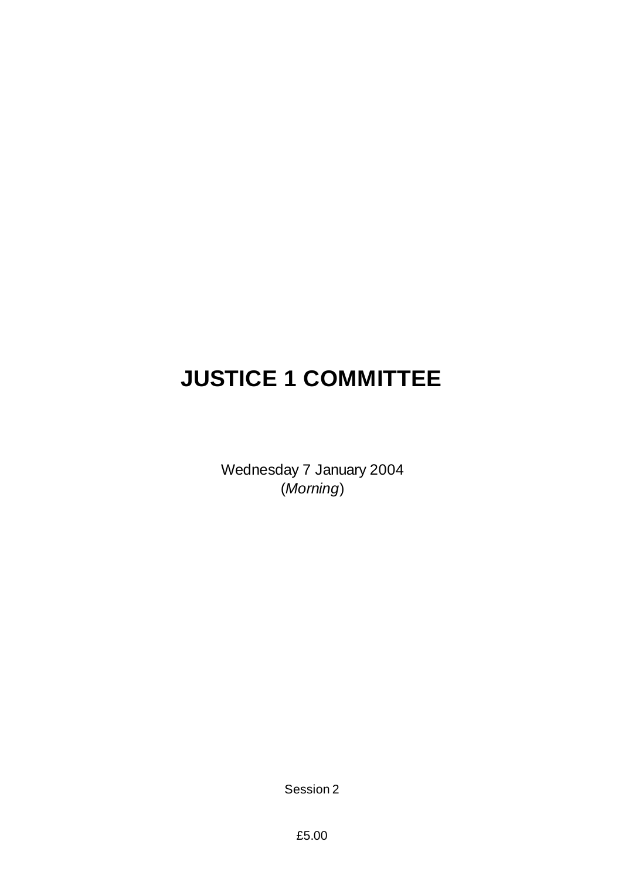# JUSTICE 1 COMMITTEE

Wednesday 7 January 2004
(*Morning*)

Session 2

£5.00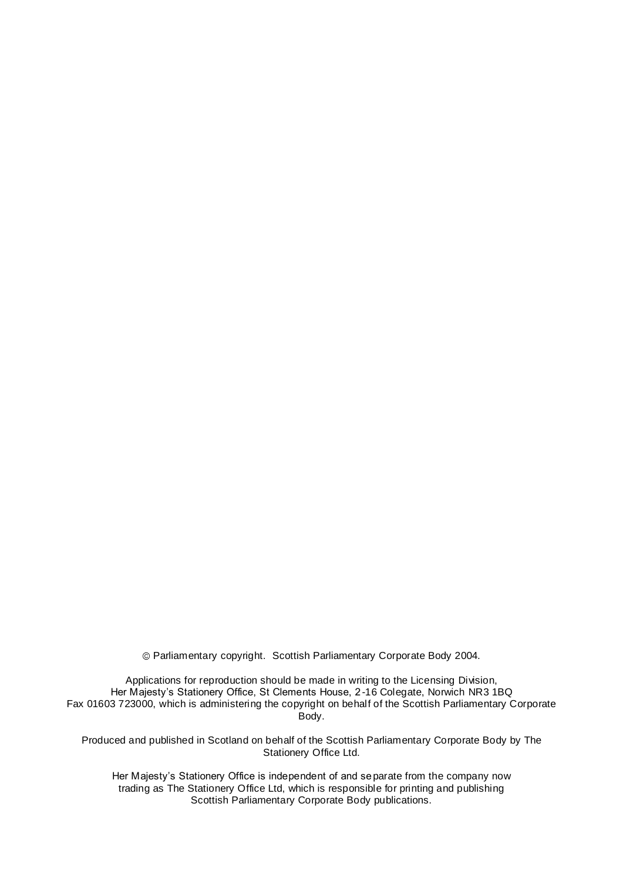© Parliamentary copyright. Scottish Parliamentary Corporate Body 2004.

Applications for reproduction should be made in writing to the Licensing Division, Her Majesty's Stationery Office, St Clements House, 2-16 Colegate, Norwich NR3 1BQ Fax 01603 723000, which is administering the copyright on behalf of the Scottish Parliamentary Corporate Body.

Produced and published in Scotland on behalf of the Scottish Parliamentary Corporate Body by The Stationery Office Ltd.

Her Majesty's Stationery Office is independent of and separate from the company now trading as The Stationery Office Ltd, which is responsible for printing and publishing Scottish Parliamentary Corporate Body publications.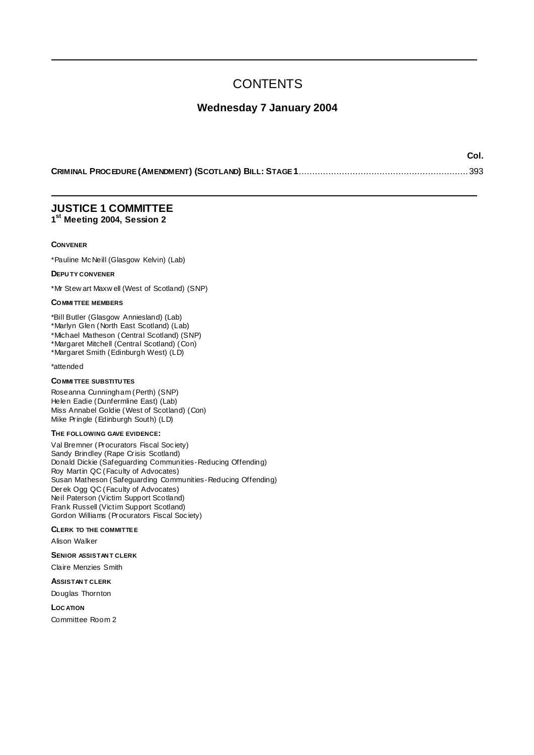# CONTENTS

## Wednesday 7 January 2004

| | Col. |
|---|---|
| **CRIMINAL PROCEDURE (AMENDMENT) (SCOTLAND) BILL: STAGE 1** | 393 |

## JUSTICE 1 COMMITTEE
### 1st Meeting 2004, Session 2

**CONVENER**

*Pauline McNeill (Glasgow Kelvin) (Lab)

**DEPUTY CONVENER**

*Mr Stewart Maxwell (West of Scotland) (SNP)

**COMMITTEE MEMBERS**

*Bill Butler (Glasgow Anniesland) (Lab)
*Marlyn Glen (North East Scotland) (Lab)
*Michael Matheson (Central Scotland) (SNP)
*Margaret Mitchell (Central Scotland) (Con)
*Margaret Smith (Edinburgh West) (LD)

*attended

**COMMITTEE SUBSTITUTES**

Roseanna Cunningham (Perth) (SNP)
Helen Eadie (Dunfermline East) (Lab)
Miss Annabel Goldie (West of Scotland) (Con)
Mike Pringle (Edinburgh South) (LD)

**THE FOLLOWING GAVE EVIDENCE:**

Val Bremner (Procurators Fiscal Society)
Sandy Brindley (Rape Crisis Scotland)
Donald Dickie (Safeguarding Communities-Reducing Offending)
Roy Martin QC (Faculty of Advocates)
Susan Matheson (Safeguarding Communities-Reducing Offending)
Derek Ogg QC (Faculty of Advocates)
Neil Paterson (Victim Support Scotland)
Frank Russell (Victim Support Scotland)
Gordon Williams (Procurators Fiscal Society)

**CLERK TO THE COMMITTEE**

Alison Walker

**SENIOR ASSISTANT CLERK**

Claire Menzies Smith

**ASSISTANT CLERK**

Douglas Thornton

**LOCATION**

Committee Room 2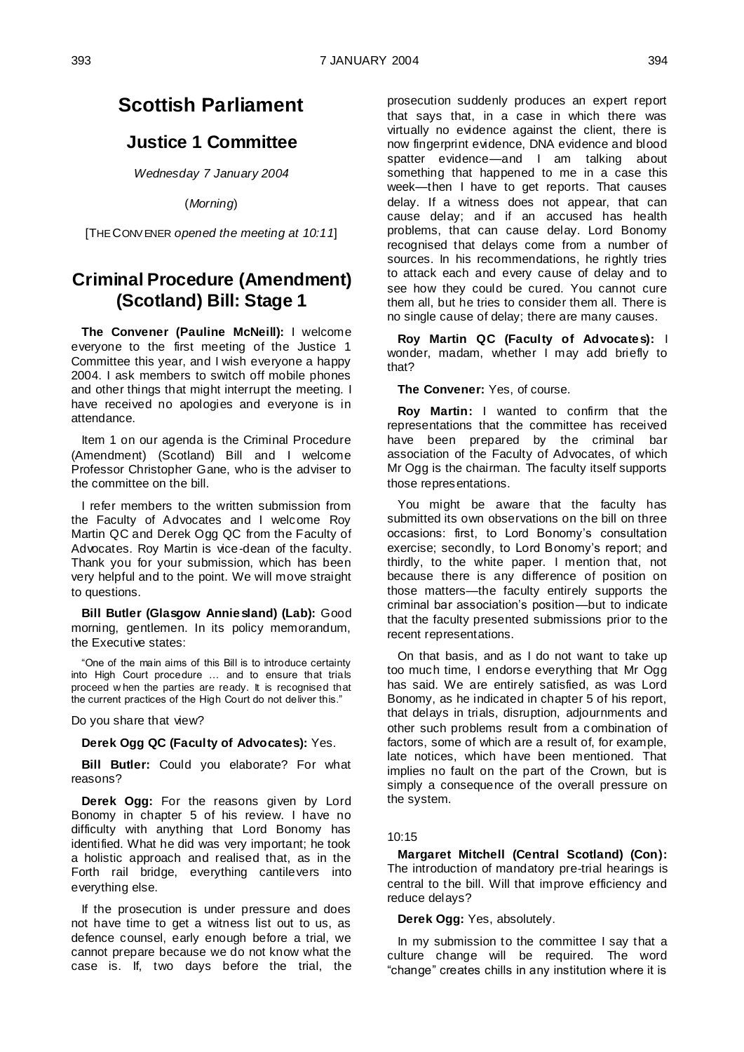# Scottish Parliament

## Justice 1 Committee

*Wednesday 7 January 2004*

(*Morning*)

[THE CONVENER *opened the meeting at 10:11*]

## Criminal Procedure (Amendment) (Scotland) Bill: Stage 1

**The Convener (Pauline McNeill):** I welcome everyone to the first meeting of the Justice 1 Committee this year, and I wish everyone a happy 2004. I ask members to switch off mobile phones and other things that might interrupt the meeting. I have received no apologies and everyone is in attendance.

Item 1 on our agenda is the Criminal Procedure (Amendment) (Scotland) Bill and I welcome Professor Christopher Gane, who is the adviser to the committee on the bill.

I refer members to the written submission from the Faculty of Advocates and I welcome Roy Martin QC and Derek Ogg QC from the Faculty of Advocates. Roy Martin is vice-dean of the faculty. Thank you for your submission, which has been very helpful and to the point. We will move straight to questions.

**Bill Butler (Glasgow Anniesland) (Lab):** Good morning, gentlemen. In its policy memorandum, the Executive states:

> "One of the main aims of this Bill is to introduce certainty into High Court procedure … and to ensure that trials proceed when the parties are ready. It is recognised that the current practices of the High Court do not deliver this."

Do you share that view?

**Derek Ogg QC (Faculty of Advocates):** Yes.

**Bill Butler:** Could you elaborate? For what reasons?

**Derek Ogg:** For the reasons given by Lord Bonomy in chapter 5 of his review. I have no difficulty with anything that Lord Bonomy has identified. What he did was very important; he took a holistic approach and realised that, as in the Forth rail bridge, everything cantilevers into everything else.

If the prosecution is under pressure and does not have time to get a witness list out to us, as defence counsel, early enough before a trial, we cannot prepare because we do not know what the case is. If, two days before the trial, the prosecution suddenly produces an expert report that says that, in a case in which there was virtually no evidence against the client, there is now fingerprint evidence, DNA evidence and blood spatter evidence—and I am talking about something that happened to me in a case this week—then I have to get reports. That causes delay. If a witness does not appear, that can cause delay; and if an accused has health problems, that can cause delay. Lord Bonomy recognised that delays come from a number of sources. In his recommendations, he rightly tries to attack each and every cause of delay and to see how they could be cured. You cannot cure them all, but he tries to consider them all. There is no single cause of delay; there are many causes.

**Roy Martin QC (Faculty of Advocates):** I wonder, madam, whether I may add briefly to that?

**The Convener:** Yes, of course.

**Roy Martin:** I wanted to confirm that the representations that the committee has received have been prepared by the criminal bar association of the Faculty of Advocates, of which Mr Ogg is the chairman. The faculty itself supports those representations.

You might be aware that the faculty has submitted its own observations on the bill on three occasions: first, to Lord Bonomy's consultation exercise; secondly, to Lord Bonomy's report; and thirdly, to the white paper. I mention that, not because there is any difference of position on those matters—the faculty entirely supports the criminal bar association's position—but to indicate that the faculty presented submissions prior to the recent representations.

On that basis, and as I do not want to take up too much time, I endorse everything that Mr Ogg has said. We are entirely satisfied, as was Lord Bonomy, as he indicated in chapter 5 of his report, that delays in trials, disruption, adjournments and other such problems result from a combination of factors, some of which are a result of, for example, late notices, which have been mentioned. That implies no fault on the part of the Crown, but is simply a consequence of the overall pressure on the system.

10:15

**Margaret Mitchell (Central Scotland) (Con):** The introduction of mandatory pre-trial hearings is central to the bill. Will that improve efficiency and reduce delays?

**Derek Ogg:** Yes, absolutely.

In my submission to the committee I say that a culture change will be required. The word "change" creates chills in any institution where it is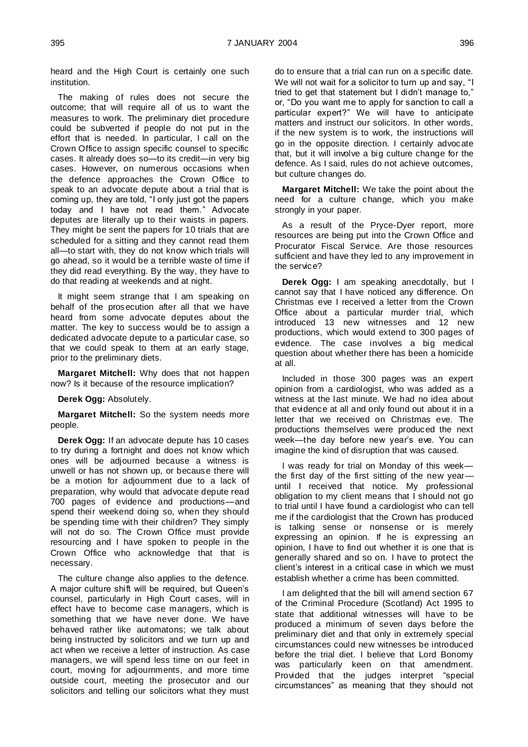heard and the High Court is certainly one such institution.

The making of rules does not secure the outcome; that will require all of us to want the measures to work. The preliminary diet procedure could be subverted if people do not put in the effort that is needed. In particular, I call on the Crown Office to assign specific counsel to specific cases. It already does so—to its credit—in very big cases. However, on numerous occasions when the defence approaches the Crown Office to speak to an advocate depute about a trial that is coming up, they are told, "I only just got the papers today and I have not read them." Advocate deputes are literally up to their waists in papers. They might be sent the papers for 10 trials that are scheduled for a sitting and they cannot read them all—to start with, they do not know which trials will go ahead, so it would be a terrible waste of time if they did read everything. By the way, they have to do that reading at weekends and at night.

It might seem strange that I am speaking on behalf of the prosecution after all that we have heard from some advocate deputes about the matter. The key to success would be to assign a dedicated advocate depute to a particular case, so that we could speak to them at an early stage, prior to the preliminary diets.

**Margaret Mitchell:** Why does that not happen now? Is it because of the resource implication?

**Derek Ogg:** Absolutely.

**Margaret Mitchell:** So the system needs more people.

**Derek Ogg:** If an advocate depute has 10 cases to try during a fortnight and does not know which ones will be adjourned because a witness is unwell or has not shown up, or because there will be a motion for adjournment due to a lack of preparation, why would that advocate depute read 700 pages of evidence and productions—and spend their weekend doing so, when they should be spending time with their children? They simply will not do so. The Crown Office must provide resourcing and I have spoken to people in the Crown Office who acknowledge that that is necessary.

The culture change also applies to the defence. A major culture shift will be required, but Queen's counsel, particularly in High Court cases, will in effect have to become case managers, which is something that we have never done. We have behaved rather like automatons; we talk about being instructed by solicitors and we turn up and act when we receive a letter of instruction. As case managers, we will spend less time on our feet in court, moving for adjournments, and more time outside court, meeting the prosecutor and our solicitors and telling our solicitors what they must do to ensure that a trial can run on a specific date. We will not wait for a solicitor to turn up and say, "I tried to get that statement but I didn't manage to," or, "Do you want me to apply for sanction to call a particular expert?" We will have to anticipate matters and instruct our solicitors. In other words, if the new system is to work, the instructions will go in the opposite direction. I certainly advocate that, but it will involve a big culture change for the defence. As I said, rules do not achieve outcomes, but culture changes do.

**Margaret Mitchell:** We take the point about the need for a culture change, which you make strongly in your paper.

As a result of the Pryce-Dyer report, more resources are being put into the Crown Office and Procurator Fiscal Service. Are those resources sufficient and have they led to any improvement in the service?

**Derek Ogg:** I am speaking anecdotally, but I cannot say that I have noticed any difference. On Christmas eve I received a letter from the Crown Office about a particular murder trial, which introduced 13 new witnesses and 12 new productions, which would extend to 300 pages of evidence. The case involves a big medical question about whether there has been a homicide at all.

Included in those 300 pages was an expert opinion from a cardiologist, who was added as a witness at the last minute. We had no idea about that evidence at all and only found out about it in a letter that we received on Christmas eve. The productions themselves were produced the next week—the day before new year's eve. You can imagine the kind of disruption that was caused.

I was ready for trial on Monday of this week—the first day of the first sitting of the new year—until I received that notice. My professional obligation to my client means that I should not go to trial until I have found a cardiologist who can tell me if the cardiologist that the Crown has produced is talking sense or nonsense or is merely expressing an opinion. If he is expressing an opinion, I have to find out whether it is one that is generally shared and so on. I have to protect the client's interest in a critical case in which we must establish whether a crime has been committed.

I am delighted that the bill will amend section 67 of the Criminal Procedure (Scotland) Act 1995 to state that additional witnesses will have to be produced a minimum of seven days before the preliminary diet and that only in extremely special circumstances could new witnesses be introduced before the trial diet. I believe that Lord Bonomy was particularly keen on that amendment. Provided that the judges interpret "special circumstances" as meaning that they should not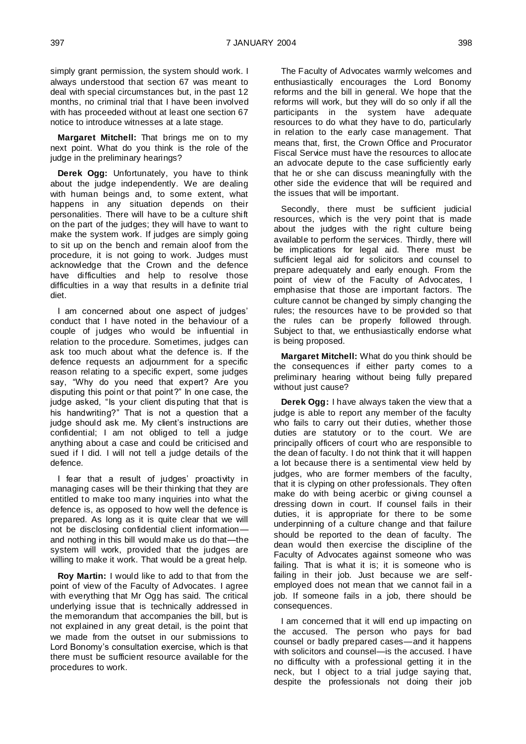simply grant permission, the system should work. I always understood that section 67 was meant to deal with special circumstances but, in the past 12 months, no criminal trial that I have been involved with has proceeded without at least one section 67 notice to introduce witnesses at a late stage.

**Margaret Mitchell:** That brings me on to my next point. What do you think is the role of the judge in the preliminary hearings?

**Derek Ogg:** Unfortunately, you have to think about the judge independently. We are dealing with human beings and, to some extent, what happens in any situation depends on their personalities. There will have to be a culture shift on the part of the judges; they will have to want to make the system work. If judges are simply going to sit up on the bench and remain aloof from the procedure, it is not going to work. Judges must acknowledge that the Crown and the defence have difficulties and help to resolve those difficulties in a way that results in a definite trial diet.

I am concerned about one aspect of judges' conduct that I have noted in the behaviour of a couple of judges who would be influential in relation to the procedure. Sometimes, judges can ask too much about what the defence is. If the defence requests an adjournment for a specific reason relating to a specific expert, some judges say, "Why do you need that expert? Are you disputing this point or that point?" In one case, the judge asked, "Is your client disputing that that is his handwriting?" That is not a question that a judge should ask me. My client's instructions are confidential; I am not obliged to tell a judge anything about a case and could be criticised and sued if I did. I will not tell a judge details of the defence.

I fear that a result of judges' proactivity in managing cases will be their thinking that they are entitled to make too many inquiries into what the defence is, as opposed to how well the defence is prepared. As long as it is quite clear that we will not be disclosing confidential client information—and nothing in this bill would make us do that—the system will work, provided that the judges are willing to make it work. That would be a great help.

**Roy Martin:** I would like to add to that from the point of view of the Faculty of Advocates. I agree with everything that Mr Ogg has said. The critical underlying issue that is technically addressed in the memorandum that accompanies the bill, but is not explained in any great detail, is the point that we made from the outset in our submissions to Lord Bonomy's consultation exercise, which is that there must be sufficient resource available for the procedures to work.

The Faculty of Advocates warmly welcomes and enthusiastically encourages the Lord Bonomy reforms and the bill in general. We hope that the reforms will work, but they will do so only if all the participants in the system have adequate resources to do what they have to do, particularly in relation to the early case management. That means that, first, the Crown Office and Procurator Fiscal Service must have the resources to allocate an advocate depute to the case sufficiently early that he or she can discuss meaningfully with the other side the evidence that will be required and the issues that will be important.

Secondly, there must be sufficient judicial resources, which is the very point that is made about the judges with the right culture being available to perform the services. Thirdly, there will be implications for legal aid. There must be sufficient legal aid for solicitors and counsel to prepare adequately and early enough. From the point of view of the Faculty of Advocates, I emphasise that those are important factors. The culture cannot be changed by simply changing the rules; the resources have to be provided so that the rules can be properly followed through. Subject to that, we enthusiastically endorse what is being proposed.

**Margaret Mitchell:** What do you think should be the consequences if either party comes to a preliminary hearing without being fully prepared without just cause?

**Derek Ogg:** I have always taken the view that a judge is able to report any member of the faculty who fails to carry out their duties, whether those duties are statutory or to the court. We are principally officers of court who are responsible to the dean of faculty. I do not think that it will happen a lot because there is a sentimental view held by judges, who are former members of the faculty, that it is clyping on other professionals. They often make do with being acerbic or giving counsel a dressing down in court. If counsel fails in their duties, it is appropriate for there to be some underpinning of a culture change and that failure should be reported to the dean of faculty. The dean would then exercise the discipline of the Faculty of Advocates against someone who was failing. That is what it is; it is someone who is failing in their job. Just because we are self-employed does not mean that we cannot fail in a job. If someone fails in a job, there should be consequences.

I am concerned that it will end up impacting on the accused. The person who pays for bad counsel or badly prepared cases—and it happens with solicitors and counsel—is the accused. I have no difficulty with a professional getting it in the neck, but I object to a trial judge saying that, despite the professionals not doing their job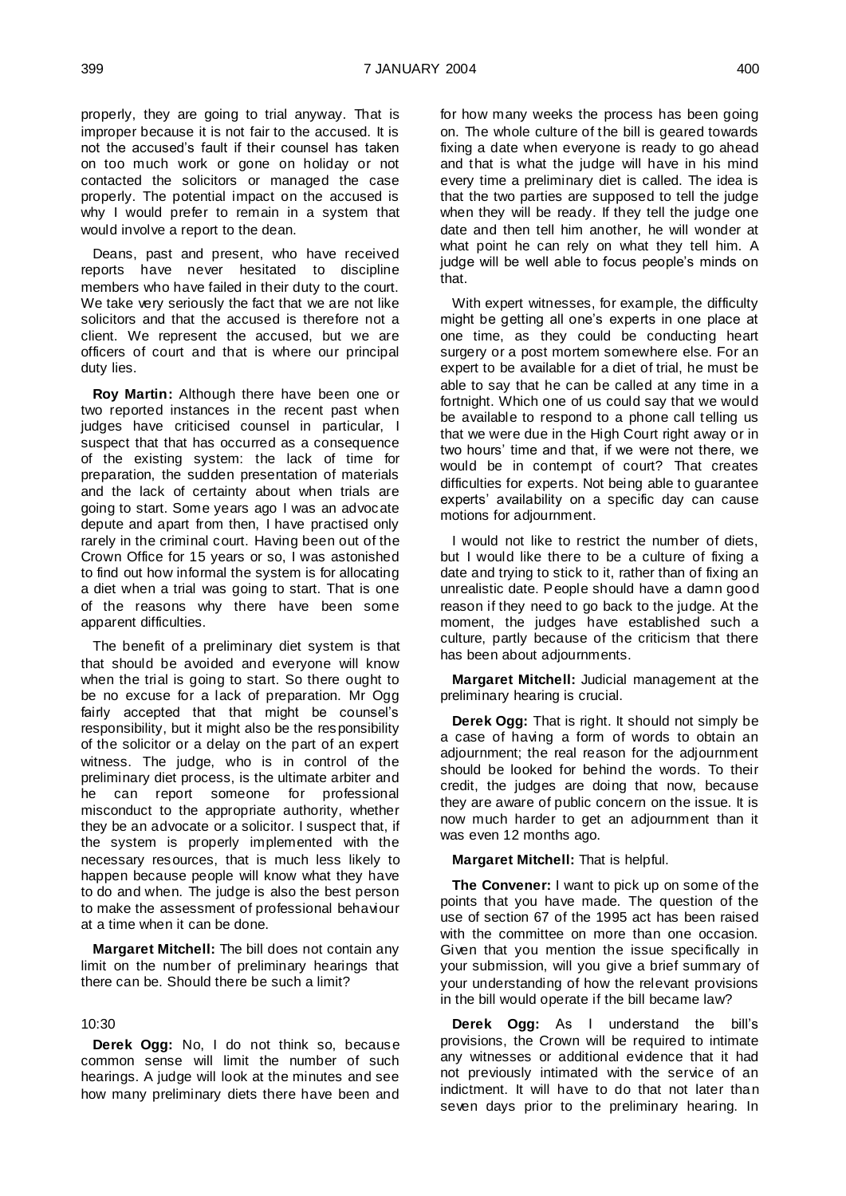properly, they are going to trial anyway. That is improper because it is not fair to the accused. It is not the accused's fault if their counsel has taken on too much work or gone on holiday or not contacted the solicitors or managed the case properly. The potential impact on the accused is why I would prefer to remain in a system that would involve a report to the dean.

Deans, past and present, who have received reports have never hesitated to discipline members who have failed in their duty to the court. We take very seriously the fact that we are not like solicitors and that the accused is therefore not a client. We represent the accused, but we are officers of court and that is where our principal duty lies.

**Roy Martin:** Although there have been one or two reported instances in the recent past when judges have criticised counsel in particular, I suspect that that has occurred as a consequence of the existing system: the lack of time for preparation, the sudden presentation of materials and the lack of certainty about when trials are going to start. Some years ago I was an advocate depute and apart from then, I have practised only rarely in the criminal court. Having been out of the Crown Office for 15 years or so, I was astonished to find out how informal the system is for allocating a diet when a trial was going to start. That is one of the reasons why there have been some apparent difficulties.

The benefit of a preliminary diet system is that that should be avoided and everyone will know when the trial is going to start. So there ought to be no excuse for a lack of preparation. Mr Ogg fairly accepted that that might be counsel's responsibility, but it might also be the responsibility of the solicitor or a delay on the part of an expert witness. The judge, who is in control of the preliminary diet process, is the ultimate arbiter and he can report someone for professional misconduct to the appropriate authority, whether they be an advocate or a solicitor. I suspect that, if the system is properly implemented with the necessary resources, that is much less likely to happen because people will know what they have to do and when. The judge is also the best person to make the assessment of professional behaviour at a time when it can be done.

**Margaret Mitchell:** The bill does not contain any limit on the number of preliminary hearings that there can be. Should there be such a limit?

10:30

**Derek Ogg:** No, I do not think so, because common sense will limit the number of such hearings. A judge will look at the minutes and see how many preliminary diets there have been and for how many weeks the process has been going on. The whole culture of the bill is geared towards fixing a date when everyone is ready to go ahead and that is what the judge will have in his mind every time a preliminary diet is called. The idea is that the two parties are supposed to tell the judge when they will be ready. If they tell the judge one date and then tell him another, he will wonder at what point he can rely on what they tell him. A judge will be well able to focus people's minds on that.

With expert witnesses, for example, the difficulty might be getting all one's experts in one place at one time, as they could be conducting heart surgery or a post mortem somewhere else. For an expert to be available for a diet of trial, he must be able to say that he can be called at any time in a fortnight. Which one of us could say that we would be available to respond to a phone call telling us that we were due in the High Court right away or in two hours' time and that, if we were not there, we would be in contempt of court? That creates difficulties for experts. Not being able to guarantee experts' availability on a specific day can cause motions for adjournment.

I would not like to restrict the number of diets, but I would like there to be a culture of fixing a date and trying to stick to it, rather than of fixing an unrealistic date. People should have a damn good reason if they need to go back to the judge. At the moment, the judges have established such a culture, partly because of the criticism that there has been about adjournments.

**Margaret Mitchell:** Judicial management at the preliminary hearing is crucial.

**Derek Ogg:** That is right. It should not simply be a case of having a form of words to obtain an adjournment; the real reason for the adjournment should be looked for behind the words. To their credit, the judges are doing that now, because they are aware of public concern on the issue. It is now much harder to get an adjournment than it was even 12 months ago.

**Margaret Mitchell:** That is helpful.

**The Convener:** I want to pick up on some of the points that you have made. The question of the use of section 67 of the 1995 act has been raised with the committee on more than one occasion. Given that you mention the issue specifically in your submission, will you give a brief summary of your understanding of how the relevant provisions in the bill would operate if the bill became law?

**Derek Ogg:** As I understand the bill's provisions, the Crown will be required to intimate any witnesses or additional evidence that it had not previously intimated with the service of an indictment. It will have to do that not later than seven days prior to the preliminary hearing. In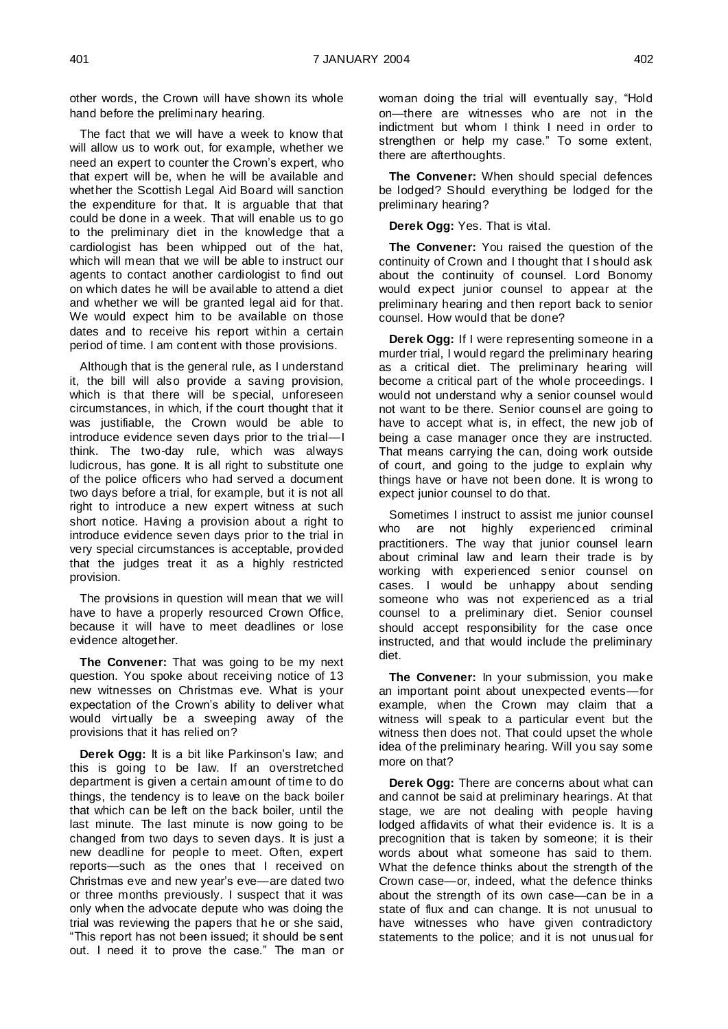other words, the Crown will have shown its whole hand before the preliminary hearing.

The fact that we will have a week to know that will allow us to work out, for example, whether we need an expert to counter the Crown's expert, who that expert will be, when he will be available and whether the Scottish Legal Aid Board will sanction the expenditure for that. It is arguable that that could be done in a week. That will enable us to go to the preliminary diet in the knowledge that a cardiologist has been whipped out of the hat, which will mean that we will be able to instruct our agents to contact another cardiologist to find out on which dates he will be available to attend a diet and whether we will be granted legal aid for that. We would expect him to be available on those dates and to receive his report within a certain period of time. I am content with those provisions.

Although that is the general rule, as I understand it, the bill will also provide a saving provision, which is that there will be special, unforeseen circumstances, in which, if the court thought that it was justifiable, the Crown would be able to introduce evidence seven days prior to the trial—I think. The two-day rule, which was always ludicrous, has gone. It is all right to substitute one of the police officers who had served a document two days before a trial, for example, but it is not all right to introduce a new expert witness at such short notice. Having a provision about a right to introduce evidence seven days prior to the trial in very special circumstances is acceptable, provided that the judges treat it as a highly restricted provision.

The provisions in question will mean that we will have to have a properly resourced Crown Office, because it will have to meet deadlines or lose evidence altogether.

**The Convener:** That was going to be my next question. You spoke about receiving notice of 13 new witnesses on Christmas eve. What is your expectation of the Crown's ability to deliver what would virtually be a sweeping away of the provisions that it has relied on?

**Derek Ogg:** It is a bit like Parkinson's law; and this is going to be law. If an overstretched department is given a certain amount of time to do things, the tendency is to leave on the back boiler that which can be left on the back boiler, until the last minute. The last minute is now going to be changed from two days to seven days. It is just a new deadline for people to meet. Often, expert reports—such as the ones that I received on Christmas eve and new year's eve—are dated two or three months previously. I suspect that it was only when the advocate depute who was doing the trial was reviewing the papers that he or she said, "This report has not been issued; it should be sent out. I need it to prove the case." The man or woman doing the trial will eventually say, "Hold on—there are witnesses who are not in the indictment but whom I think I need in order to strengthen or help my case." To some extent, there are afterthoughts.

**The Convener:** When should special defences be lodged? Should everything be lodged for the preliminary hearing?

**Derek Ogg:** Yes. That is vital.

**The Convener:** You raised the question of the continuity of Crown and I thought that I should ask about the continuity of counsel. Lord Bonomy would expect junior counsel to appear at the preliminary hearing and then report back to senior counsel. How would that be done?

**Derek Ogg:** If I were representing someone in a murder trial, I would regard the preliminary hearing as a critical diet. The preliminary hearing will become a critical part of the whole proceedings. I would not understand why a senior counsel would not want to be there. Senior counsel are going to have to accept what is, in effect, the new job of being a case manager once they are instructed. That means carrying the can, doing work outside of court, and going to the judge to explain why things have or have not been done. It is wrong to expect junior counsel to do that.

Sometimes I instruct to assist me junior counsel who are not highly experienced criminal practitioners. The way that junior counsel learn about criminal law and learn their trade is by working with experienced senior counsel on cases. I would be unhappy about sending someone who was not experienced as a trial counsel to a preliminary diet. Senior counsel should accept responsibility for the case once instructed, and that would include the preliminary diet.

**The Convener:** In your submission, you make an important point about unexpected events—for example, when the Crown may claim that a witness will speak to a particular event but the witness then does not. That could upset the whole idea of the preliminary hearing. Will you say some more on that?

**Derek Ogg:** There are concerns about what can and cannot be said at preliminary hearings. At that stage, we are not dealing with people having lodged affidavits of what their evidence is. It is a precognition that is taken by someone; it is their words about what someone has said to them. What the defence thinks about the strength of the Crown case—or, indeed, what the defence thinks about the strength of its own case—can be in a state of flux and can change. It is not unusual to have witnesses who have given contradictory statements to the police; and it is not unusual for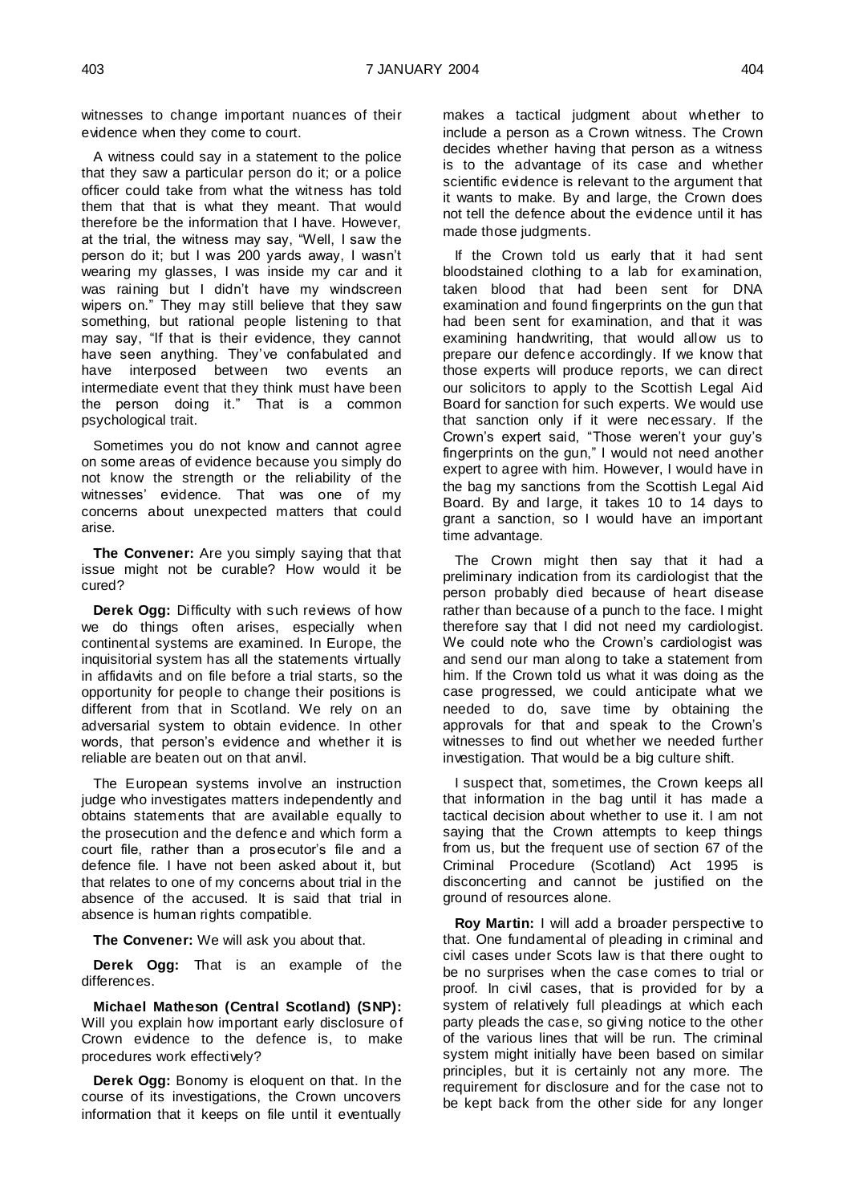witnesses to change important nuances of their evidence when they come to court.

A witness could say in a statement to the police that they saw a particular person do it; or a police officer could take from what the witness has told them that that is what they meant. That would therefore be the information that I have. However, at the trial, the witness may say, "Well, I saw the person do it; but I was 200 yards away, I wasn't wearing my glasses, I was inside my car and it was raining but I didn't have my windscreen wipers on." They may still believe that they saw something, but rational people listening to that may say, "If that is their evidence, they cannot have seen anything. They've confabulated and have interposed between two events an intermediate event that they think must have been the person doing it." That is a common psychological trait.

Sometimes you do not know and cannot agree on some areas of evidence because you simply do not know the strength or the reliability of the witnesses' evidence. That was one of my concerns about unexpected matters that could arise.

**The Convener:** Are you simply saying that that issue might not be curable? How would it be cured?

**Derek Ogg:** Difficulty with such reviews of how we do things often arises, especially when continental systems are examined. In Europe, the inquisitorial system has all the statements virtually in affidavits and on file before a trial starts, so the opportunity for people to change their positions is different from that in Scotland. We rely on an adversarial system to obtain evidence. In other words, that person's evidence and whether it is reliable are beaten out on that anvil.

The European systems involve an instruction judge who investigates matters independently and obtains statements that are available equally to the prosecution and the defence and which form a court file, rather than a prosecutor's file and a defence file. I have not been asked about it, but that relates to one of my concerns about trial in the absence of the accused. It is said that trial in absence is human rights compatible.

**The Convener:** We will ask you about that.

**Derek Ogg:** That is an example of the differences.

**Michael Matheson (Central Scotland) (SNP):** Will you explain how important early disclosure of Crown evidence to the defence is, to make procedures work effectively?

**Derek Ogg:** Bonomy is eloquent on that. In the course of its investigations, the Crown uncovers information that it keeps on file until it eventually makes a tactical judgment about whether to include a person as a Crown witness. The Crown decides whether having that person as a witness is to the advantage of its case and whether scientific evidence is relevant to the argument that it wants to make. By and large, the Crown does not tell the defence about the evidence until it has made those judgments.

If the Crown told us early that it had sent bloodstained clothing to a lab for examination, taken blood that had been sent for DNA examination and found fingerprints on the gun that had been sent for examination, and that it was examining handwriting, that would allow us to prepare our defence accordingly. If we know that those experts will produce reports, we can direct our solicitors to apply to the Scottish Legal Aid Board for sanction for such experts. We would use that sanction only if it were necessary. If the Crown's expert said, "Those weren't your guy's fingerprints on the gun," I would not need another expert to agree with him. However, I would have in the bag my sanctions from the Scottish Legal Aid Board. By and large, it takes 10 to 14 days to grant a sanction, so I would have an important time advantage.

The Crown might then say that it had a preliminary indication from its cardiologist that the person probably died because of heart disease rather than because of a punch to the face. I might therefore say that I did not need my cardiologist. We could note who the Crown's cardiologist was and send our man along to take a statement from him. If the Crown told us what it was doing as the case progressed, we could anticipate what we needed to do, save time by obtaining the approvals for that and speak to the Crown's witnesses to find out whether we needed further investigation. That would be a big culture shift.

I suspect that, sometimes, the Crown keeps all that information in the bag until it has made a tactical decision about whether to use it. I am not saying that the Crown attempts to keep things from us, but the frequent use of section 67 of the Criminal Procedure (Scotland) Act 1995 is disconcerting and cannot be justified on the ground of resources alone.

**Roy Martin:** I will add a broader perspective to that. One fundamental of pleading in criminal and civil cases under Scots law is that there ought to be no surprises when the case comes to trial or proof. In civil cases, that is provided for by a system of relatively full pleadings at which each party pleads the case, so giving notice to the other of the various lines that will be run. The criminal system might initially have been based on similar principles, but it is certainly not any more. The requirement for disclosure and for the case not to be kept back from the other side for any longer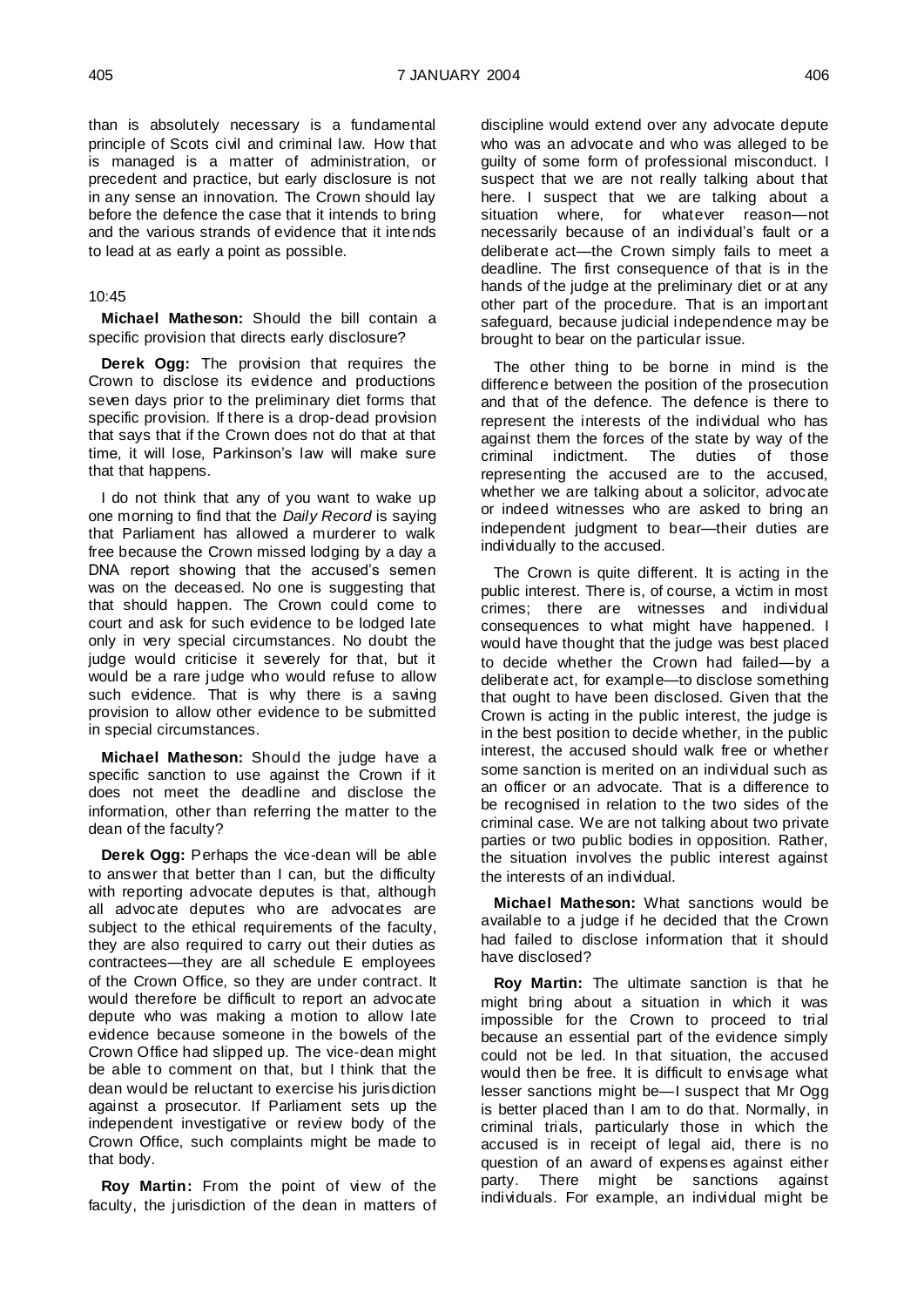than is absolutely necessary is a fundamental principle of Scots civil and criminal law. How that is managed is a matter of administration, or precedent and practice, but early disclosure is not in any sense an innovation. The Crown should lay before the defence the case that it intends to bring and the various strands of evidence that it intends to lead at as early a point as possible.

10:45

**Michael Matheson:** Should the bill contain a specific provision that directs early disclosure?

**Derek Ogg:** The provision that requires the Crown to disclose its evidence and productions seven days prior to the preliminary diet forms that specific provision. If there is a drop-dead provision that says that if the Crown does not do that at that time, it will lose, Parkinson's law will make sure that that happens.

I do not think that any of you want to wake up one morning to find that the *Daily Record* is saying that Parliament has allowed a murderer to walk free because the Crown missed lodging by a day a DNA report showing that the accused's semen was on the deceased. No one is suggesting that that should happen. The Crown could come to court and ask for such evidence to be lodged late only in very special circumstances. No doubt the judge would criticise it severely for that, but it would be a rare judge who would refuse to allow such evidence. That is why there is a saving provision to allow other evidence to be submitted in special circumstances.

**Michael Matheson:** Should the judge have a specific sanction to use against the Crown if it does not meet the deadline and disclose the information, other than referring the matter to the dean of the faculty?

**Derek Ogg:** Perhaps the vice-dean will be able to answer that better than I can, but the difficulty with reporting advocate deputes is that, although all advocate deputes who are advocates are subject to the ethical requirements of the faculty, they are also required to carry out their duties as contractees—they are all schedule E employees of the Crown Office, so they are under contract. It would therefore be difficult to report an advocate depute who was making a motion to allow late evidence because someone in the bowels of the Crown Office had slipped up. The vice-dean might be able to comment on that, but I think that the dean would be reluctant to exercise his jurisdiction against a prosecutor. If Parliament sets up the independent investigative or review body of the Crown Office, such complaints might be made to that body.

**Roy Martin:** From the point of view of the faculty, the jurisdiction of the dean in matters of discipline would extend over any advocate depute who was an advocate and who was alleged to be guilty of some form of professional misconduct. I suspect that we are not really talking about that here. I suspect that we are talking about a situation where, for whatever reason—not necessarily because of an individual's fault or a deliberate act—the Crown simply fails to meet a deadline. The first consequence of that is in the hands of the judge at the preliminary diet or at any other part of the procedure. That is an important safeguard, because judicial independence may be brought to bear on the particular issue.

The other thing to be borne in mind is the difference between the position of the prosecution and that of the defence. The defence is there to represent the interests of the individual who has against them the forces of the state by way of the criminal indictment. The duties of those representing the accused are to the accused, whether we are talking about a solicitor, advocate or indeed witnesses who are asked to bring an independent judgment to bear—their duties are individually to the accused.

The Crown is quite different. It is acting in the public interest. There is, of course, a victim in most crimes; there are witnesses and individual consequences to what might have happened. I would have thought that the judge was best placed to decide whether the Crown had failed—by a deliberate act, for example—to disclose something that ought to have been disclosed. Given that the Crown is acting in the public interest, the judge is in the best position to decide whether, in the public interest, the accused should walk free or whether some sanction is merited on an individual such as an officer or an advocate. That is a difference to be recognised in relation to the two sides of the criminal case. We are not talking about two private parties or two public bodies in opposition. Rather, the situation involves the public interest against the interests of an individual.

**Michael Matheson:** What sanctions would be available to a judge if he decided that the Crown had failed to disclose information that it should have disclosed?

**Roy Martin:** The ultimate sanction is that he might bring about a situation in which it was impossible for the Crown to proceed to trial because an essential part of the evidence simply could not be led. In that situation, the accused would then be free. It is difficult to envisage what lesser sanctions might be—I suspect that Mr Ogg is better placed than I am to do that. Normally, in criminal trials, particularly those in which the accused is in receipt of legal aid, there is no question of an award of expenses against either party. There might be sanctions against individuals. For example, an individual might be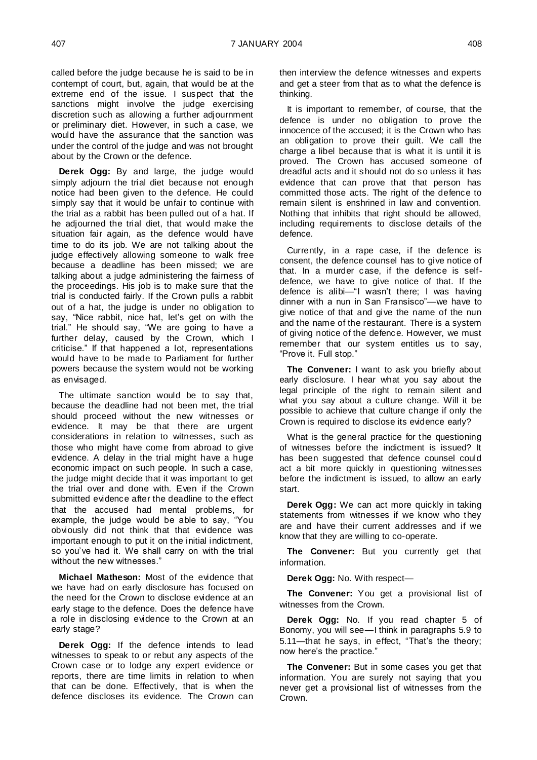called before the judge because he is said to be in contempt of court, but, again, that would be at the extreme end of the issue. I suspect that the sanctions might involve the judge exercising discretion such as allowing a further adjournment or preliminary diet. However, in such a case, we would have the assurance that the sanction was under the control of the judge and was not brought about by the Crown or the defence.

**Derek Ogg:** By and large, the judge would simply adjourn the trial diet because not enough notice had been given to the defence. He could simply say that it would be unfair to continue with the trial as a rabbit has been pulled out of a hat. If he adjourned the trial diet, that would make the situation fair again, as the defence would have time to do its job. We are not talking about the judge effectively allowing someone to walk free because a deadline has been missed; we are talking about a judge administering the fairness of the proceedings. His job is to make sure that the trial is conducted fairly. If the Crown pulls a rabbit out of a hat, the judge is under no obligation to say, "Nice rabbit, nice hat, let's get on with the trial." He should say, "We are going to have a further delay, caused by the Crown, which I criticise." If that happened a lot, representations would have to be made to Parliament for further powers because the system would not be working as envisaged.

The ultimate sanction would be to say that, because the deadline had not been met, the trial should proceed without the new witnesses or evidence. It may be that there are urgent considerations in relation to witnesses, such as those who might have come from abroad to give evidence. A delay in the trial might have a huge economic impact on such people. In such a case, the judge might decide that it was important to get the trial over and done with. Even if the Crown submitted evidence after the deadline to the effect that the accused had mental problems, for example, the judge would be able to say, "You obviously did not think that that evidence was important enough to put it on the initial indictment, so you've had it. We shall carry on with the trial without the new witnesses."

**Michael Matheson:** Most of the evidence that we have had on early disclosure has focused on the need for the Crown to disclose evidence at an early stage to the defence. Does the defence have a role in disclosing evidence to the Crown at an early stage?

**Derek Ogg:** If the defence intends to lead witnesses to speak to or rebut any aspects of the Crown case or to lodge any expert evidence or reports, there are time limits in relation to when that can be done. Effectively, that is when the defence discloses its evidence. The Crown can then interview the defence witnesses and experts and get a steer from that as to what the defence is thinking.

It is important to remember, of course, that the defence is under no obligation to prove the innocence of the accused; it is the Crown who has an obligation to prove their guilt. We call the charge a libel because that is what it is until it is proved. The Crown has accused someone of dreadful acts and it should not do so unless it has evidence that can prove that that person has committed those acts. The right of the defence to remain silent is enshrined in law and convention. Nothing that inhibits that right should be allowed, including requirements to disclose details of the defence.

Currently, in a rape case, if the defence is consent, the defence counsel has to give notice of that. In a murder case, if the defence is self-defence, we have to give notice of that. If the defence is alibi—"I wasn't there; I was having dinner with a nun in San Fransisco"—we have to give notice of that and give the name of the nun and the name of the restaurant. There is a system of giving notice of the defence. However, we must remember that our system entitles us to say, "Prove it. Full stop."

**The Convener:** I want to ask you briefly about early disclosure. I hear what you say about the legal principle of the right to remain silent and what you say about a culture change. Will it be possible to achieve that culture change if only the Crown is required to disclose its evidence early?

What is the general practice for the questioning of witnesses before the indictment is issued? It has been suggested that defence counsel could act a bit more quickly in questioning witnesses before the indictment is issued, to allow an early start.

**Derek Ogg:** We can act more quickly in taking statements from witnesses if we know who they are and have their current addresses and if we know that they are willing to co-operate.

**The Convener:** But you currently get that information.

**Derek Ogg:** No. With respect—

**The Convener:** You get a provisional list of witnesses from the Crown.

**Derek Ogg:** No. If you read chapter 5 of Bonomy, you will see—I think in paragraphs 5.9 to 5.11—that he says, in effect, "That's the theory; now here's the practice."

**The Convener:** But in some cases you get that information. You are surely not saying that you never get a provisional list of witnesses from the Crown.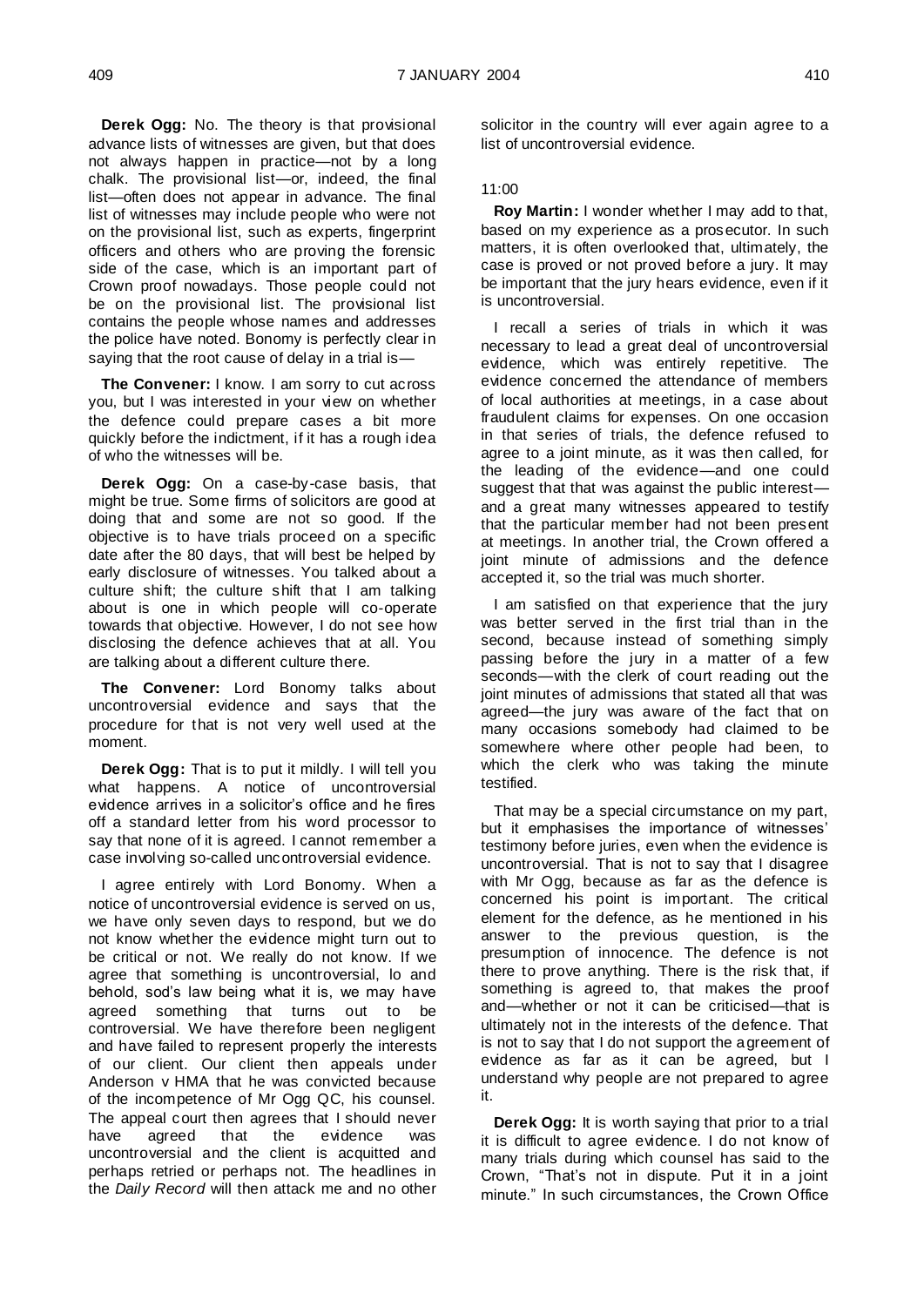**Derek Ogg:** No. The theory is that provisional advance lists of witnesses are given, but that does not always happen in practice—not by a long chalk. The provisional list—or, indeed, the final list—often does not appear in advance. The final list of witnesses may include people who were not on the provisional list, such as experts, fingerprint officers and others who are proving the forensic side of the case, which is an important part of Crown proof nowadays. Those people could not be on the provisional list. The provisional list contains the people whose names and addresses the police have noted. Bonomy is perfectly clear in saying that the root cause of delay in a trial is—

**The Convener:** I know. I am sorry to cut across you, but I was interested in your view on whether the defence could prepare cases a bit more quickly before the indictment, if it has a rough idea of who the witnesses will be.

**Derek Ogg:** On a case-by-case basis, that might be true. Some firms of solicitors are good at doing that and some are not so good. If the objective is to have trials proceed on a specific date after the 80 days, that will best be helped by early disclosure of witnesses. You talked about a culture shift; the culture shift that I am talking about is one in which people will co-operate towards that objective. However, I do not see how disclosing the defence achieves that at all. You are talking about a different culture there.

**The Convener:** Lord Bonomy talks about uncontroversial evidence and says that the procedure for that is not very well used at the moment.

**Derek Ogg:** That is to put it mildly. I will tell you what happens. A notice of uncontroversial evidence arrives in a solicitor's office and he fires off a standard letter from his word processor to say that none of it is agreed. I cannot remember a case involving so-called uncontroversial evidence.

I agree entirely with Lord Bonomy. When a notice of uncontroversial evidence is served on us, we have only seven days to respond, but we do not know whether the evidence might turn out to be critical or not. We really do not know. If we agree that something is uncontroversial, lo and behold, sod's law being what it is, we may have agreed something that turns out to be controversial. We have therefore been negligent and have failed to represent properly the interests of our client. Our client then appeals under Anderson v HMA that he was convicted because of the incompetence of Mr Ogg QC, his counsel. The appeal court then agrees that I should never have agreed that the evidence was uncontroversial and the client is acquitted and perhaps retried or perhaps not. The headlines in the *Daily Record* will then attack me and no other solicitor in the country will ever again agree to a list of uncontroversial evidence.

11:00

**Roy Martin:** I wonder whether I may add to that, based on my experience as a prosecutor. In such matters, it is often overlooked that, ultimately, the case is proved or not proved before a jury. It may be important that the jury hears evidence, even if it is uncontroversial.

I recall a series of trials in which it was necessary to lead a great deal of uncontroversial evidence, which was entirely repetitive. The evidence concerned the attendance of members of local authorities at meetings, in a case about fraudulent claims for expenses. On one occasion in that series of trials, the defence refused to agree to a joint minute, as it was then called, for the leading of the evidence—and one could suggest that that was against the public interest—and a great many witnesses appeared to testify that the particular member had not been present at meetings. In another trial, the Crown offered a joint minute of admissions and the defence accepted it, so the trial was much shorter.

I am satisfied on that experience that the jury was better served in the first trial than in the second, because instead of something simply passing before the jury in a matter of a few seconds—with the clerk of court reading out the joint minutes of admissions that stated all that was agreed—the jury was aware of the fact that on many occasions somebody had claimed to be somewhere where other people had been, to which the clerk who was taking the minute testified.

That may be a special circumstance on my part, but it emphasises the importance of witnesses' testimony before juries, even when the evidence is uncontroversial. That is not to say that I disagree with Mr Ogg, because as far as the defence is concerned his point is important. The critical element for the defence, as he mentioned in his answer to the previous question, is the presumption of innocence. The defence is not there to prove anything. There is the risk that, if something is agreed to, that makes the proof and—whether or not it can be criticised—that is ultimately not in the interests of the defence. That is not to say that I do not support the agreement of evidence as far as it can be agreed, but I understand why people are not prepared to agree it.

**Derek Ogg:** It is worth saying that prior to a trial it is difficult to agree evidence. I do not know of many trials during which counsel has said to the Crown, "That's not in dispute. Put it in a joint minute." In such circumstances, the Crown Office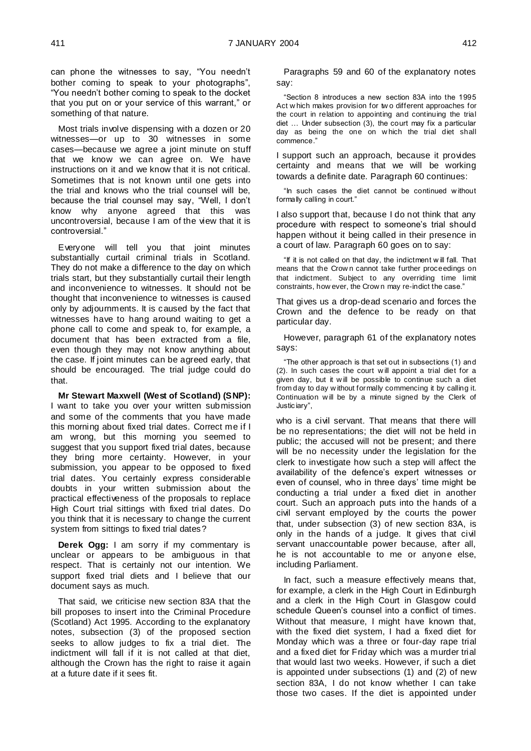can phone the witnesses to say, "You needn't bother coming to speak to your photographs", "You needn't bother coming to speak to the docket that you put on or your service of this warrant," or something of that nature.

Most trials involve dispensing with a dozen or 20 witnesses—or up to 30 witnesses in some cases—because we agree a joint minute on stuff that we know we can agree on. We have instructions on it and we know that it is not critical. Sometimes that is not known until one gets into the trial and knows who the trial counsel will be, because the trial counsel may say, "Well, I don't know why anyone agreed that this was uncontroversial, because I am of the view that it is controversial."

Everyone will tell you that joint minutes substantially curtail criminal trials in Scotland. They do not make a difference to the day on which trials start, but they substantially curtail their length and inconvenience to witnesses. It should not be thought that inconvenience to witnesses is caused only by adjournments. It is caused by the fact that witnesses have to hang around waiting to get a phone call to come and speak to, for example, a document that has been extracted from a file, even though they may not know anything about the case. If joint minutes can be agreed early, that should be encouraged. The trial judge could do that.

**Mr Stewart Maxwell (West of Scotland) (SNP):** I want to take you over your written submission and some of the comments that you have made this morning about fixed trial dates. Correct me if I am wrong, but this morning you seemed to suggest that you support fixed trial dates, because they bring more certainty. However, in your submission, you appear to be opposed to fixed trial dates. You certainly express considerable doubts in your written submission about the practical effectiveness of the proposals to replace High Court trial sittings with fixed trial dates. Do you think that it is necessary to change the current system from sittings to fixed trial dates?

**Derek Ogg:** I am sorry if my commentary is unclear or appears to be ambiguous in that respect. That is certainly not our intention. We support fixed trial diets and I believe that our document says as much.

That said, we criticise new section 83A that the bill proposes to insert into the Criminal Procedure (Scotland) Act 1995. According to the explanatory notes, subsection (3) of the proposed section seeks to allow judges to fix a trial diet. The indictment will fall if it is not called at that diet, although the Crown has the right to raise it again at a future date if it sees fit.

Paragraphs 59 and 60 of the explanatory notes say:

> "Section 8 introduces a new section 83A into the 1995 Act which makes provision for two different approaches for the court in relation to appointing and continuing the trial diet … Under subsection (3), the court may fix a particular day as being the one on which the trial diet shall commence."

I support such an approach, because it provides certainty and means that we will be working towards a definite date. Paragraph 60 continues:

> "In such cases the diet cannot be continued without formally calling in court."

I also support that, because I do not think that any procedure with respect to someone's trial should happen without it being called in their presence in a court of law. Paragraph 60 goes on to say:

> "If it is not called on that day, the indictment will fall. That means that the Crown cannot take further proceedings on that indictment. Subject to any overriding time limit constraints, however, the Crown may re-indict the case."

That gives us a drop-dead scenario and forces the Crown and the defence to be ready on that particular day.

However, paragraph 61 of the explanatory notes says:

> "The other approach is that set out in subsections (1) and (2). In such cases the court will appoint a trial diet for a given day, but it will be possible to continue such a diet from day to day without formally commencing it by calling it. Continuation will be by a minute signed by the Clerk of Justiciary",

who is a civil servant. That means that there will be no representations; the diet will not be held in public; the accused will not be present; and there will be no necessity under the legislation for the clerk to investigate how such a step will affect the availability of the defence's expert witnesses or even of counsel, who in three days' time might be conducting a trial under a fixed diet in another court. Such an approach puts into the hands of a civil servant employed by the courts the power that, under subsection (3) of new section 83A, is only in the hands of a judge. It gives that civil servant unaccountable power because, after all, he is not accountable to me or anyone else, including Parliament.

In fact, such a measure effectively means that, for example, a clerk in the High Court in Edinburgh and a clerk in the High Court in Glasgow could schedule Queen's counsel into a conflict of times. Without that measure, I might have known that, with the fixed diet system, I had a fixed diet for Monday which was a three or four-day rape trial and a fixed diet for Friday which was a murder trial that would last two weeks. However, if such a diet is appointed under subsections (1) and (2) of new section 83A, I do not know whether I can take those two cases. If the diet is appointed under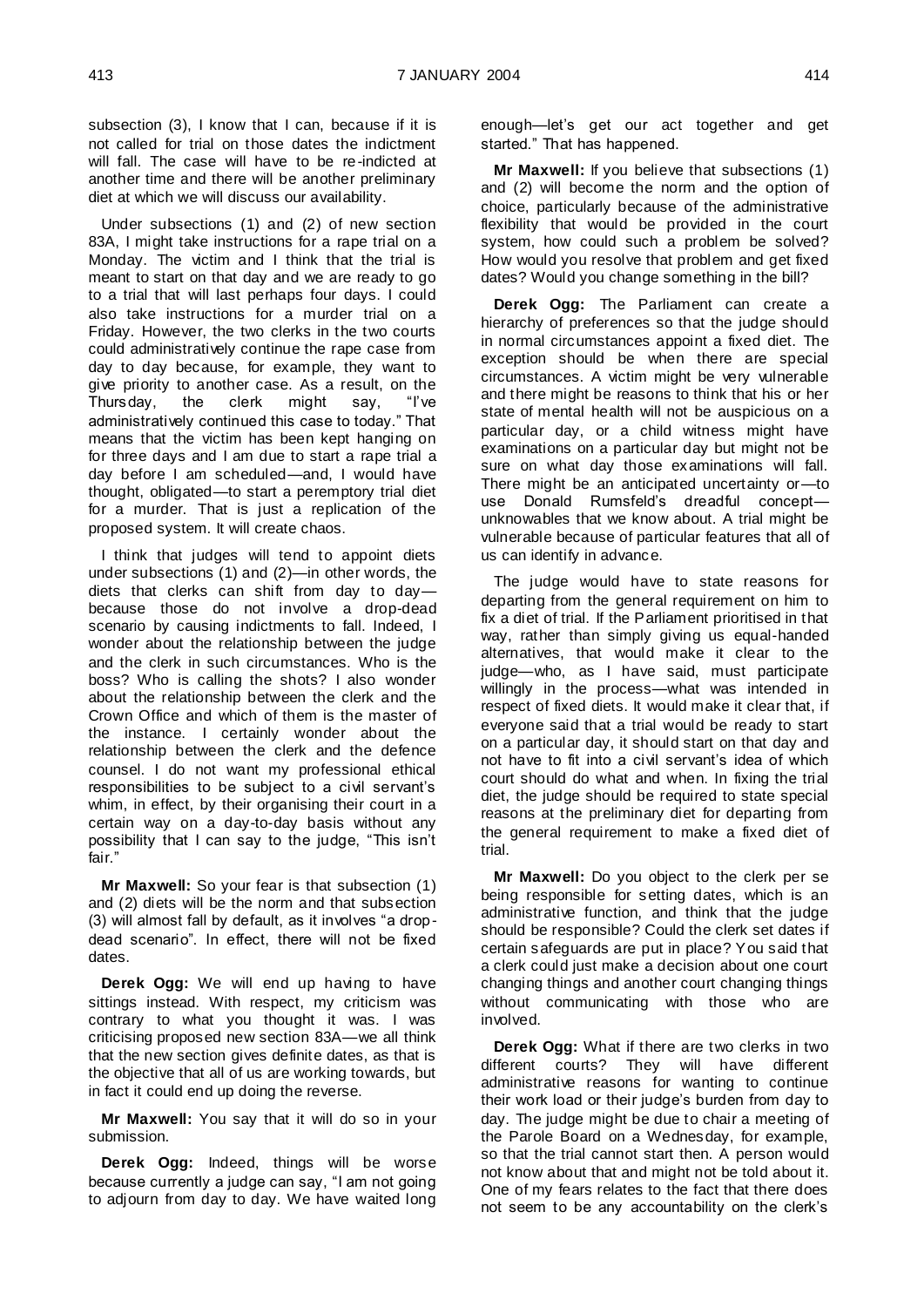subsection (3), I know that I can, because if it is not called for trial on those dates the indictment will fall. The case will have to be re-indicted at another time and there will be another preliminary diet at which we will discuss our availability.

Under subsections (1) and (2) of new section 83A, I might take instructions for a rape trial on a Monday. The victim and I think that the trial is meant to start on that day and we are ready to go to a trial that will last perhaps four days. I could also take instructions for a murder trial on a Friday. However, the two clerks in the two courts could administratively continue the rape case from day to day because, for example, they want to give priority to another case. As a result, on the Thursday, the clerk might say, "I've administratively continued this case to today." That means that the victim has been kept hanging on for three days and I am due to start a rape trial a day before I am scheduled—and, I would have thought, obligated—to start a peremptory trial diet for a murder. That is just a replication of the proposed system. It will create chaos.

I think that judges will tend to appoint diets under subsections (1) and (2)—in other words, the diets that clerks can shift from day to day—because those do not involve a drop-dead scenario by causing indictments to fall. Indeed, I wonder about the relationship between the judge and the clerk in such circumstances. Who is the boss? Who is calling the shots? I also wonder about the relationship between the clerk and the Crown Office and which of them is the master of the instance. I certainly wonder about the relationship between the clerk and the defence counsel. I do not want my professional ethical responsibilities to be subject to a civil servant's whim, in effect, by their organising their court in a certain way on a day-to-day basis without any possibility that I can say to the judge, "This isn't fair."

**Mr Maxwell:** So your fear is that subsection (1) and (2) diets will be the norm and that subsection (3) will almost fall by default, as it involves "a drop-dead scenario". In effect, there will not be fixed dates.

**Derek Ogg:** We will end up having to have sittings instead. With respect, my criticism was contrary to what you thought it was. I was criticising proposed new section 83A—we all think that the new section gives definite dates, as that is the objective that all of us are working towards, but in fact it could end up doing the reverse.

**Mr Maxwell:** You say that it will do so in your submission.

**Derek Ogg:** Indeed, things will be worse because currently a judge can say, "I am not going to adjourn from day to day. We have waited long enough—let's get our act together and get started." That has happened.

**Mr Maxwell:** If you believe that subsections (1) and (2) will become the norm and the option of choice, particularly because of the administrative flexibility that would be provided in the court system, how could such a problem be solved? How would you resolve that problem and get fixed dates? Would you change something in the bill?

**Derek Ogg:** The Parliament can create a hierarchy of preferences so that the judge should in normal circumstances appoint a fixed diet. The exception should be when there are special circumstances. A victim might be very vulnerable and there might be reasons to think that his or her state of mental health will not be auspicious on a particular day, or a child witness might have examinations on a particular day but might not be sure on what day those examinations will fall. There might be an anticipated uncertainty or—to use Donald Rumsfeld's dreadful concept—unknowables that we know about. A trial might be vulnerable because of particular features that all of us can identify in advance.

The judge would have to state reasons for departing from the general requirement on him to fix a diet of trial. If the Parliament prioritised in that way, rather than simply giving us equal-handed alternatives, that would make it clear to the judge—who, as I have said, must participate willingly in the process—what was intended in respect of fixed diets. It would make it clear that, if everyone said that a trial would be ready to start on a particular day, it should start on that day and not have to fit into a civil servant's idea of which court should do what and when. In fixing the trial diet, the judge should be required to state special reasons at the preliminary diet for departing from the general requirement to make a fixed diet of trial.

**Mr Maxwell:** Do you object to the clerk per se being responsible for setting dates, which is an administrative function, and think that the judge should be responsible? Could the clerk set dates if certain safeguards are put in place? You said that a clerk could just make a decision about one court changing things and another court changing things without communicating with those who are involved.

**Derek Ogg:** What if there are two clerks in two different courts? They will have different administrative reasons for wanting to continue their work load or their judge's burden from day to day. The judge might be due to chair a meeting of the Parole Board on a Wednesday, for example, so that the trial cannot start then. A person would not know about that and might not be told about it. One of my fears relates to the fact that there does not seem to be any accountability on the clerk's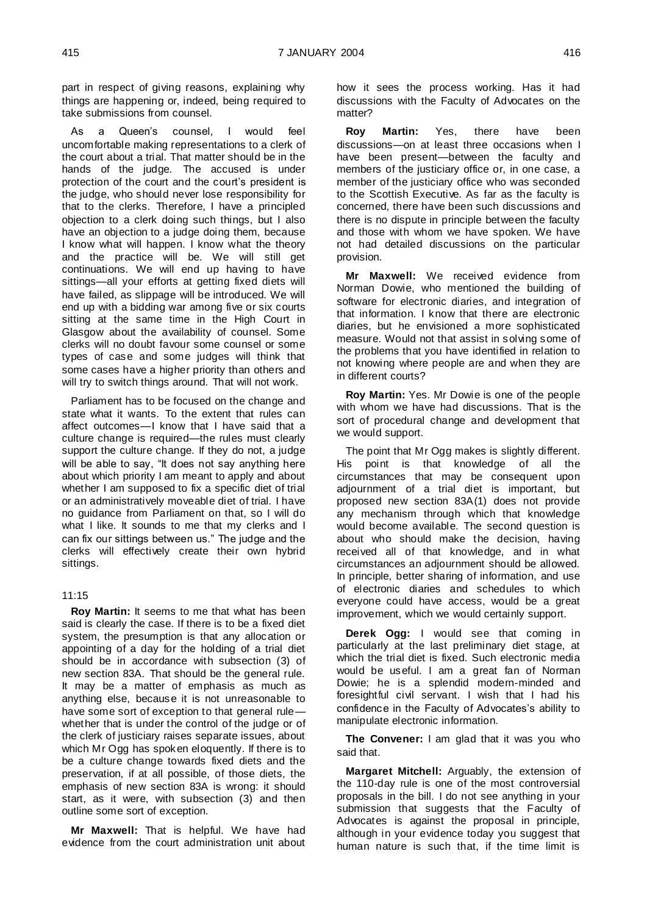part in respect of giving reasons, explaining why things are happening or, indeed, being required to take submissions from counsel.

As a Queen's counsel, I would feel uncomfortable making representations to a clerk of the court about a trial. That matter should be in the hands of the judge. The accused is under protection of the court and the court's president is the judge, who should never lose responsibility for that to the clerks. Therefore, I have a principled objection to a clerk doing such things, but I also have an objection to a judge doing them, because I know what will happen. I know what the theory and the practice will be. We will still get continuations. We will end up having to have sittings—all your efforts at getting fixed diets will have failed, as slippage will be introduced. We will end up with a bidding war among five or six courts sitting at the same time in the High Court in Glasgow about the availability of counsel. Some clerks will no doubt favour some counsel or some types of case and some judges will think that some cases have a higher priority than others and will try to switch things around. That will not work.

Parliament has to be focused on the change and state what it wants. To the extent that rules can affect outcomes—I know that I have said that a culture change is required—the rules must clearly support the culture change. If they do not, a judge will be able to say, "It does not say anything here about which priority I am meant to apply and about whether I am supposed to fix a specific diet of trial or an administratively moveable diet of trial. I have no guidance from Parliament on that, so I will do what I like. It sounds to me that my clerks and I can fix our sittings between us." The judge and the clerks will effectively create their own hybrid sittings.

11:15

**Roy Martin:** It seems to me that what has been said is clearly the case. If there is to be a fixed diet system, the presumption is that any allocation or appointing of a day for the holding of a trial diet should be in accordance with subsection (3) of new section 83A. That should be the general rule. It may be a matter of emphasis as much as anything else, because it is not unreasonable to have some sort of exception to that general rule—whether that is under the control of the judge or of the clerk of justiciary raises separate issues, about which Mr Ogg has spoken eloquently. If there is to be a culture change towards fixed diets and the preservation, if at all possible, of those diets, the emphasis of new section 83A is wrong: it should start, as it were, with subsection (3) and then outline some sort of exception.

**Mr Maxwell:** That is helpful. We have had evidence from the court administration unit about how it sees the process working. Has it had discussions with the Faculty of Advocates on the matter?

**Roy Martin:** Yes, there have been discussions—on at least three occasions when I have been present—between the faculty and members of the justiciary office or, in one case, a member of the justiciary office who was seconded to the Scottish Executive. As far as the faculty is concerned, there have been such discussions and there is no dispute in principle between the faculty and those with whom we have spoken. We have not had detailed discussions on the particular provision.

**Mr Maxwell:** We received evidence from Norman Dowie, who mentioned the building of software for electronic diaries, and integration of that information. I know that there are electronic diaries, but he envisioned a more sophisticated measure. Would not that assist in solving some of the problems that you have identified in relation to not knowing where people are and when they are in different courts?

**Roy Martin:** Yes. Mr Dowie is one of the people with whom we have had discussions. That is the sort of procedural change and development that we would support.

The point that Mr Ogg makes is slightly different. His point is that knowledge of all the circumstances that may be consequent upon adjournment of a trial diet is important, but proposed new section 83A(1) does not provide any mechanism through which that knowledge would become available. The second question is about who should make the decision, having received all of that knowledge, and in what circumstances an adjournment should be allowed. In principle, better sharing of information, and use of electronic diaries and schedules to which everyone could have access, would be a great improvement, which we would certainly support.

**Derek Ogg:** I would see that coming in particularly at the last preliminary diet stage, at which the trial diet is fixed. Such electronic media would be useful. I am a great fan of Norman Dowie; he is a splendid modern-minded and foresightful civil servant. I wish that I had his confidence in the Faculty of Advocates's ability to manipulate electronic information.

**The Convener:** I am glad that it was you who said that.

**Margaret Mitchell:** Arguably, the extension of the 110-day rule is one of the most controversial proposals in the bill. I do not see anything in your submission that suggests that the Faculty of Advocates is against the proposal in principle, although in your evidence today you suggest that human nature is such that, if the time limit is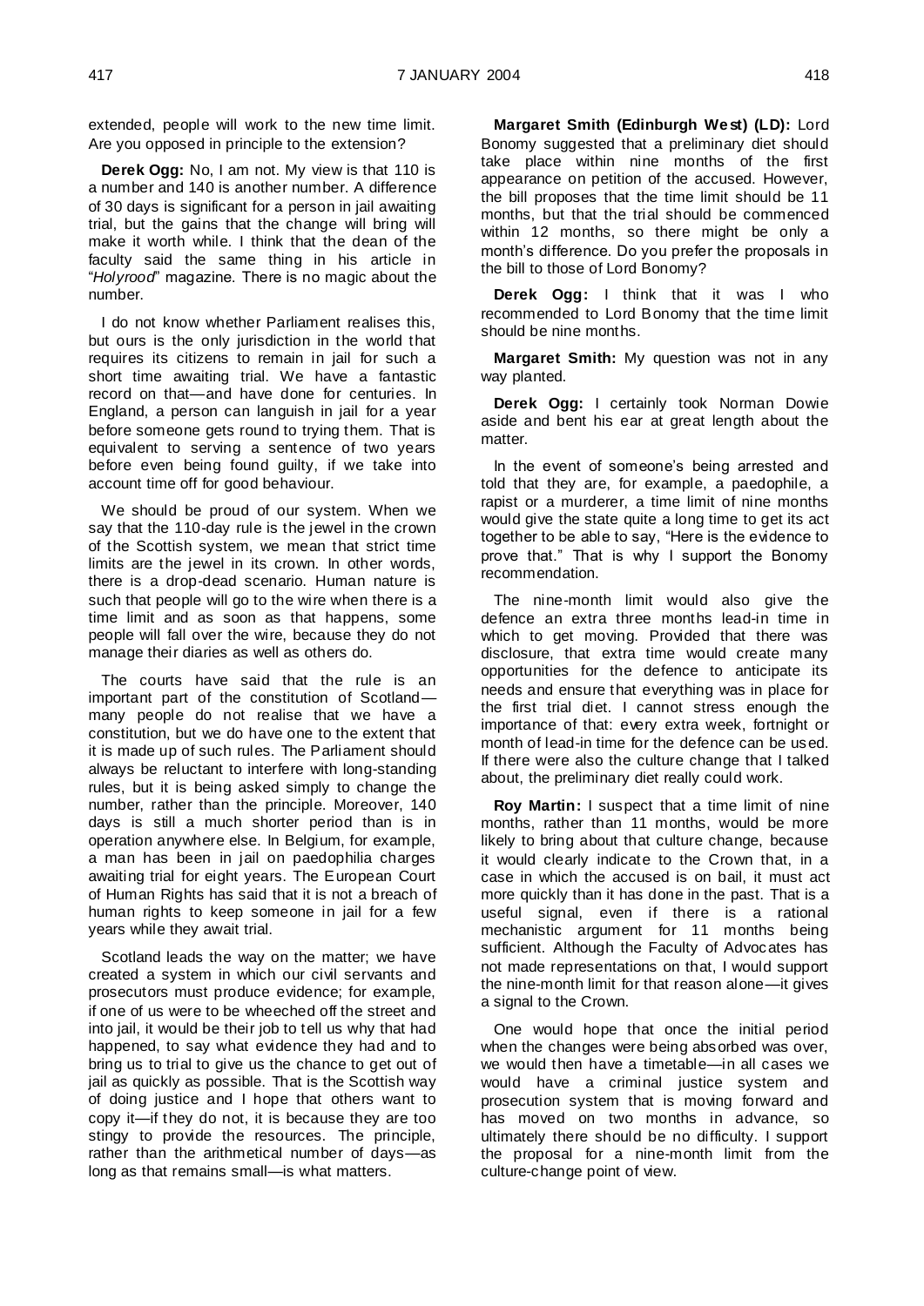extended, people will work to the new time limit. Are you opposed in principle to the extension?

**Derek Ogg:** No, I am not. My view is that 110 is a number and 140 is another number. A difference of 30 days is significant for a person in jail awaiting trial, but the gains that the change will bring will make it worth while. I think that the dean of the faculty said the same thing in his article in "*Holyrood*" magazine. There is no magic about the number.

I do not know whether Parliament realises this, but ours is the only jurisdiction in the world that requires its citizens to remain in jail for such a short time awaiting trial. We have a fantastic record on that—and have done for centuries. In England, a person can languish in jail for a year before someone gets round to trying them. That is equivalent to serving a sentence of two years before even being found guilty, if we take into account time off for good behaviour.

We should be proud of our system. When we say that the 110-day rule is the jewel in the crown of the Scottish system, we mean that strict time limits are the jewel in its crown. In other words, there is a drop-dead scenario. Human nature is such that people will go to the wire when there is a time limit and as soon as that happens, some people will fall over the wire, because they do not manage their diaries as well as others do.

The courts have said that the rule is an important part of the constitution of Scotland—many people do not realise that we have a constitution, but we do have one to the extent that it is made up of such rules. The Parliament should always be reluctant to interfere with long-standing rules, but it is being asked simply to change the number, rather than the principle. Moreover, 140 days is still a much shorter period than is in operation anywhere else. In Belgium, for example, a man has been in jail on paedophilia charges awaiting trial for eight years. The European Court of Human Rights has said that it is not a breach of human rights to keep someone in jail for a few years while they await trial.

Scotland leads the way on the matter; we have created a system in which our civil servants and prosecutors must produce evidence; for example, if one of us were to be wheeched off the street and into jail, it would be their job to tell us why that had happened, to say what evidence they had and to bring us to trial to give us the chance to get out of jail as quickly as possible. That is the Scottish way of doing justice and I hope that others want to copy it—if they do not, it is because they are too stingy to provide the resources. The principle, rather than the arithmetical number of days—as long as that remains small—is what matters.

**Margaret Smith (Edinburgh West) (LD):** Lord Bonomy suggested that a preliminary diet should take place within nine months of the first appearance on petition of the accused. However, the bill proposes that the time limit should be 11 months, but that the trial should be commenced within 12 months, so there might be only a month's difference. Do you prefer the proposals in the bill to those of Lord Bonomy?

**Derek Ogg:** I think that it was I who recommended to Lord Bonomy that the time limit should be nine months.

**Margaret Smith:** My question was not in any way planted.

**Derek Ogg:** I certainly took Norman Dowie aside and bent his ear at great length about the matter.

In the event of someone's being arrested and told that they are, for example, a paedophile, a rapist or a murderer, a time limit of nine months would give the state quite a long time to get its act together to be able to say, "Here is the evidence to prove that." That is why I support the Bonomy recommendation.

The nine-month limit would also give the defence an extra three months lead-in time in which to get moving. Provided that there was disclosure, that extra time would create many opportunities for the defence to anticipate its needs and ensure that everything was in place for the first trial diet. I cannot stress enough the importance of that: every extra week, fortnight or month of lead-in time for the defence can be used. If there were also the culture change that I talked about, the preliminary diet really could work.

**Roy Martin:** I suspect that a time limit of nine months, rather than 11 months, would be more likely to bring about that culture change, because it would clearly indicate to the Crown that, in a case in which the accused is on bail, it must act more quickly than it has done in the past. That is a useful signal, even if there is a rational mechanistic argument for 11 months being sufficient. Although the Faculty of Advocates has not made representations on that, I would support the nine-month limit for that reason alone—it gives a signal to the Crown.

One would hope that once the initial period when the changes were being absorbed was over, we would then have a timetable—in all cases we would have a criminal justice system and prosecution system that is moving forward and has moved on two months in advance, so ultimately there should be no difficulty. I support the proposal for a nine-month limit from the culture-change point of view.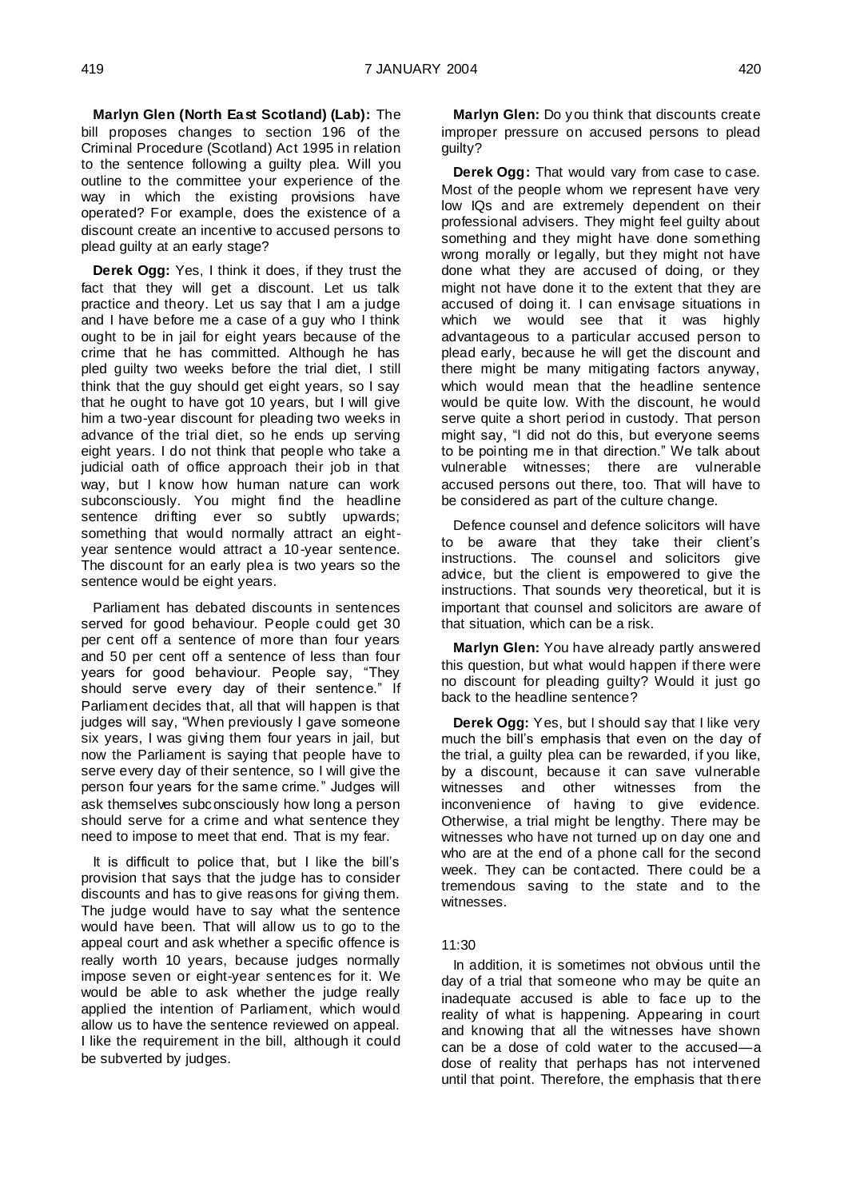**Marlyn Glen (North East Scotland) (Lab):** The bill proposes changes to section 196 of the Criminal Procedure (Scotland) Act 1995 in relation to the sentence following a guilty plea. Will you outline to the committee your experience of the way in which the existing provisions have operated? For example, does the existence of a discount create an incentive to accused persons to plead guilty at an early stage?

**Derek Ogg:** Yes, I think it does, if they trust the fact that they will get a discount. Let us talk practice and theory. Let us say that I am a judge and I have before me a case of a guy who I think ought to be in jail for eight years because of the crime that he has committed. Although he has pled guilty two weeks before the trial diet, I still think that the guy should get eight years, so I say that he ought to have got 10 years, but I will give him a two-year discount for pleading two weeks in advance of the trial diet, so he ends up serving eight years. I do not think that people who take a judicial oath of office approach their job in that way, but I know how human nature can work subconsciously. You might find the headline sentence drifting ever so subtly upwards; something that would normally attract an eight-year sentence would attract a 10-year sentence. The discount for an early plea is two years so the sentence would be eight years.

Parliament has debated discounts in sentences served for good behaviour. People could get 30 per cent off a sentence of more than four years and 50 per cent off a sentence of less than four years for good behaviour. People say, "They should serve every day of their sentence." If Parliament decides that, all that will happen is that judges will say, "When previously I gave someone six years, I was giving them four years in jail, but now the Parliament is saying that people have to serve every day of their sentence, so I will give the person four years for the same crime." Judges will ask themselves subconsciously how long a person should serve for a crime and what sentence they need to impose to meet that end. That is my fear.

It is difficult to police that, but I like the bill's provision that says that the judge has to consider discounts and has to give reasons for giving them. The judge would have to say what the sentence would have been. That will allow us to go to the appeal court and ask whether a specific offence is really worth 10 years, because judges normally impose seven or eight-year sentences for it. We would be able to ask whether the judge really applied the intention of Parliament, which would allow us to have the sentence reviewed on appeal. I like the requirement in the bill, although it could be subverted by judges.

**Marlyn Glen:** Do you think that discounts create improper pressure on accused persons to plead guilty?

**Derek Ogg:** That would vary from case to case. Most of the people whom we represent have very low IQs and are extremely dependent on their professional advisers. They might feel guilty about something and they might have done something wrong morally or legally, but they might not have done what they are accused of doing, or they might not have done it to the extent that they are accused of doing it. I can envisage situations in which we would see that it was highly advantageous to a particular accused person to plead early, because he will get the discount and there might be many mitigating factors anyway, which would mean that the headline sentence would be quite low. With the discount, he would serve quite a short period in custody. That person might say, "I did not do this, but everyone seems to be pointing me in that direction." We talk about vulnerable witnesses; there are vulnerable accused persons out there, too. That will have to be considered as part of the culture change.

Defence counsel and defence solicitors will have to be aware that they take their client's instructions. The counsel and solicitors give advice, but the client is empowered to give the instructions. That sounds very theoretical, but it is important that counsel and solicitors are aware of that situation, which can be a risk.

**Marlyn Glen:** You have already partly answered this question, but what would happen if there were no discount for pleading guilty? Would it just go back to the headline sentence?

**Derek Ogg:** Yes, but I should say that I like very much the bill's emphasis that even on the day of the trial, a guilty plea can be rewarded, if you like, by a discount, because it can save vulnerable witnesses and other witnesses from the inconvenience of having to give evidence. Otherwise, a trial might be lengthy. There may be witnesses who have not turned up on day one and who are at the end of a phone call for the second week. They can be contacted. There could be a tremendous saving to the state and to the witnesses.

11:30

In addition, it is sometimes not obvious until the day of a trial that someone who may be quite an inadequate accused is able to face up to the reality of what is happening. Appearing in court and knowing that all the witnesses have shown can be a dose of cold water to the accused—a dose of reality that perhaps has not intervened until that point. Therefore, the emphasis that there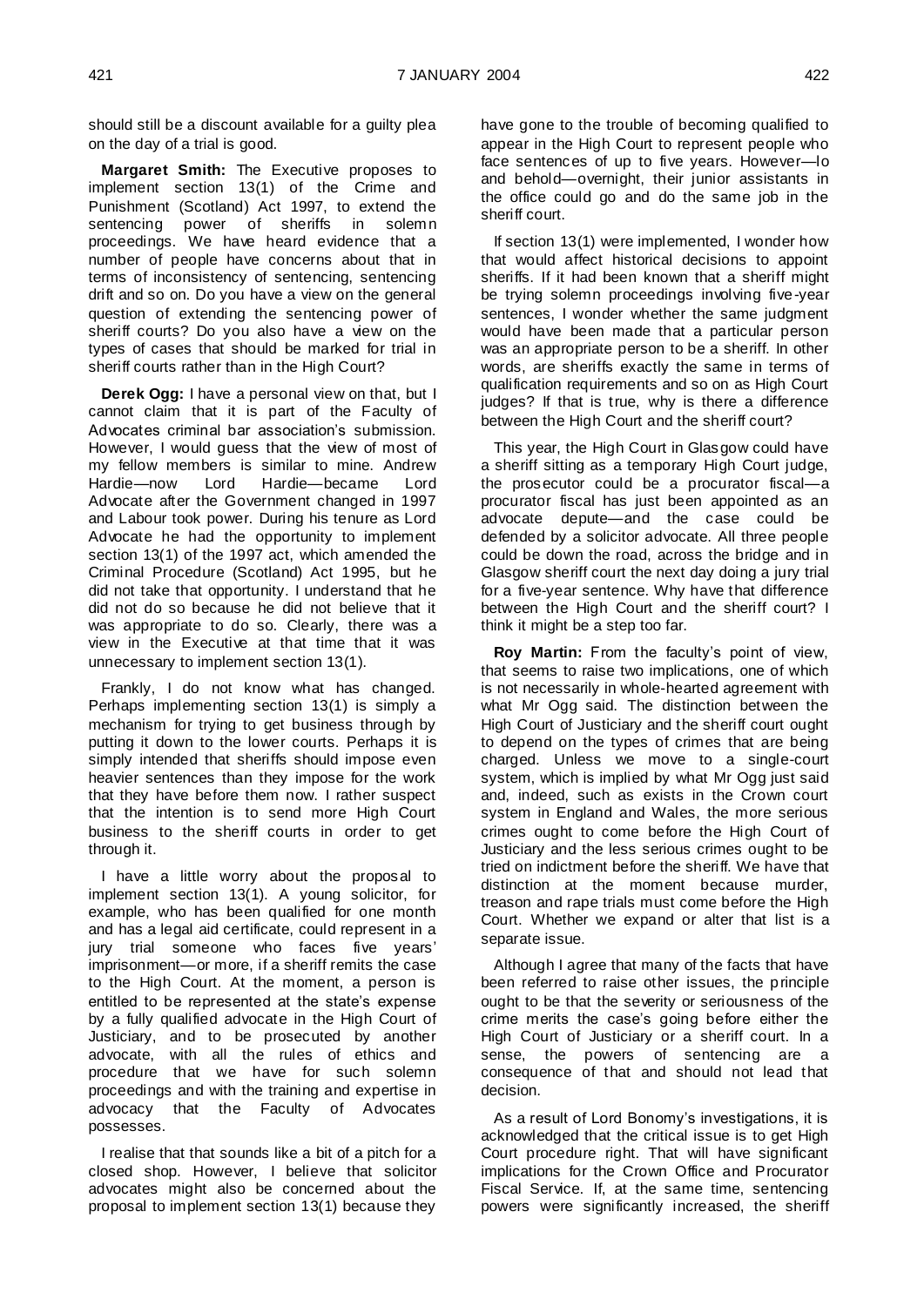should still be a discount available for a guilty plea on the day of a trial is good.

**Margaret Smith:** The Executive proposes to implement section 13(1) of the Crime and Punishment (Scotland) Act 1997, to extend the sentencing power of sheriffs in solemn proceedings. We have heard evidence that a number of people have concerns about that in terms of inconsistency of sentencing, sentencing drift and so on. Do you have a view on the general question of extending the sentencing power of sheriff courts? Do you also have a view on the types of cases that should be marked for trial in sheriff courts rather than in the High Court?

**Derek Ogg:** I have a personal view on that, but I cannot claim that it is part of the Faculty of Advocates criminal bar association's submission. However, I would guess that the view of most of my fellow members is similar to mine. Andrew Hardie—now Lord Hardie—became Lord Advocate after the Government changed in 1997 and Labour took power. During his tenure as Lord Advocate he had the opportunity to implement section 13(1) of the 1997 act, which amended the Criminal Procedure (Scotland) Act 1995, but he did not take that opportunity. I understand that he did not do so because he did not believe that it was appropriate to do so. Clearly, there was a view in the Executive at that time that it was unnecessary to implement section 13(1).

Frankly, I do not know what has changed. Perhaps implementing section 13(1) is simply a mechanism for trying to get business through by putting it down to the lower courts. Perhaps it is simply intended that sheriffs should impose even heavier sentences than they impose for the work that they have before them now. I rather suspect that the intention is to send more High Court business to the sheriff courts in order to get through it.

I have a little worry about the proposal to implement section 13(1). A young solicitor, for example, who has been qualified for one month and has a legal aid certificate, could represent in a jury trial someone who faces five years' imprisonment—or more, if a sheriff remits the case to the High Court. At the moment, a person is entitled to be represented at the state's expense by a fully qualified advocate in the High Court of Justiciary, and to be prosecuted by another advocate, with all the rules of ethics and procedure that we have for such solemn proceedings and with the training and expertise in advocacy that the Faculty of Advocates possesses.

I realise that that sounds like a bit of a pitch for a closed shop. However, I believe that solicitor advocates might also be concerned about the proposal to implement section 13(1) because they have gone to the trouble of becoming qualified to appear in the High Court to represent people who face sentences of up to five years. However—lo and behold—overnight, their junior assistants in the office could go and do the same job in the sheriff court.

If section 13(1) were implemented, I wonder how that would affect historical decisions to appoint sheriffs. If it had been known that a sheriff might be trying solemn proceedings involving five-year sentences, I wonder whether the same judgment would have been made that a particular person was an appropriate person to be a sheriff. In other words, are sheriffs exactly the same in terms of qualification requirements and so on as High Court judges? If that is true, why is there a difference between the High Court and the sheriff court?

This year, the High Court in Glasgow could have a sheriff sitting as a temporary High Court judge, the prosecutor could be a procurator fiscal—a procurator fiscal has just been appointed as an advocate depute—and the case could be defended by a solicitor advocate. All three people could be down the road, across the bridge and in Glasgow sheriff court the next day doing a jury trial for a five-year sentence. Why have that difference between the High Court and the sheriff court? I think it might be a step too far.

**Roy Martin:** From the faculty's point of view, that seems to raise two implications, one of which is not necessarily in whole-hearted agreement with what Mr Ogg said. The distinction between the High Court of Justiciary and the sheriff court ought to depend on the types of crimes that are being charged. Unless we move to a single-court system, which is implied by what Mr Ogg just said and, indeed, such as exists in the Crown court system in England and Wales, the more serious crimes ought to come before the High Court of Justiciary and the less serious crimes ought to be tried on indictment before the sheriff. We have that distinction at the moment because murder, treason and rape trials must come before the High Court. Whether we expand or alter that list is a separate issue.

Although I agree that many of the facts that have been referred to raise other issues, the principle ought to be that the severity or seriousness of the crime merits the case's going before either the High Court of Justiciary or a sheriff court. In a sense, the powers of sentencing are a consequence of that and should not lead that decision.

As a result of Lord Bonomy's investigations, it is acknowledged that the critical issue is to get High Court procedure right. That will have significant implications for the Crown Office and Procurator Fiscal Service. If, at the same time, sentencing powers were significantly increased, the sheriff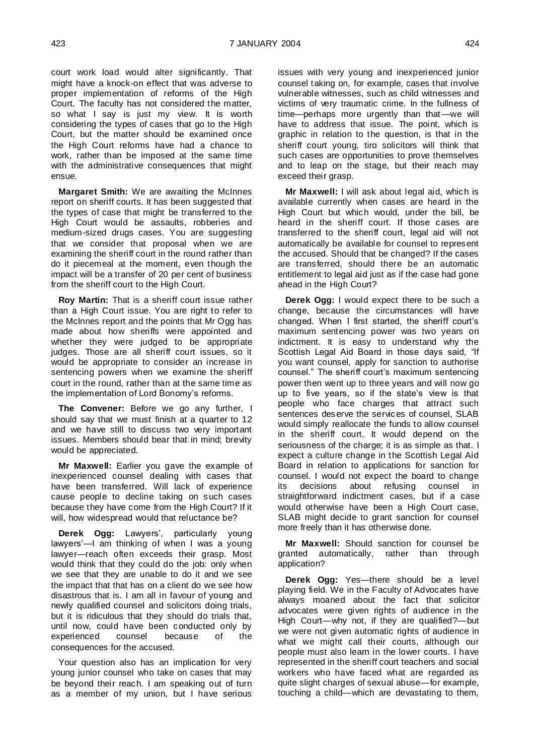court work load would alter significantly. That might have a knock-on effect that was adverse to proper implementation of reforms of the High Court. The faculty has not considered the matter, so what I say is just my view. It is worth considering the types of cases that go to the High Court, but the matter should be examined once the High Court reforms have had a chance to work, rather than be imposed at the same time with the administrative consequences that might ensue.

**Margaret Smith:** We are awaiting the McInnes report on sheriff courts. It has been suggested that the types of case that might be transferred to the High Court would be assaults, robberies and medium-sized drugs cases. You are suggesting that we consider that proposal when we are examining the sheriff court in the round rather than do it piecemeal at the moment, even though the impact will be a transfer of 20 per cent of business from the sheriff court to the High Court.

**Roy Martin:** That is a sheriff court issue rather than a High Court issue. You are right to refer to the McInnes report and the points that Mr Ogg has made about how sheriffs were appointed and whether they were judged to be appropriate judges. Those are all sheriff court issues, so it would be appropriate to consider an increase in sentencing powers when we examine the sheriff court in the round, rather than at the same time as the implementation of Lord Bonomy's reforms.

**The Convener:** Before we go any further, I should say that we must finish at a quarter to 12 and we have still to discuss two very important issues. Members should bear that in mind; brevity would be appreciated.

**Mr Maxwell:** Earlier you gave the example of inexperienced counsel dealing with cases that have been transferred. Will lack of experience cause people to decline taking on such cases because they have come from the High Court? If it will, how widespread would that reluctance be?

**Derek Ogg:** Lawyers', particularly young lawyers'—I am thinking of when I was a young lawyer—reach often exceeds their grasp. Most would think that they could do the job: only when we see that they are unable to do it and we see the impact that that has on a client do we see how disastrous that is. I am all in favour of young and newly qualified counsel and solicitors doing trials, but it is ridiculous that they should do trials that, until now, could have been conducted only by experienced counsel because of the consequences for the accused.

Your question also has an implication for very young junior counsel who take on cases that may be beyond their reach. I am speaking out of turn as a member of my union, but I have serious issues with very young and inexperienced junior counsel taking on, for example, cases that involve vulnerable witnesses, such as child witnesses and victims of very traumatic crime. In the fullness of time—perhaps more urgently than that—we will have to address that issue. The point, which is graphic in relation to the question, is that in the sheriff court young, tiro solicitors will think that such cases are opportunities to prove themselves and to leap on the stage, but their reach may exceed their grasp.

**Mr Maxwell:** I will ask about legal aid, which is available currently when cases are heard in the High Court but which would, under the bill, be heard in the sheriff court. If those cases are transferred to the sheriff court, legal aid will not automatically be available for counsel to represent the accused. Should that be changed? If the cases are transferred, should there be an automatic entitlement to legal aid just as if the case had gone ahead in the High Court?

**Derek Ogg:** I would expect there to be such a change, because the circumstances will have changed. When I first started, the sheriff court's maximum sentencing power was two years on indictment. It is easy to understand why the Scottish Legal Aid Board in those days said, "If you want counsel, apply for sanction to authorise counsel." The sheriff court's maximum sentencing power then went up to three years and will now go up to five years, so if the state's view is that people who face charges that attract such sentences deserve the services of counsel, SLAB would simply reallocate the funds to allow counsel in the sheriff court. It would depend on the seriousness of the charge; it is as simple as that. I expect a culture change in the Scottish Legal Aid Board in relation to applications for sanction for counsel. I would not expect the board to change its decisions about refusing counsel in straightforward indictment cases, but if a case would otherwise have been a High Court case, SLAB might decide to grant sanction for counsel more freely than it has otherwise done.

**Mr Maxwell:** Should sanction for counsel be granted automatically, rather than through application?

**Derek Ogg:** Yes—there should be a level playing field. We in the Faculty of Advocates have always moaned about the fact that solicitor advocates were given rights of audience in the High Court—why not, if they are qualified?—but we were not given automatic rights of audience in what we might call their courts, although our people must also learn in the lower courts. I have represented in the sheriff court teachers and social workers who have faced what are regarded as quite slight charges of sexual abuse—for example, touching a child—which are devastating to them,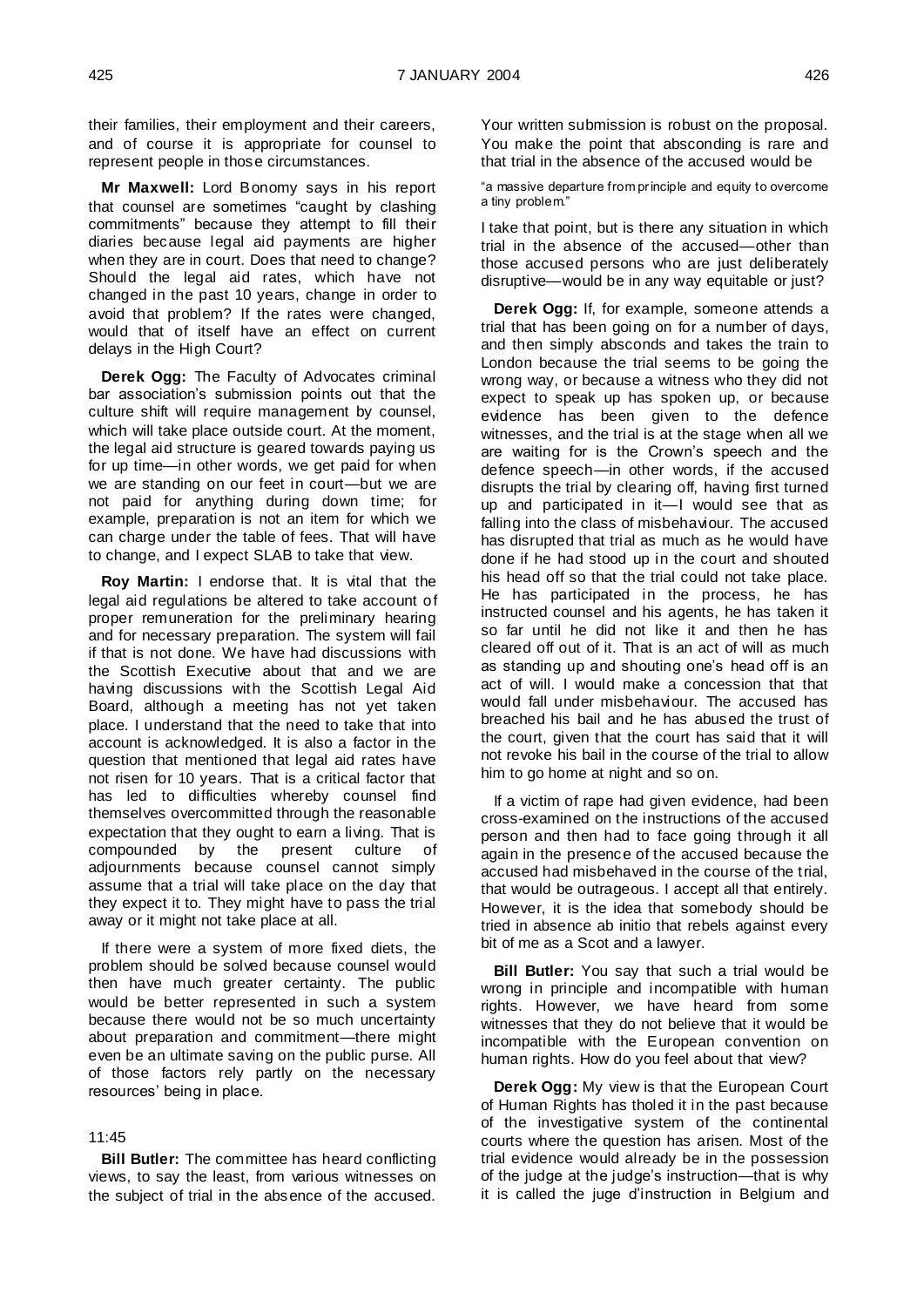their families, their employment and their careers, and of course it is appropriate for counsel to represent people in those circumstances.

**Mr Maxwell:** Lord Bonomy says in his report that counsel are sometimes "caught by clashing commitments" because they attempt to fill their diaries because legal aid payments are higher when they are in court. Does that need to change? Should the legal aid rates, which have not changed in the past 10 years, change in order to avoid that problem? If the rates were changed, would that of itself have an effect on current delays in the High Court?

**Derek Ogg:** The Faculty of Advocates criminal bar association's submission points out that the culture shift will require management by counsel, which will take place outside court. At the moment, the legal aid structure is geared towards paying us for up time—in other words, we get paid for when we are standing on our feet in court—but we are not paid for anything during down time; for example, preparation is not an item for which we can charge under the table of fees. That will have to change, and I expect SLAB to take that view.

**Roy Martin:** I endorse that. It is vital that the legal aid regulations be altered to take account of proper remuneration for the preliminary hearing and for necessary preparation. The system will fail if that is not done. We have had discussions with the Scottish Executive about that and we are having discussions with the Scottish Legal Aid Board, although a meeting has not yet taken place. I understand that the need to take that into account is acknowledged. It is also a factor in the question that mentioned that legal aid rates have not risen for 10 years. That is a critical factor that has led to difficulties whereby counsel find themselves overcommitted through the reasonable expectation that they ought to earn a living. That is compounded by the present culture of adjournments because counsel cannot simply assume that a trial will take place on the day that they expect it to. They might have to pass the trial away or it might not take place at all.

If there were a system of more fixed diets, the problem should be solved because counsel would then have much greater certainty. The public would be better represented in such a system because there would not be so much uncertainty about preparation and commitment—there might even be an ultimate saving on the public purse. All of those factors rely partly on the necessary resources' being in place.

11:45

**Bill Butler:** The committee has heard conflicting views, to say the least, from various witnesses on the subject of trial in the absence of the accused. Your written submission is robust on the proposal. You make the point that absconding is rare and that trial in the absence of the accused would be

"a massive departure from principle and equity to overcome a tiny problem."

I take that point, but is there any situation in which trial in the absence of the accused—other than those accused persons who are just deliberately disruptive—would be in any way equitable or just?

**Derek Ogg:** If, for example, someone attends a trial that has been going on for a number of days, and then simply absconds and takes the train to London because the trial seems to be going the wrong way, or because a witness who they did not expect to speak up has spoken up, or because evidence has been given to the defence witnesses, and the trial is at the stage when all we are waiting for is the Crown's speech and the defence speech—in other words, if the accused disrupts the trial by clearing off, having first turned up and participated in it—I would see that as falling into the class of misbehaviour. The accused has disrupted that trial as much as he would have done if he had stood up in the court and shouted his head off so that the trial could not take place. He has participated in the process, he has instructed counsel and his agents, he has taken it so far until he did not like it and then he has cleared off out of it. That is an act of will as much as standing up and shouting one's head off is an act of will. I would make a concession that that would fall under misbehaviour. The accused has breached his bail and he has abused the trust of the court, given that the court has said that it will not revoke his bail in the course of the trial to allow him to go home at night and so on.

If a victim of rape had given evidence, had been cross-examined on the instructions of the accused person and then had to face going through it all again in the presence of the accused because the accused had misbehaved in the course of the trial, that would be outrageous. I accept all that entirely. However, it is the idea that somebody should be tried in absence ab initio that rebels against every bit of me as a Scot and a lawyer.

**Bill Butler:** You say that such a trial would be wrong in principle and incompatible with human rights. However, we have heard from some witnesses that they do not believe that it would be incompatible with the European convention on human rights. How do you feel about that view?

**Derek Ogg:** My view is that the European Court of Human Rights has tholed it in the past because of the investigative system of the continental courts where the question has arisen. Most of the trial evidence would already be in the possession of the judge at the judge's instruction—that is why it is called the juge d'instruction in Belgium and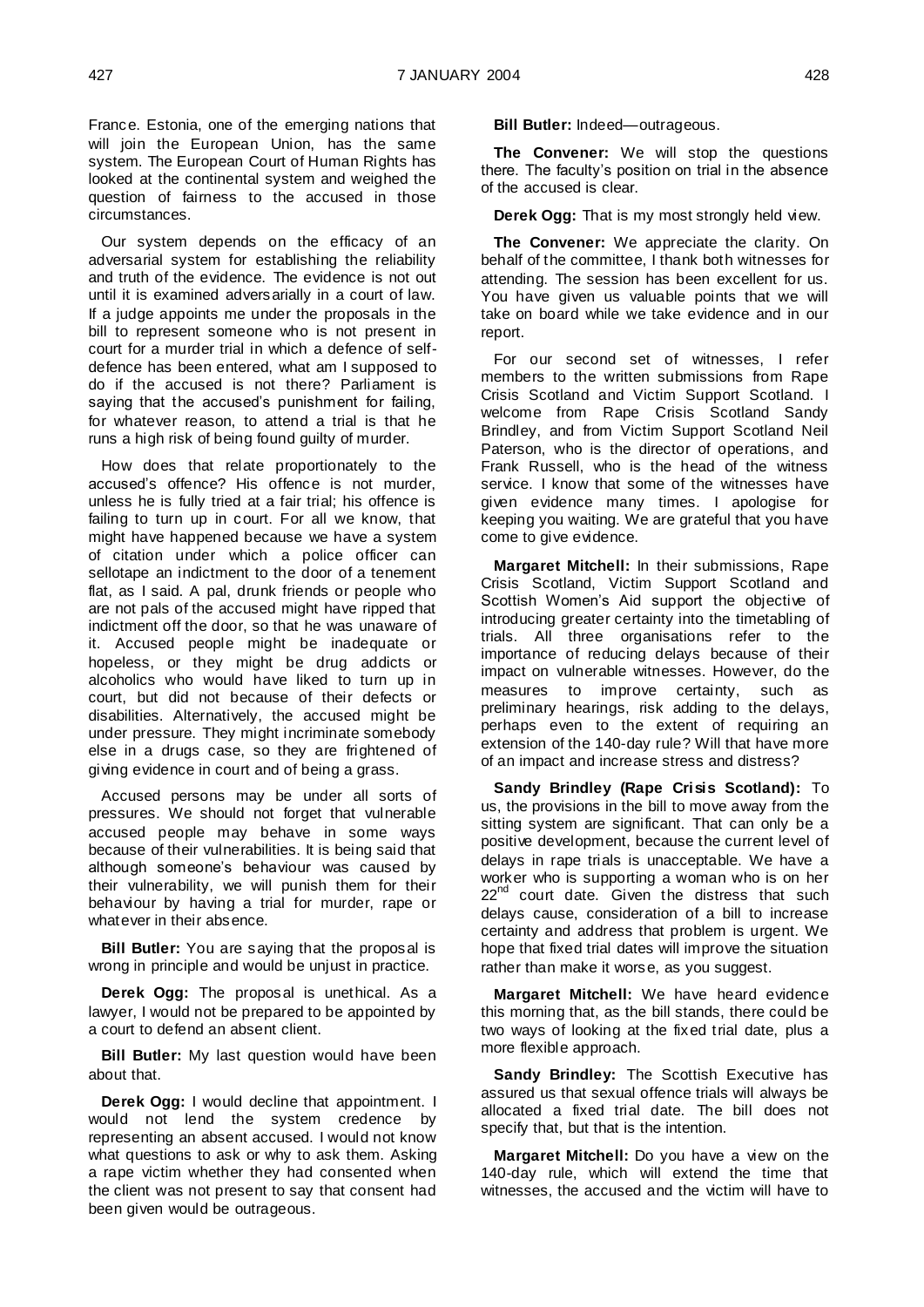France. Estonia, one of the emerging nations that will join the European Union, has the same system. The European Court of Human Rights has looked at the continental system and weighed the question of fairness to the accused in those circumstances.

Our system depends on the efficacy of an adversarial system for establishing the reliability and truth of the evidence. The evidence is not out until it is examined adversarially in a court of law. If a judge appoints me under the proposals in the bill to represent someone who is not present in court for a murder trial in which a defence of self-defence has been entered, what am I supposed to do if the accused is not there? Parliament is saying that the accused's punishment for failing, for whatever reason, to attend a trial is that he runs a high risk of being found guilty of murder.

How does that relate proportionately to the accused's offence? His offence is not murder, unless he is fully tried at a fair trial; his offence is failing to turn up in court. For all we know, that might have happened because we have a system of citation under which a police officer can sellotape an indictment to the door of a tenement flat, as I said. A pal, drunk friends or people who are not pals of the accused might have ripped that indictment off the door, so that he was unaware of it. Accused people might be inadequate or hopeless, or they might be drug addicts or alcoholics who would have liked to turn up in court, but did not because of their defects or disabilities. Alternatively, the accused might be under pressure. They might incriminate somebody else in a drugs case, so they are frightened of giving evidence in court and of being a grass.

Accused persons may be under all sorts of pressures. We should not forget that vulnerable accused people may behave in some ways because of their vulnerabilities. It is being said that although someone's behaviour was caused by their vulnerability, we will punish them for their behaviour by having a trial for murder, rape or whatever in their absence.

**Bill Butler:** You are saying that the proposal is wrong in principle and would be unjust in practice.

**Derek Ogg:** The proposal is unethical. As a lawyer, I would not be prepared to be appointed by a court to defend an absent client.

**Bill Butler:** My last question would have been about that.

**Derek Ogg:** I would decline that appointment. I would not lend the system credence by representing an absent accused. I would not know what questions to ask or why to ask them. Asking a rape victim whether they had consented when the client was not present to say that consent had been given would be outrageous.

**Bill Butler:** Indeed—outrageous.

**The Convener:** We will stop the questions there. The faculty's position on trial in the absence of the accused is clear.

**Derek Ogg:** That is my most strongly held view.

**The Convener:** We appreciate the clarity. On behalf of the committee, I thank both witnesses for attending. The session has been excellent for us. You have given us valuable points that we will take on board while we take evidence and in our report.

For our second set of witnesses, I refer members to the written submissions from Rape Crisis Scotland and Victim Support Scotland. I welcome from Rape Crisis Scotland Sandy Brindley, and from Victim Support Scotland Neil Paterson, who is the director of operations, and Frank Russell, who is the head of the witness service. I know that some of the witnesses have given evidence many times. I apologise for keeping you waiting. We are grateful that you have come to give evidence.

**Margaret Mitchell:** In their submissions, Rape Crisis Scotland, Victim Support Scotland and Scottish Women's Aid support the objective of introducing greater certainty into the timetabling of trials. All three organisations refer to the importance of reducing delays because of their impact on vulnerable witnesses. However, do the measures to improve certainty, such as preliminary hearings, risk adding to the delays, perhaps even to the extent of requiring an extension of the 140-day rule? Will that have more of an impact and increase stress and distress?

**Sandy Brindley (Rape Crisis Scotland):** To us, the provisions in the bill to move away from the sitting system are significant. That can only be a positive development, because the current level of delays in rape trials is unacceptable. We have a worker who is supporting a woman who is on her 22nd court date. Given the distress that such delays cause, consideration of a bill to increase certainty and address that problem is urgent. We hope that fixed trial dates will improve the situation rather than make it worse, as you suggest.

**Margaret Mitchell:** We have heard evidence this morning that, as the bill stands, there could be two ways of looking at the fixed trial date, plus a more flexible approach.

**Sandy Brindley:** The Scottish Executive has assured us that sexual offence trials will always be allocated a fixed trial date. The bill does not specify that, but that is the intention.

**Margaret Mitchell:** Do you have a view on the 140-day rule, which will extend the time that witnesses, the accused and the victim will have to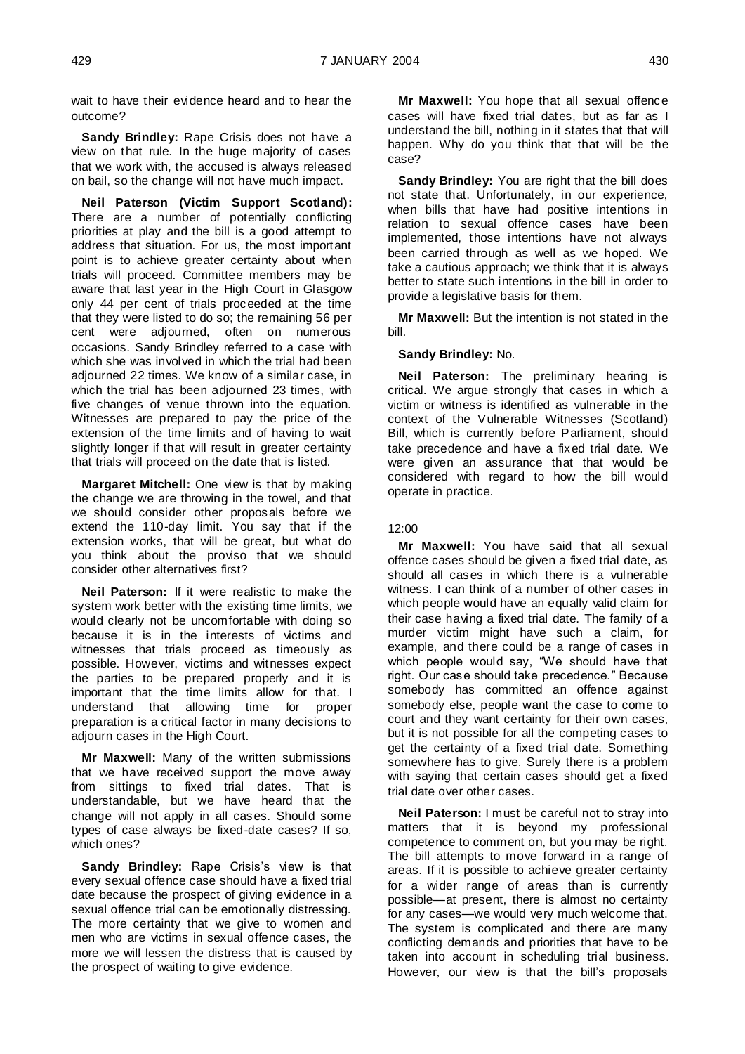wait to have their evidence heard and to hear the outcome?

**Sandy Brindley:** Rape Crisis does not have a view on that rule. In the huge majority of cases that we work with, the accused is always released on bail, so the change will not have much impact.

**Neil Paterson (Victim Support Scotland):** There are a number of potentially conflicting priorities at play and the bill is a good attempt to address that situation. For us, the most important point is to achieve greater certainty about when trials will proceed. Committee members may be aware that last year in the High Court in Glasgow only 44 per cent of trials proceeded at the time that they were listed to do so; the remaining 56 per cent were adjourned, often on numerous occasions. Sandy Brindley referred to a case with which she was involved in which the trial had been adjourned 22 times. We know of a similar case, in which the trial has been adjourned 23 times, with five changes of venue thrown into the equation. Witnesses are prepared to pay the price of the extension of the time limits and of having to wait slightly longer if that will result in greater certainty that trials will proceed on the date that is listed.

**Margaret Mitchell:** One view is that by making the change we are throwing in the towel, and that we should consider other proposals before we extend the 110-day limit. You say that if the extension works, that will be great, but what do you think about the proviso that we should consider other alternatives first?

**Neil Paterson:** If it were realistic to make the system work better with the existing time limits, we would clearly not be uncomfortable with doing so because it is in the interests of victims and witnesses that trials proceed as timeously as possible. However, victims and witnesses expect the parties to be prepared properly and it is important that the time limits allow for that. I understand that allowing time for proper preparation is a critical factor in many decisions to adjourn cases in the High Court.

**Mr Maxwell:** Many of the written submissions that we have received support the move away from sittings to fixed trial dates. That is understandable, but we have heard that the change will not apply in all cases. Should some types of case always be fixed-date cases? If so, which ones?

**Sandy Brindley:** Rape Crisis's view is that every sexual offence case should have a fixed trial date because the prospect of giving evidence in a sexual offence trial can be emotionally distressing. The more certainty that we give to women and men who are victims in sexual offence cases, the more we will lessen the distress that is caused by the prospect of waiting to give evidence.

**Mr Maxwell:** You hope that all sexual offence cases will have fixed trial dates, but as far as I understand the bill, nothing in it states that that will happen. Why do you think that that will be the case?

**Sandy Brindley:** You are right that the bill does not state that. Unfortunately, in our experience, when bills that have had positive intentions in relation to sexual offence cases have been implemented, those intentions have not always been carried through as well as we hoped. We take a cautious approach; we think that it is always better to state such intentions in the bill in order to provide a legislative basis for them.

**Mr Maxwell:** But the intention is not stated in the bill.

**Sandy Brindley:** No.

**Neil Paterson:** The preliminary hearing is critical. We argue strongly that cases in which a victim or witness is identified as vulnerable in the context of the Vulnerable Witnesses (Scotland) Bill, which is currently before Parliament, should take precedence and have a fixed trial date. We were given an assurance that that would be considered with regard to how the bill would operate in practice.

12:00

**Mr Maxwell:** You have said that all sexual offence cases should be given a fixed trial date, as should all cases in which there is a vulnerable witness. I can think of a number of other cases in which people would have an equally valid claim for their case having a fixed trial date. The family of a murder victim might have such a claim, for example, and there could be a range of cases in which people would say, "We should have that right. Our case should take precedence." Because somebody has committed an offence against somebody else, people want the case to come to court and they want certainty for their own cases, but it is not possible for all the competing cases to get the certainty of a fixed trial date. Something somewhere has to give. Surely there is a problem with saying that certain cases should get a fixed trial date over other cases.

**Neil Paterson:** I must be careful not to stray into matters that it is beyond my professional competence to comment on, but you may be right. The bill attempts to move forward in a range of areas. If it is possible to achieve greater certainty for a wider range of areas than is currently possible—at present, there is almost no certainty for any cases—we would very much welcome that. The system is complicated and there are many conflicting demands and priorities that have to be taken into account in scheduling trial business. However, our view is that the bill's proposals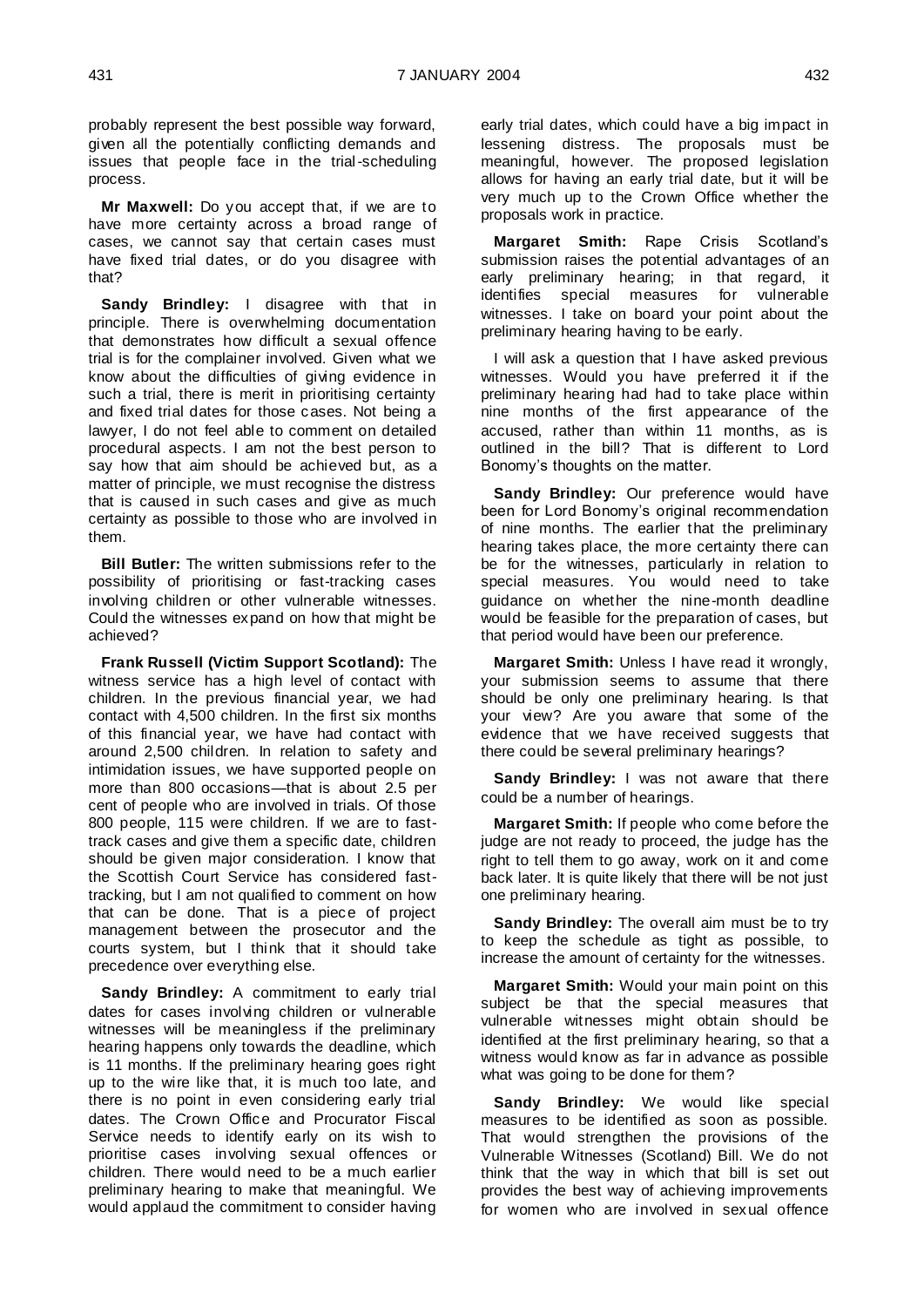probably represent the best possible way forward, given all the potentially conflicting demands and issues that people face in the trial-scheduling process.

**Mr Maxwell:** Do you accept that, if we are to have more certainty across a broad range of cases, we cannot say that certain cases must have fixed trial dates, or do you disagree with that?

**Sandy Brindley:** I disagree with that in principle. There is overwhelming documentation that demonstrates how difficult a sexual offence trial is for the complainer involved. Given what we know about the difficulties of giving evidence in such a trial, there is merit in prioritising certainty and fixed trial dates for those cases. Not being a lawyer, I do not feel able to comment on detailed procedural aspects. I am not the best person to say how that aim should be achieved but, as a matter of principle, we must recognise the distress that is caused in such cases and give as much certainty as possible to those who are involved in them.

**Bill Butler:** The written submissions refer to the possibility of prioritising or fast-tracking cases involving children or other vulnerable witnesses. Could the witnesses expand on how that might be achieved?

**Frank Russell (Victim Support Scotland):** The witness service has a high level of contact with children. In the previous financial year, we had contact with 4,500 children. In the first six months of this financial year, we have had contact with around 2,500 children. In relation to safety and intimidation issues, we have supported people on more than 800 occasions—that is about 2.5 per cent of people who are involved in trials. Of those 800 people, 115 were children. If we are to fast-track cases and give them a specific date, children should be given major consideration. I know that the Scottish Court Service has considered fast-tracking, but I am not qualified to comment on how that can be done. That is a piece of project management between the prosecutor and the courts system, but I think that it should take precedence over everything else.

**Sandy Brindley:** A commitment to early trial dates for cases involving children or vulnerable witnesses will be meaningless if the preliminary hearing happens only towards the deadline, which is 11 months. If the preliminary hearing goes right up to the wire like that, it is much too late, and there is no point in even considering early trial dates. The Crown Office and Procurator Fiscal Service needs to identify early on its wish to prioritise cases involving sexual offences or children. There would need to be a much earlier preliminary hearing to make that meaningful. We would applaud the commitment to consider having early trial dates, which could have a big impact in lessening distress. The proposals must be meaningful, however. The proposed legislation allows for having an early trial date, but it will be very much up to the Crown Office whether the proposals work in practice.

**Margaret Smith:** Rape Crisis Scotland's submission raises the potential advantages of an early preliminary hearing; in that regard, it identifies special measures for vulnerable witnesses. I take on board your point about the preliminary hearing having to be early.

I will ask a question that I have asked previous witnesses. Would you have preferred it if the preliminary hearing had had to take place within nine months of the first appearance of the accused, rather than within 11 months, as is outlined in the bill? That is different to Lord Bonomy's thoughts on the matter.

**Sandy Brindley:** Our preference would have been for Lord Bonomy's original recommendation of nine months. The earlier that the preliminary hearing takes place, the more certainty there can be for the witnesses, particularly in relation to special measures. You would need to take guidance on whether the nine-month deadline would be feasible for the preparation of cases, but that period would have been our preference.

**Margaret Smith:** Unless I have read it wrongly, your submission seems to assume that there should be only one preliminary hearing. Is that your view? Are you aware that some of the evidence that we have received suggests that there could be several preliminary hearings?

**Sandy Brindley:** I was not aware that there could be a number of hearings.

**Margaret Smith:** If people who come before the judge are not ready to proceed, the judge has the right to tell them to go away, work on it and come back later. It is quite likely that there will be not just one preliminary hearing.

**Sandy Brindley:** The overall aim must be to try to keep the schedule as tight as possible, to increase the amount of certainty for the witnesses.

**Margaret Smith:** Would your main point on this subject be that the special measures that vulnerable witnesses might obtain should be identified at the first preliminary hearing, so that a witness would know as far in advance as possible what was going to be done for them?

**Sandy Brindley:** We would like special measures to be identified as soon as possible. That would strengthen the provisions of the Vulnerable Witnesses (Scotland) Bill. We do not think that the way in which that bill is set out provides the best way of achieving improvements for women who are involved in sexual offence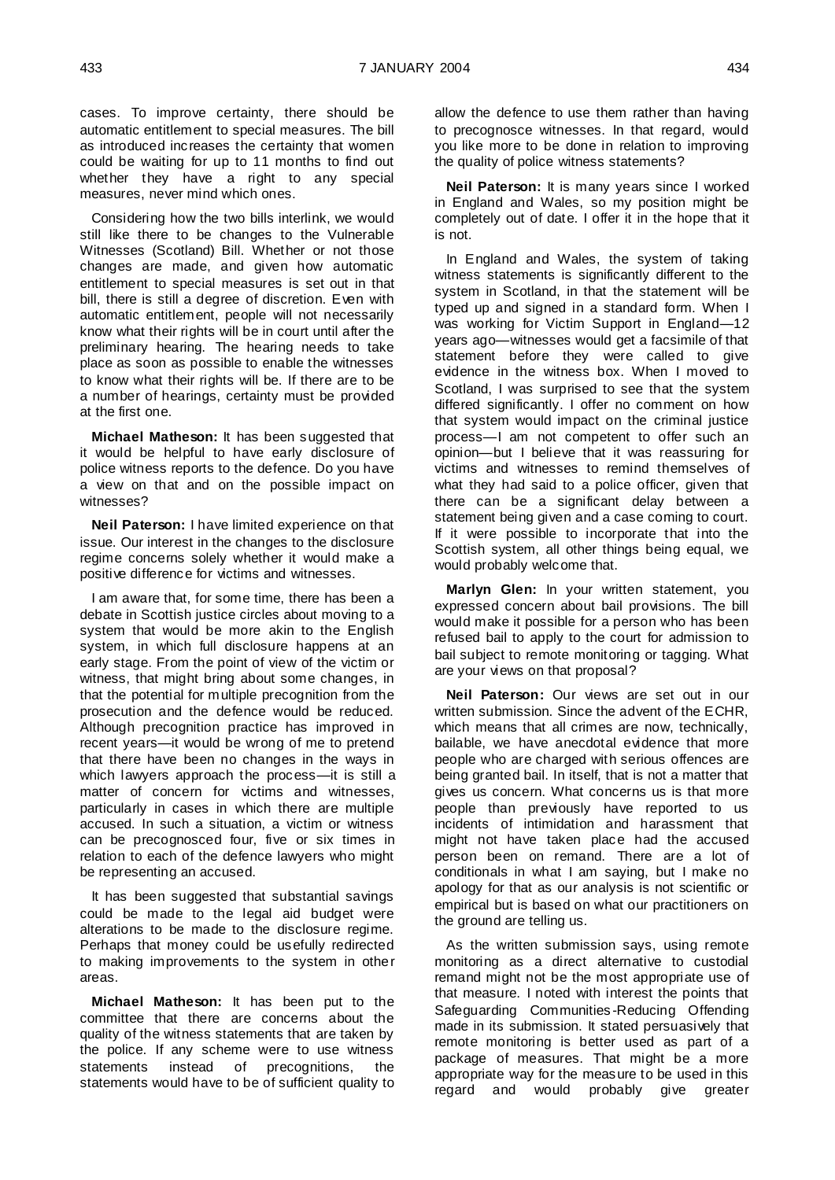cases. To improve certainty, there should be automatic entitlement to special measures. The bill as introduced increases the certainty that women could be waiting for up to 11 months to find out whether they have a right to any special measures, never mind which ones.

Considering how the two bills interlink, we would still like there to be changes to the Vulnerable Witnesses (Scotland) Bill. Whether or not those changes are made, and given how automatic entitlement to special measures is set out in that bill, there is still a degree of discretion. Even with automatic entitlement, people will not necessarily know what their rights will be in court until after the preliminary hearing. The hearing needs to take place as soon as possible to enable the witnesses to know what their rights will be. If there are to be a number of hearings, certainty must be provided at the first one.

**Michael Matheson:** It has been suggested that it would be helpful to have early disclosure of police witness reports to the defence. Do you have a view on that and on the possible impact on witnesses?

**Neil Paterson:** I have limited experience on that issue. Our interest in the changes to the disclosure regime concerns solely whether it would make a positive difference for victims and witnesses.

I am aware that, for some time, there has been a debate in Scottish justice circles about moving to a system that would be more akin to the English system, in which full disclosure happens at an early stage. From the point of view of the victim or witness, that might bring about some changes, in that the potential for multiple precognition from the prosecution and the defence would be reduced. Although precognition practice has improved in recent years—it would be wrong of me to pretend that there have been no changes in the ways in which lawyers approach the process—it is still a matter of concern for victims and witnesses, particularly in cases in which there are multiple accused. In such a situation, a victim or witness can be precognosced four, five or six times in relation to each of the defence lawyers who might be representing an accused.

It has been suggested that substantial savings could be made to the legal aid budget were alterations to be made to the disclosure regime. Perhaps that money could be usefully redirected to making improvements to the system in other areas.

**Michael Matheson:** It has been put to the committee that there are concerns about the quality of the witness statements that are taken by the police. If any scheme were to use witness statements instead of precognitions, the statements would have to be of sufficient quality to allow the defence to use them rather than having to precognosce witnesses. In that regard, would you like more to be done in relation to improving the quality of police witness statements?

**Neil Paterson:** It is many years since I worked in England and Wales, so my position might be completely out of date. I offer it in the hope that it is not.

In England and Wales, the system of taking witness statements is significantly different to the system in Scotland, in that the statement will be typed up and signed in a standard form. When I was working for Victim Support in England—12 years ago—witnesses would get a facsimile of that statement before they were called to give evidence in the witness box. When I moved to Scotland, I was surprised to see that the system differed significantly. I offer no comment on how that system would impact on the criminal justice process—I am not competent to offer such an opinion—but I believe that it was reassuring for victims and witnesses to remind themselves of what they had said to a police officer, given that there can be a significant delay between a statement being given and a case coming to court. If it were possible to incorporate that into the Scottish system, all other things being equal, we would probably welcome that.

**Marlyn Glen:** In your written statement, you expressed concern about bail provisions. The bill would make it possible for a person who has been refused bail to apply to the court for admission to bail subject to remote monitoring or tagging. What are your views on that proposal?

**Neil Paterson:** Our views are set out in our written submission. Since the advent of the ECHR, which means that all crimes are now, technically, bailable, we have anecdotal evidence that more people who are charged with serious offences are being granted bail. In itself, that is not a matter that gives us concern. What concerns us is that more people than previously have reported to us incidents of intimidation and harassment that might not have taken place had the accused person been on remand. There are a lot of conditionals in what I am saying, but I make no apology for that as our analysis is not scientific or empirical but is based on what our practitioners on the ground are telling us.

As the written submission says, using remote monitoring as a direct alternative to custodial remand might not be the most appropriate use of that measure. I noted with interest the points that Safeguarding Communities-Reducing Offending made in its submission. It stated persuasively that remote monitoring is better used as part of a package of measures. That might be a more appropriate way for the measure to be used in this regard and would probably give greater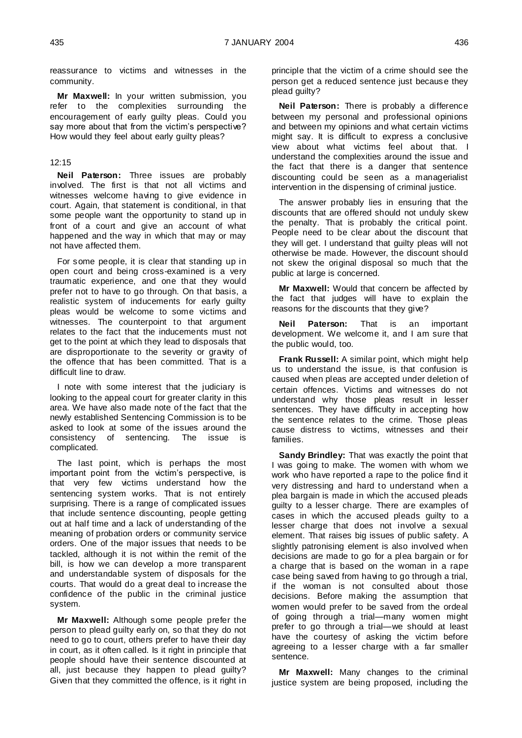reassurance to victims and witnesses in the community.

**Mr Maxwell:** In your written submission, you refer to the complexities surrounding the encouragement of early guilty pleas. Could you say more about that from the victim's perspective? How would they feel about early guilty pleas?

12:15

**Neil Paterson:** Three issues are probably involved. The first is that not all victims and witnesses welcome having to give evidence in court. Again, that statement is conditional, in that some people want the opportunity to stand up in front of a court and give an account of what happened and the way in which that may or may not have affected them.

For some people, it is clear that standing up in open court and being cross-examined is a very traumatic experience, and one that they would prefer not to have to go through. On that basis, a realistic system of inducements for early guilty pleas would be welcome to some victims and witnesses. The counterpoint to that argument relates to the fact that the inducements must not get to the point at which they lead to disposals that are disproportionate to the severity or gravity of the offence that has been committed. That is a difficult line to draw.

I note with some interest that the judiciary is looking to the appeal court for greater clarity in this area. We have also made note of the fact that the newly established Sentencing Commission is to be asked to look at some of the issues around the consistency of sentencing. The issue is complicated.

The last point, which is perhaps the most important point from the victim's perspective, is that very few victims understand how the sentencing system works. That is not entirely surprising. There is a range of complicated issues that include sentence discounting, people getting out at half time and a lack of understanding of the meaning of probation orders or community service orders. One of the major issues that needs to be tackled, although it is not within the remit of the bill, is how we can develop a more transparent and understandable system of disposals for the courts. That would do a great deal to increase the confidence of the public in the criminal justice system.

**Mr Maxwell:** Although some people prefer the person to plead guilty early on, so that they do not need to go to court, others prefer to have their day in court, as it often called. Is it right in principle that people should have their sentence discounted at all, just because they happen to plead guilty? Given that they committed the offence, is it right in principle that the victim of a crime should see the person get a reduced sentence just because they plead guilty?

**Neil Paterson:** There is probably a difference between my personal and professional opinions and between my opinions and what certain victims might say. It is difficult to express a conclusive view about what victims feel about that. I understand the complexities around the issue and the fact that there is a danger that sentence discounting could be seen as a managerialist intervention in the dispensing of criminal justice.

The answer probably lies in ensuring that the discounts that are offered should not unduly skew the penalty. That is probably the critical point. People need to be clear about the discount that they will get. I understand that guilty pleas will not otherwise be made. However, the discount should not skew the original disposal so much that the public at large is concerned.

**Mr Maxwell:** Would that concern be affected by the fact that judges will have to explain the reasons for the discounts that they give?

**Neil Paterson:** That is an important development. We welcome it, and I am sure that the public would, too.

**Frank Russell:** A similar point, which might help us to understand the issue, is that confusion is caused when pleas are accepted under deletion of certain offences. Victims and witnesses do not understand why those pleas result in lesser sentences. They have difficulty in accepting how the sentence relates to the crime. Those pleas cause distress to victims, witnesses and their families.

**Sandy Brindley:** That was exactly the point that I was going to make. The women with whom we work who have reported a rape to the police find it very distressing and hard to understand when a plea bargain is made in which the accused pleads guilty to a lesser charge. There are examples of cases in which the accused pleads guilty to a lesser charge that does not involve a sexual element. That raises big issues of public safety. A slightly patronising element is also involved when decisions are made to go for a plea bargain or for a charge that is based on the woman in a rape case being saved from having to go through a trial, if the woman is not consulted about those decisions. Before making the assumption that women would prefer to be saved from the ordeal of going through a trial—many women might prefer to go through a trial—we should at least have the courtesy of asking the victim before agreeing to a lesser charge with a far smaller sentence.

**Mr Maxwell:** Many changes to the criminal justice system are being proposed, including the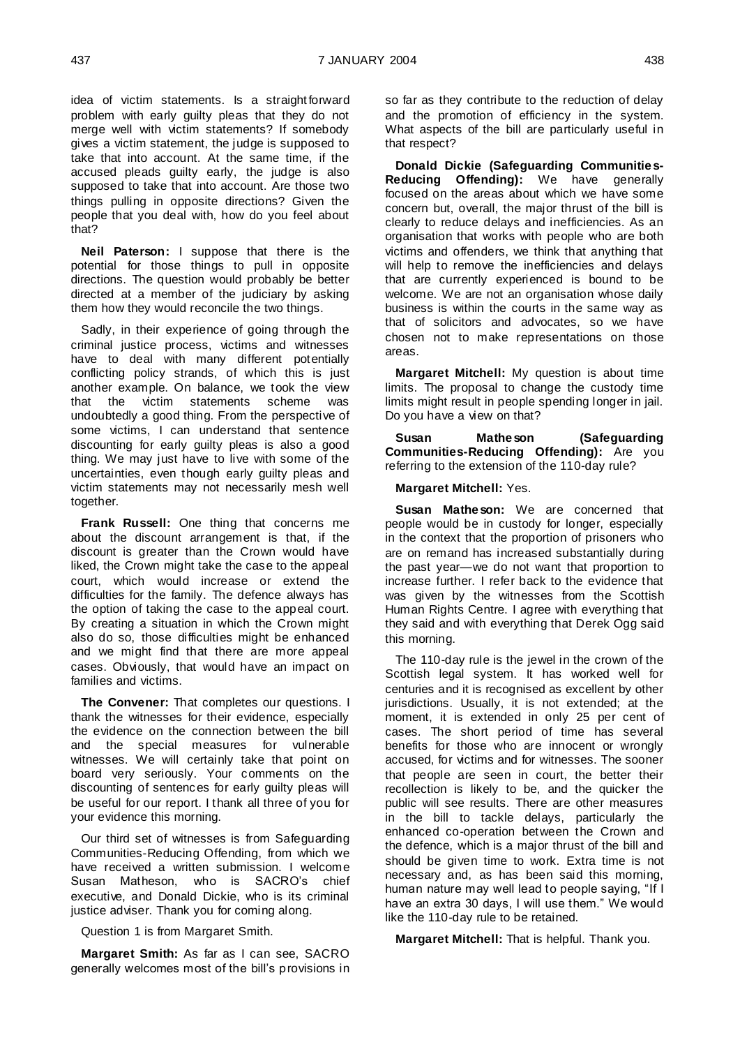idea of victim statements. Is a straightforward problem with early guilty pleas that they do not merge well with victim statements? If somebody gives a victim statement, the judge is supposed to take that into account. At the same time, if the accused pleads guilty early, the judge is also supposed to take that into account. Are those two things pulling in opposite directions? Given the people that you deal with, how do you feel about that?

**Neil Paterson:** I suppose that there is the potential for those things to pull in opposite directions. The question would probably be better directed at a member of the judiciary by asking them how they would reconcile the two things.

Sadly, in their experience of going through the criminal justice process, victims and witnesses have to deal with many different potentially conflicting policy strands, of which this is just another example. On balance, we took the view that the victim statements scheme was undoubtedly a good thing. From the perspective of some victims, I can understand that sentence discounting for early guilty pleas is also a good thing. We may just have to live with some of the uncertainties, even though early guilty pleas and victim statements may not necessarily mesh well together.

**Frank Russell:** One thing that concerns me about the discount arrangement is that, if the discount is greater than the Crown would have liked, the Crown might take the case to the appeal court, which would increase or extend the difficulties for the family. The defence always has the option of taking the case to the appeal court. By creating a situation in which the Crown might also do so, those difficulties might be enhanced and we might find that there are more appeal cases. Obviously, that would have an impact on families and victims.

**The Convener:** That completes our questions. I thank the witnesses for their evidence, especially the evidence on the connection between the bill and the special measures for vulnerable witnesses. We will certainly take that point on board very seriously. Your comments on the discounting of sentences for early guilty pleas will be useful for our report. I thank all three of you for your evidence this morning.

Our third set of witnesses is from Safeguarding Communities-Reducing Offending, from which we have received a written submission. I welcome Susan Matheson, who is SACRO's chief executive, and Donald Dickie, who is its criminal justice adviser. Thank you for coming along.

Question 1 is from Margaret Smith.

**Margaret Smith:** As far as I can see, SACRO generally welcomes most of the bill's provisions in so far as they contribute to the reduction of delay and the promotion of efficiency in the system. What aspects of the bill are particularly useful in that respect?

**Donald Dickie (Safeguarding Communities-Reducing Offending):** We have generally focused on the areas about which we have some concern but, overall, the major thrust of the bill is clearly to reduce delays and inefficiencies. As an organisation that works with people who are both victims and offenders, we think that anything that will help to remove the inefficiencies and delays that are currently experienced is bound to be welcome. We are not an organisation whose daily business is within the courts in the same way as that of solicitors and advocates, so we have chosen not to make representations on those areas.

**Margaret Mitchell:** My question is about time limits. The proposal to change the custody time limits might result in people spending longer in jail. Do you have a view on that?

**Susan Matheson (Safeguarding Communities-Reducing Offending):** Are you referring to the extension of the 110-day rule?

**Margaret Mitchell:** Yes.

**Susan Matheson:** We are concerned that people would be in custody for longer, especially in the context that the proportion of prisoners who are on remand has increased substantially during the past year—we do not want that proportion to increase further. I refer back to the evidence that was given by the witnesses from the Scottish Human Rights Centre. I agree with everything that they said and with everything that Derek Ogg said this morning.

The 110-day rule is the jewel in the crown of the Scottish legal system. It has worked well for centuries and it is recognised as excellent by other jurisdictions. Usually, it is not extended; at the moment, it is extended in only 25 per cent of cases. The short period of time has several benefits for those who are innocent or wrongly accused, for victims and for witnesses. The sooner that people are seen in court, the better their recollection is likely to be, and the quicker the public will see results. There are other measures in the bill to tackle delays, particularly the enhanced co-operation between the Crown and the defence, which is a major thrust of the bill and should be given time to work. Extra time is not necessary and, as has been said this morning, human nature may well lead to people saying, "If I have an extra 30 days, I will use them." We would like the 110-day rule to be retained.

**Margaret Mitchell:** That is helpful. Thank you.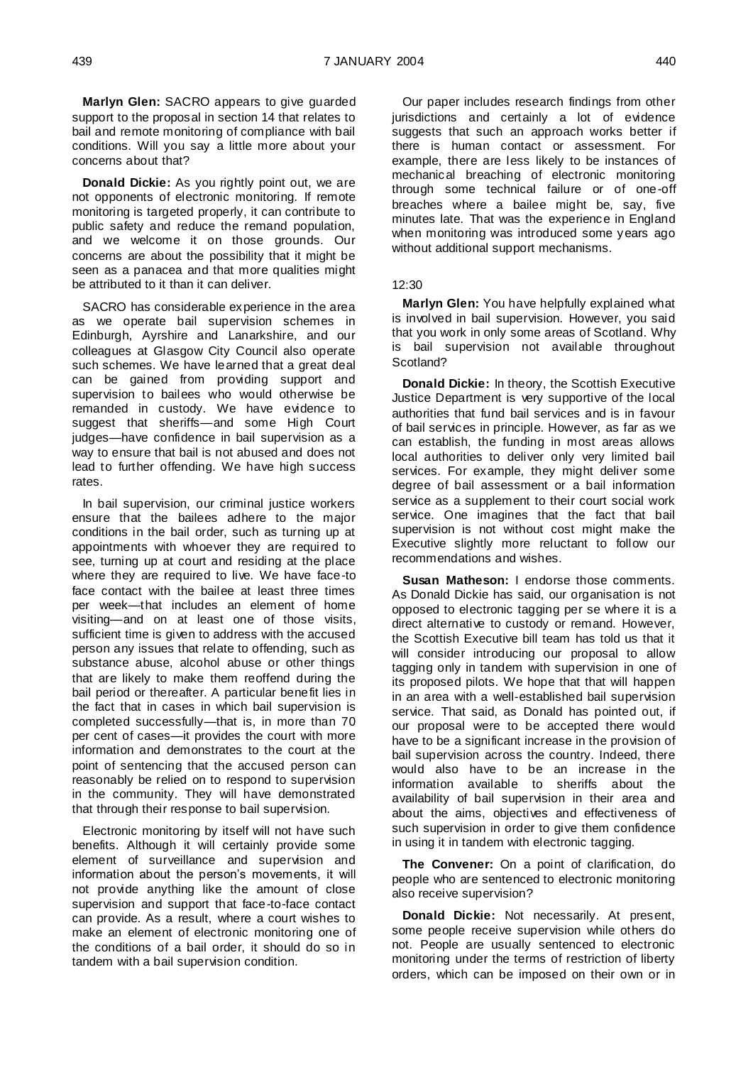**Marlyn Glen:** SACRO appears to give guarded support to the proposal in section 14 that relates to bail and remote monitoring of compliance with bail conditions. Will you say a little more about your concerns about that?

**Donald Dickie:** As you rightly point out, we are not opponents of electronic monitoring. If remote monitoring is targeted properly, it can contribute to public safety and reduce the remand population, and we welcome it on those grounds. Our concerns are about the possibility that it might be seen as a panacea and that more qualities might be attributed to it than it can deliver.

SACRO has considerable experience in the area as we operate bail supervision schemes in Edinburgh, Ayrshire and Lanarkshire, and our colleagues at Glasgow City Council also operate such schemes. We have learned that a great deal can be gained from providing support and supervision to bailees who would otherwise be remanded in custody. We have evidence to suggest that sheriffs—and some High Court judges—have confidence in bail supervision as a way to ensure that bail is not abused and does not lead to further offending. We have high success rates.

In bail supervision, our criminal justice workers ensure that the bailees adhere to the major conditions in the bail order, such as turning up at appointments with whoever they are required to see, turning up at court and residing at the place where they are required to live. We have face-to face contact with the bailee at least three times per week—that includes an element of home visiting—and on at least one of those visits, sufficient time is given to address with the accused person any issues that relate to offending, such as substance abuse, alcohol abuse or other things that are likely to make them reoffend during the bail period or thereafter. A particular benefit lies in the fact that in cases in which bail supervision is completed successfully—that is, in more than 70 per cent of cases—it provides the court with more information and demonstrates to the court at the point of sentencing that the accused person can reasonably be relied on to respond to supervision in the community. They will have demonstrated that through their response to bail supervision.

Electronic monitoring by itself will not have such benefits. Although it will certainly provide some element of surveillance and supervision and information about the person's movements, it will not provide anything like the amount of close supervision and support that face-to-face contact can provide. As a result, where a court wishes to make an element of electronic monitoring one of the conditions of a bail order, it should do so in tandem with a bail supervision condition.

Our paper includes research findings from other jurisdictions and certainly a lot of evidence suggests that such an approach works better if there is human contact or assessment. For example, there are less likely to be instances of mechanical breaching of electronic monitoring through some technical failure or of one-off breaches where a bailee might be, say, five minutes late. That was the experience in England when monitoring was introduced some years ago without additional support mechanisms.

12:30

**Marlyn Glen:** You have helpfully explained what is involved in bail supervision. However, you said that you work in only some areas of Scotland. Why is bail supervision not available throughout Scotland?

**Donald Dickie:** In theory, the Scottish Executive Justice Department is very supportive of the local authorities that fund bail services and is in favour of bail services in principle. However, as far as we can establish, the funding in most areas allows local authorities to deliver only very limited bail services. For example, they might deliver some degree of bail assessment or a bail information service as a supplement to their court social work service. One imagines that the fact that bail supervision is not without cost might make the Executive slightly more reluctant to follow our recommendations and wishes.

**Susan Matheson:** I endorse those comments. As Donald Dickie has said, our organisation is not opposed to electronic tagging per se where it is a direct alternative to custody or remand. However, the Scottish Executive bill team has told us that it will consider introducing our proposal to allow tagging only in tandem with supervision in one of its proposed pilots. We hope that that will happen in an area with a well-established bail supervision service. That said, as Donald has pointed out, if our proposal were to be accepted there would have to be a significant increase in the provision of bail supervision across the country. Indeed, there would also have to be an increase in the information available to sheriffs about the availability of bail supervision in their area and about the aims, objectives and effectiveness of such supervision in order to give them confidence in using it in tandem with electronic tagging.

**The Convener:** On a point of clarification, do people who are sentenced to electronic monitoring also receive supervision?

**Donald Dickie:** Not necessarily. At present, some people receive supervision while others do not. People are usually sentenced to electronic monitoring under the terms of restriction of liberty orders, which can be imposed on their own or in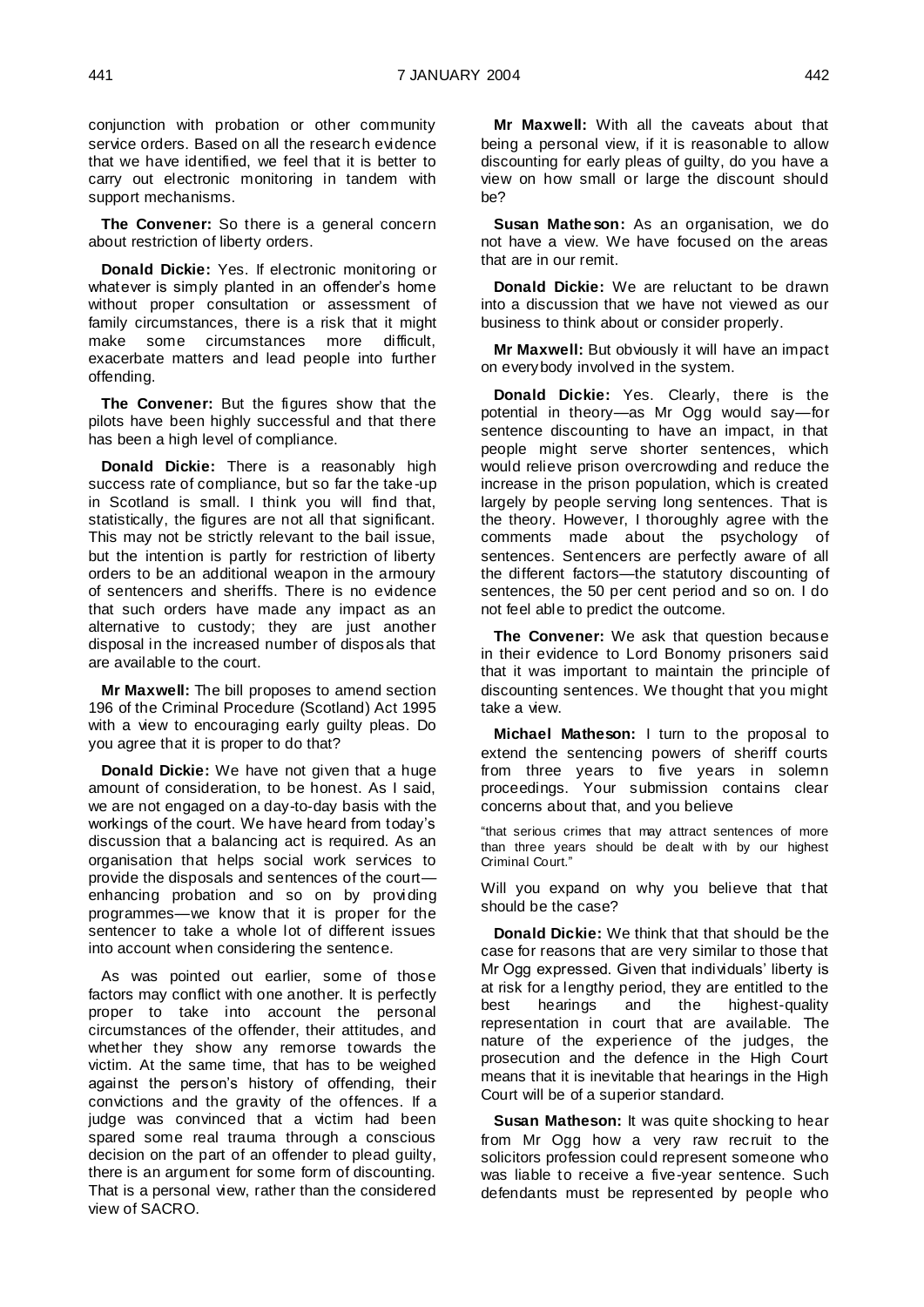conjunction with probation or other community service orders. Based on all the research evidence that we have identified, we feel that it is better to carry out electronic monitoring in tandem with support mechanisms.

**The Convener:** So there is a general concern about restriction of liberty orders.

**Donald Dickie:** Yes. If electronic monitoring or whatever is simply planted in an offender's home without proper consultation or assessment of family circumstances, there is a risk that it might make some circumstances more difficult, exacerbate matters and lead people into further offending.

**The Convener:** But the figures show that the pilots have been highly successful and that there has been a high level of compliance.

**Donald Dickie:** There is a reasonably high success rate of compliance, but so far the take-up in Scotland is small. I think you will find that, statistically, the figures are not all that significant. This may not be strictly relevant to the bail issue, but the intention is partly for restriction of liberty orders to be an additional weapon in the armoury of sentencers and sheriffs. There is no evidence that such orders have made any impact as an alternative to custody; they are just another disposal in the increased number of disposals that are available to the court.

**Mr Maxwell:** The bill proposes to amend section 196 of the Criminal Procedure (Scotland) Act 1995 with a view to encouraging early guilty pleas. Do you agree that it is proper to do that?

**Donald Dickie:** We have not given that a huge amount of consideration, to be honest. As I said, we are not engaged on a day-to-day basis with the workings of the court. We have heard from today's discussion that a balancing act is required. As an organisation that helps social work services to provide the disposals and sentences of the court—enhancing probation and so on by providing programmes—we know that it is proper for the sentencer to take a whole lot of different issues into account when considering the sentence.

As was pointed out earlier, some of those factors may conflict with one another. It is perfectly proper to take into account the personal circumstances of the offender, their attitudes, and whether they show any remorse towards the victim. At the same time, that has to be weighed against the person's history of offending, their convictions and the gravity of the offences. If a judge was convinced that a victim had been spared some real trauma through a conscious decision on the part of an offender to plead guilty, there is an argument for some form of discounting. That is a personal view, rather than the considered view of SACRO.

**Mr Maxwell:** With all the caveats about that being a personal view, if it is reasonable to allow discounting for early pleas of guilty, do you have a view on how small or large the discount should be?

**Susan Matheson:** As an organisation, we do not have a view. We have focused on the areas that are in our remit.

**Donald Dickie:** We are reluctant to be drawn into a discussion that we have not viewed as our business to think about or consider properly.

**Mr Maxwell:** But obviously it will have an impact on everybody involved in the system.

**Donald Dickie:** Yes. Clearly, there is the potential in theory—as Mr Ogg would say—for sentence discounting to have an impact, in that people might serve shorter sentences, which would relieve prison overcrowding and reduce the increase in the prison population, which is created largely by people serving long sentences. That is the theory. However, I thoroughly agree with the comments made about the psychology of sentences. Sentencers are perfectly aware of all the different factors—the statutory discounting of sentences, the 50 per cent period and so on. I do not feel able to predict the outcome.

**The Convener:** We ask that question because in their evidence to Lord Bonomy prisoners said that it was important to maintain the principle of discounting sentences. We thought that you might take a view.

**Michael Matheson:** I turn to the proposal to extend the sentencing powers of sheriff courts from three years to five years in solemn proceedings. Your submission contains clear concerns about that, and you believe

> "that serious crimes that may attract sentences of more than three years should be dealt with by our highest Criminal Court."

Will you expand on why you believe that that should be the case?

**Donald Dickie:** We think that that should be the case for reasons that are very similar to those that Mr Ogg expressed. Given that individuals' liberty is at risk for a lengthy period, they are entitled to the best hearings and the highest-quality representation in court that are available. The nature of the experience of the judges, the prosecution and the defence in the High Court means that it is inevitable that hearings in the High Court will be of a superior standard.

**Susan Matheson:** It was quite shocking to hear from Mr Ogg how a very raw recruit to the solicitors profession could represent someone who was liable to receive a five-year sentence. Such defendants must be represented by people who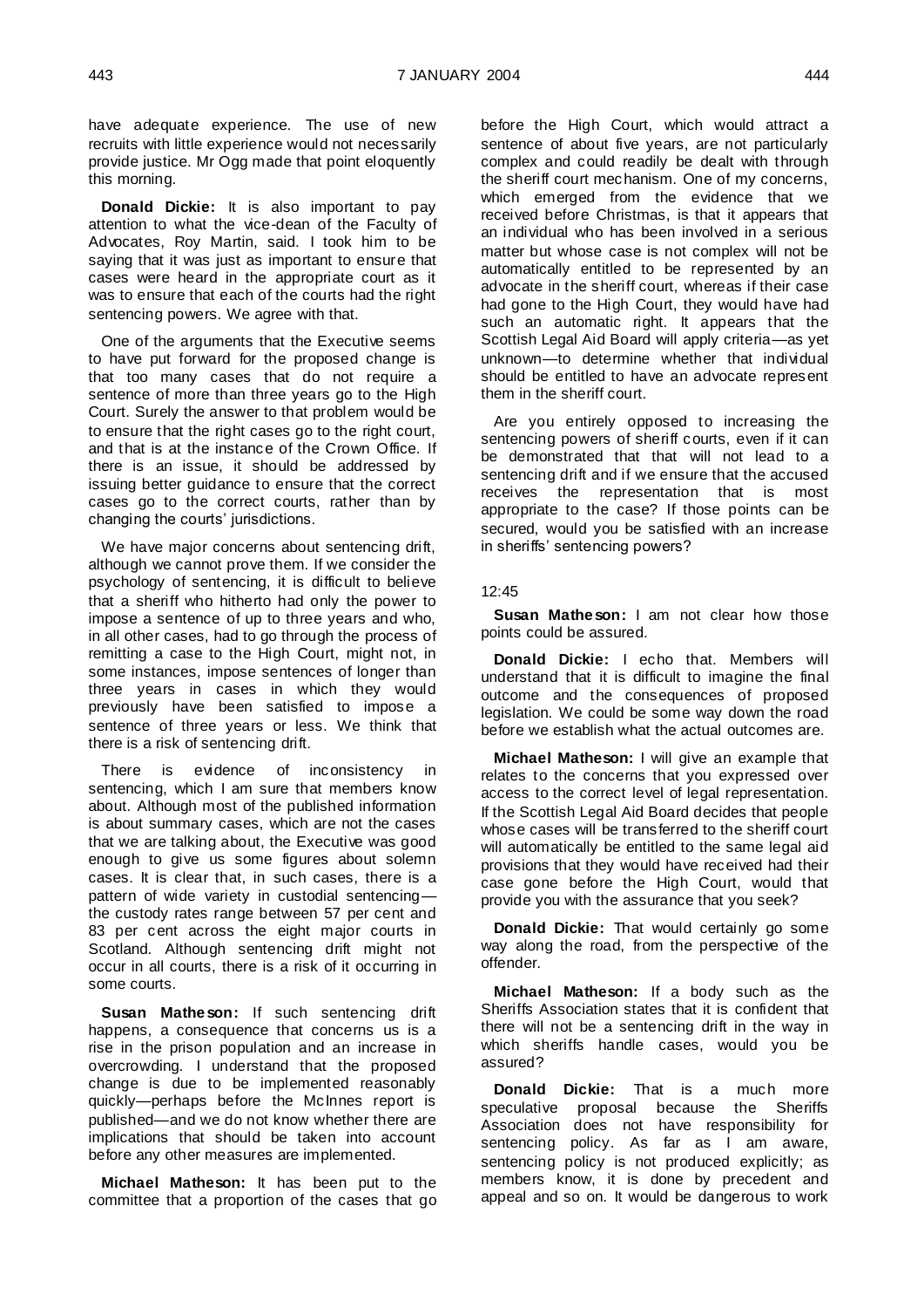have adequate experience. The use of new recruits with little experience would not necessarily provide justice. Mr Ogg made that point eloquently this morning.

**Donald Dickie:** It is also important to pay attention to what the vice-dean of the Faculty of Advocates, Roy Martin, said. I took him to be saying that it was just as important to ensure that cases were heard in the appropriate court as it was to ensure that each of the courts had the right sentencing powers. We agree with that.

One of the arguments that the Executive seems to have put forward for the proposed change is that too many cases that do not require a sentence of more than three years go to the High Court. Surely the answer to that problem would be to ensure that the right cases go to the right court, and that is at the instance of the Crown Office. If there is an issue, it should be addressed by issuing better guidance to ensure that the correct cases go to the correct courts, rather than by changing the courts' jurisdictions.

We have major concerns about sentencing drift, although we cannot prove them. If we consider the psychology of sentencing, it is difficult to believe that a sheriff who hitherto had only the power to impose a sentence of up to three years and who, in all other cases, had to go through the process of remitting a case to the High Court, might not, in some instances, impose sentences of longer than three years in cases in which they would previously have been satisfied to impose a sentence of three years or less. We think that there is a risk of sentencing drift.

There is evidence of inconsistency in sentencing, which I am sure that members know about. Although most of the published information is about summary cases, which are not the cases that we are talking about, the Executive was good enough to give us some figures about solemn cases. It is clear that, in such cases, there is a pattern of wide variety in custodial sentencing—the custody rates range between 57 per cent and 83 per cent across the eight major courts in Scotland. Although sentencing drift might not occur in all courts, there is a risk of it occurring in some courts.

**Susan Matheson:** If such sentencing drift happens, a consequence that concerns us is a rise in the prison population and an increase in overcrowding. I understand that the proposed change is due to be implemented reasonably quickly—perhaps before the McInnes report is published—and we do not know whether there are implications that should be taken into account before any other measures are implemented.

**Michael Matheson:** It has been put to the committee that a proportion of the cases that go before the High Court, which would attract a sentence of about five years, are not particularly complex and could readily be dealt with through the sheriff court mechanism. One of my concerns, which emerged from the evidence that we received before Christmas, is that it appears that an individual who has been involved in a serious matter but whose case is not complex will not be automatically entitled to be represented by an advocate in the sheriff court, whereas if their case had gone to the High Court, they would have had such an automatic right. It appears that the Scottish Legal Aid Board will apply criteria—as yet unknown—to determine whether that individual should be entitled to have an advocate represent them in the sheriff court.

Are you entirely opposed to increasing the sentencing powers of sheriff courts, even if it can be demonstrated that that will not lead to a sentencing drift and if we ensure that the accused receives the representation that is most appropriate to the case? If those points can be secured, would you be satisfied with an increase in sheriffs' sentencing powers?

12:45

**Susan Matheson:** I am not clear how those points could be assured.

**Donald Dickie:** I echo that. Members will understand that it is difficult to imagine the final outcome and the consequences of proposed legislation. We could be some way down the road before we establish what the actual outcomes are.

**Michael Matheson:** I will give an example that relates to the concerns that you expressed over access to the correct level of legal representation. If the Scottish Legal Aid Board decides that people whose cases will be transferred to the sheriff court will automatically be entitled to the same legal aid provisions that they would have received had their case gone before the High Court, would that provide you with the assurance that you seek?

**Donald Dickie:** That would certainly go some way along the road, from the perspective of the offender.

**Michael Matheson:** If a body such as the Sheriffs Association states that it is confident that there will not be a sentencing drift in the way in which sheriffs handle cases, would you be assured?

**Donald Dickie:** That is a much more speculative proposal because the Sheriffs Association does not have responsibility for sentencing policy. As far as I am aware, sentencing policy is not produced explicitly; as members know, it is done by precedent and appeal and so on. It would be dangerous to work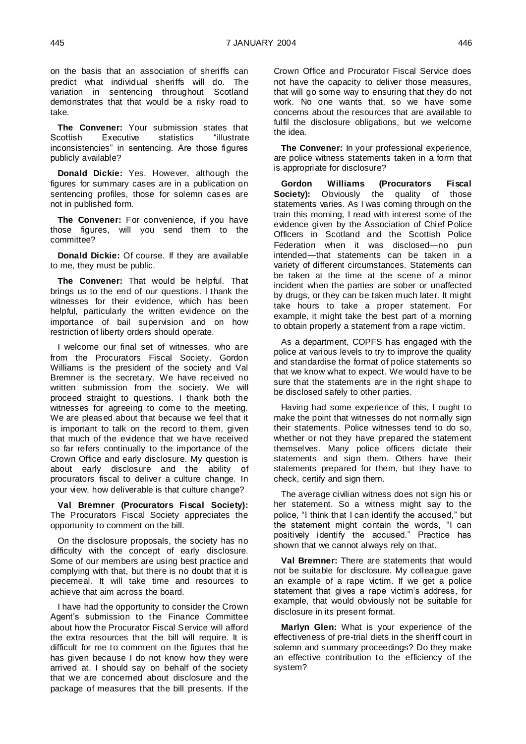on the basis that an association of sheriffs can predict what individual sheriffs will do. The variation in sentencing throughout Scotland demonstrates that that would be a risky road to take.

**The Convener:** Your submission states that Scottish Executive statistics "illustrate inconsistencies" in sentencing. Are those figures publicly available?

**Donald Dickie:** Yes. However, although the figures for summary cases are in a publication on sentencing profiles, those for solemn cases are not in published form.

**The Convener:** For convenience, if you have those figures, will you send them to the committee?

**Donald Dickie:** Of course. If they are available to me, they must be public.

**The Convener:** That would be helpful. That brings us to the end of our questions. I thank the witnesses for their evidence, which has been helpful, particularly the written evidence on the importance of bail supervision and on how restriction of liberty orders should operate.

I welcome our final set of witnesses, who are from the Procurators Fiscal Society. Gordon Williams is the president of the society and Val Bremner is the secretary. We have received no written submission from the society. We will proceed straight to questions. I thank both the witnesses for agreeing to come to the meeting. We are pleased about that because we feel that it is important to talk on the record to them, given that much of the evidence that we have received so far refers continually to the importance of the Crown Office and early disclosure. My question is about early disclosure and the ability of procurators fiscal to deliver a culture change. In your view, how deliverable is that culture change?

**Val Bremner (Procurators Fiscal Society):** The Procurators Fiscal Society appreciates the opportunity to comment on the bill.

On the disclosure proposals, the society has no difficulty with the concept of early disclosure. Some of our members are using best practice and complying with that, but there is no doubt that it is piecemeal. It will take time and resources to achieve that aim across the board.

I have had the opportunity to consider the Crown Agent's submission to the Finance Committee about how the Procurator Fiscal Service will afford the extra resources that the bill will require. It is difficult for me to comment on the figures that he has given because I do not know how they were arrived at. I should say on behalf of the society that we are concerned about disclosure and the package of measures that the bill presents. If the Crown Office and Procurator Fiscal Service does not have the capacity to deliver those measures, that will go some way to ensuring that they do not work. No one wants that, so we have some concerns about the resources that are available to fulfil the disclosure obligations, but we welcome the idea.

**The Convener:** In your professional experience, are police witness statements taken in a form that is appropriate for disclosure?

**Gordon Williams (Procurators Fiscal Society):** Obviously the quality of those statements varies. As I was coming through on the train this morning, I read with interest some of the evidence given by the Association of Chief Police Officers in Scotland and the Scottish Police Federation when it was disclosed—no pun intended—that statements can be taken in a variety of different circumstances. Statements can be taken at the time at the scene of a minor incident when the parties are sober or unaffected by drugs, or they can be taken much later. It might take hours to take a proper statement. For example, it might take the best part of a morning to obtain properly a statement from a rape victim.

As a department, COPFS has engaged with the police at various levels to try to improve the quality and standardise the format of police statements so that we know what to expect. We would have to be sure that the statements are in the right shape to be disclosed safely to other parties.

Having had some experience of this, I ought to make the point that witnesses do not normally sign their statements. Police witnesses tend to do so, whether or not they have prepared the statement themselves. Many police officers dictate their statements and sign them. Others have their statements prepared for them, but they have to check, certify and sign them.

The average civilian witness does not sign his or her statement. So a witness might say to the police, "I think that I can identify the accused," but the statement might contain the words, "I can positively identify the accused." Practice has shown that we cannot always rely on that.

**Val Bremner:** There are statements that would not be suitable for disclosure. My colleague gave an example of a rape victim. If we get a police statement that gives a rape victim's address, for example, that would obviously not be suitable for disclosure in its present format.

**Marlyn Glen:** What is your experience of the effectiveness of pre-trial diets in the sheriff court in solemn and summary proceedings? Do they make an effective contribution to the efficiency of the system?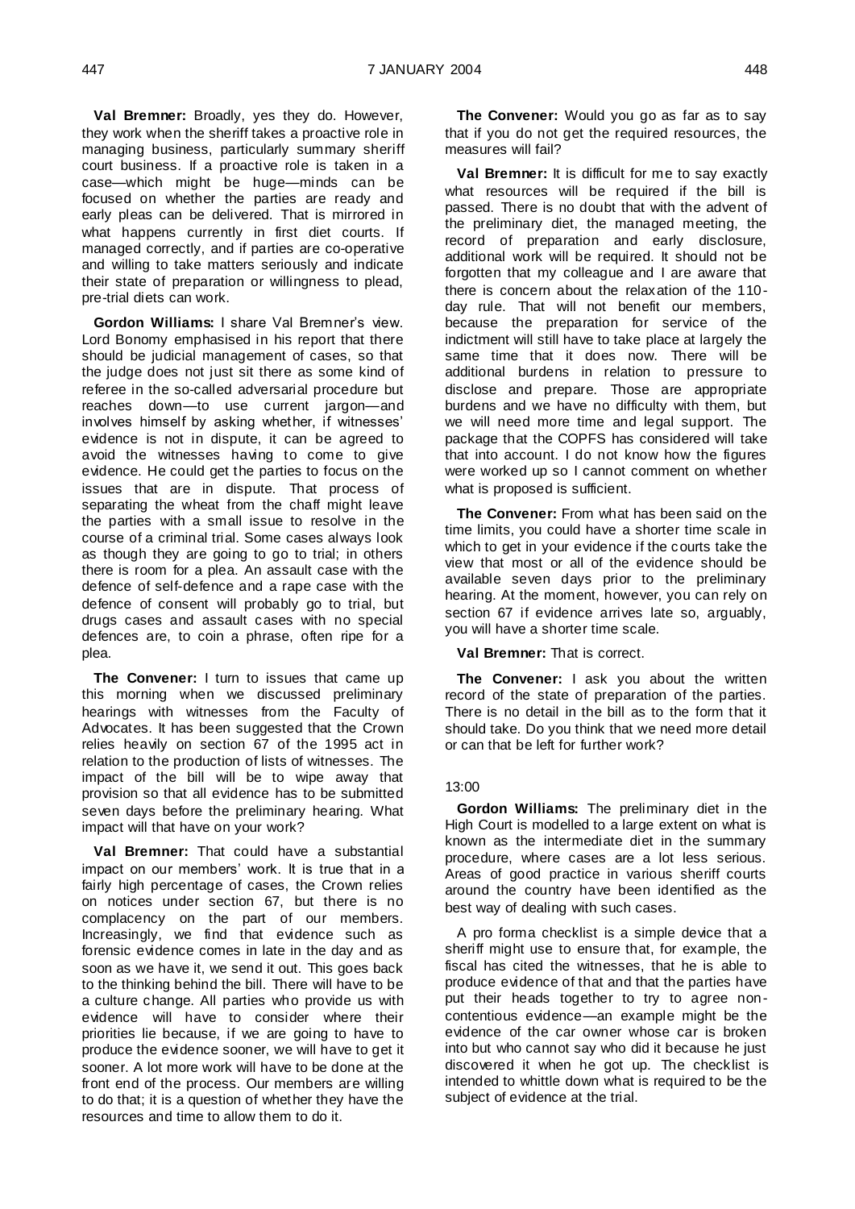**Val Bremner:** Broadly, yes they do. However, they work when the sheriff takes a proactive role in managing business, particularly summary sheriff court business. If a proactive role is taken in a case—which might be huge—minds can be focused on whether the parties are ready and early pleas can be delivered. That is mirrored in what happens currently in first diet courts. If managed correctly, and if parties are co-operative and willing to take matters seriously and indicate their state of preparation or willingness to plead, pre-trial diets can work.

**Gordon Williams:** I share Val Bremner's view. Lord Bonomy emphasised in his report that there should be judicial management of cases, so that the judge does not just sit there as some kind of referee in the so-called adversarial procedure but reaches down—to use current jargon—and involves himself by asking whether, if witnesses' evidence is not in dispute, it can be agreed to avoid the witnesses having to come to give evidence. He could get the parties to focus on the issues that are in dispute. That process of separating the wheat from the chaff might leave the parties with a small issue to resolve in the course of a criminal trial. Some cases always look as though they are going to go to trial; in others there is room for a plea. An assault case with the defence of self-defence and a rape case with the defence of consent will probably go to trial, but drugs cases and assault cases with no special defences are, to coin a phrase, often ripe for a plea.

**The Convener:** I turn to issues that came up this morning when we discussed preliminary hearings with witnesses from the Faculty of Advocates. It has been suggested that the Crown relies heavily on section 67 of the 1995 act in relation to the production of lists of witnesses. The impact of the bill will be to wipe away that provision so that all evidence has to be submitted seven days before the preliminary hearing. What impact will that have on your work?

**Val Bremner:** That could have a substantial impact on our members' work. It is true that in a fairly high percentage of cases, the Crown relies on notices under section 67, but there is no complacency on the part of our members. Increasingly, we find that evidence such as forensic evidence comes in late in the day and as soon as we have it, we send it out. This goes back to the thinking behind the bill. There will have to be a culture change. All parties who provide us with evidence will have to consider where their priorities lie because, if we are going to have to produce the evidence sooner, we will have to get it sooner. A lot more work will have to be done at the front end of the process. Our members are willing to do that; it is a question of whether they have the resources and time to allow them to do it.

**The Convener:** Would you go as far as to say that if you do not get the required resources, the measures will fail?

**Val Bremner:** It is difficult for me to say exactly what resources will be required if the bill is passed. There is no doubt that with the advent of the preliminary diet, the managed meeting, the record of preparation and early disclosure, additional work will be required. It should not be forgotten that my colleague and I are aware that there is concern about the relaxation of the 110-day rule. That will not benefit our members, because the preparation for service of the indictment will still have to take place at largely the same time that it does now. There will be additional burdens in relation to pressure to disclose and prepare. Those are appropriate burdens and we have no difficulty with them, but we will need more time and legal support. The package that the COPFS has considered will take that into account. I do not know how the figures were worked up so I cannot comment on whether what is proposed is sufficient.

**The Convener:** From what has been said on the time limits, you could have a shorter time scale in which to get in your evidence if the courts take the view that most or all of the evidence should be available seven days prior to the preliminary hearing. At the moment, however, you can rely on section 67 if evidence arrives late so, arguably, you will have a shorter time scale.

**Val Bremner:** That is correct.

**The Convener:** I ask you about the written record of the state of preparation of the parties. There is no detail in the bill as to the form that it should take. Do you think that we need more detail or can that be left for further work?

13:00

**Gordon Williams:** The preliminary diet in the High Court is modelled to a large extent on what is known as the intermediate diet in the summary procedure, where cases are a lot less serious. Areas of good practice in various sheriff courts around the country have been identified as the best way of dealing with such cases.

A pro forma checklist is a simple device that a sheriff might use to ensure that, for example, the fiscal has cited the witnesses, that he is able to produce evidence of that and that the parties have put their heads together to try to agree non-contentious evidence—an example might be the evidence of the car owner whose car is broken into but who cannot say who did it because he just discovered it when he got up. The checklist is intended to whittle down what is required to be the subject of evidence at the trial.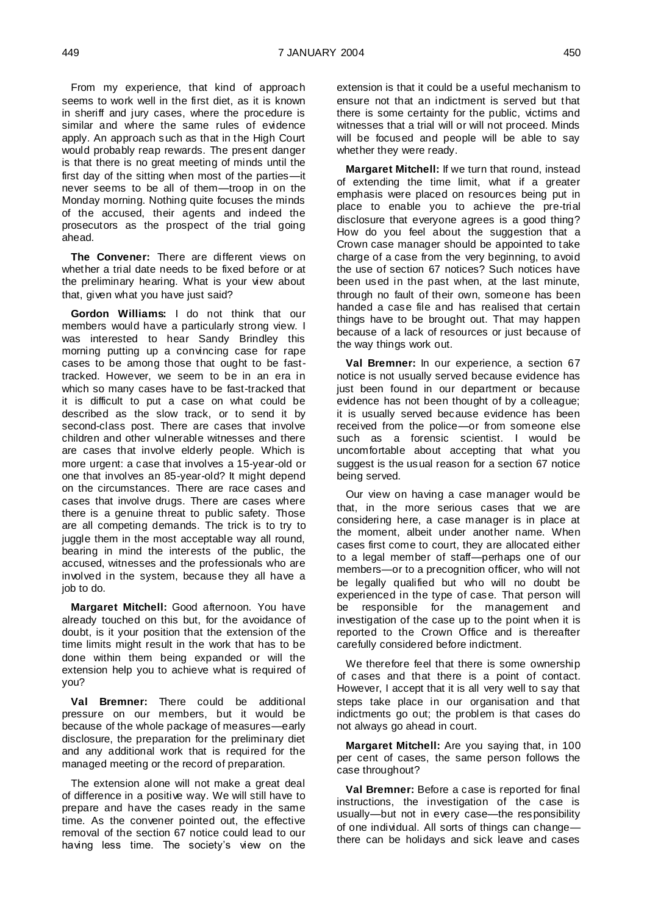From my experience, that kind of approach seems to work well in the first diet, as it is known in sheriff and jury cases, where the procedure is similar and where the same rules of evidence apply. An approach such as that in the High Court would probably reap rewards. The present danger is that there is no great meeting of minds until the first day of the sitting when most of the parties—it never seems to be all of them—troop in on the Monday morning. Nothing quite focuses the minds of the accused, their agents and indeed the prosecutors as the prospect of the trial going ahead.

**The Convener:** There are different views on whether a trial date needs to be fixed before or at the preliminary hearing. What is your view about that, given what you have just said?

**Gordon Williams:** I do not think that our members would have a particularly strong view. I was interested to hear Sandy Brindley this morning putting up a convincing case for rape cases to be among those that ought to be fast-tracked. However, we seem to be in an era in which so many cases have to be fast-tracked that it is difficult to put a case on what could be described as the slow track, or to send it by second-class post. There are cases that involve children and other vulnerable witnesses and there are cases that involve elderly people. Which is more urgent: a case that involves a 15-year-old or one that involves an 85-year-old? It might depend on the circumstances. There are race cases and cases that involve drugs. There are cases where there is a genuine threat to public safety. Those are all competing demands. The trick is to try to juggle them in the most acceptable way all round, bearing in mind the interests of the public, the accused, witnesses and the professionals who are involved in the system, because they all have a job to do.

**Margaret Mitchell:** Good afternoon. You have already touched on this but, for the avoidance of doubt, is it your position that the extension of the time limits might result in the work that has to be done within them being expanded or will the extension help you to achieve what is required of you?

**Val Bremner:** There could be additional pressure on our members, but it would be because of the whole package of measures—early disclosure, the preparation for the preliminary diet and any additional work that is required for the managed meeting or the record of preparation.

The extension alone will not make a great deal of difference in a positive way. We will still have to prepare and have the cases ready in the same time. As the convener pointed out, the effective removal of the section 67 notice could lead to our having less time. The society's view on the extension is that it could be a useful mechanism to ensure not that an indictment is served but that there is some certainty for the public, victims and witnesses that a trial will or will not proceed. Minds will be focused and people will be able to say whether they were ready.

**Margaret Mitchell:** If we turn that round, instead of extending the time limit, what if a greater emphasis were placed on resources being put in place to enable you to achieve the pre-trial disclosure that everyone agrees is a good thing? How do you feel about the suggestion that a Crown case manager should be appointed to take charge of a case from the very beginning, to avoid the use of section 67 notices? Such notices have been used in the past when, at the last minute, through no fault of their own, someone has been handed a case file and has realised that certain things have to be brought out. That may happen because of a lack of resources or just because of the way things work out.

**Val Bremner:** In our experience, a section 67 notice is not usually served because evidence has just been found in our department or because evidence has not been thought of by a colleague; it is usually served because evidence has been received from the police—or from someone else such as a forensic scientist. I would be uncomfortable about accepting that what you suggest is the usual reason for a section 67 notice being served.

Our view on having a case manager would be that, in the more serious cases that we are considering here, a case manager is in place at the moment, albeit under another name. When cases first come to court, they are allocated either to a legal member of staff—perhaps one of our members—or to a precognition officer, who will not be legally qualified but who will no doubt be experienced in the type of case. That person will be responsible for the management and investigation of the case up to the point when it is reported to the Crown Office and is thereafter carefully considered before indictment.

We therefore feel that there is some ownership of cases and that there is a point of contact. However, I accept that it is all very well to say that steps take place in our organisation and that indictments go out; the problem is that cases do not always go ahead in court.

**Margaret Mitchell:** Are you saying that, in 100 per cent of cases, the same person follows the case throughout?

**Val Bremner:** Before a case is reported for final instructions, the investigation of the case is usually—but not in every case—the responsibility of one individual. All sorts of things can change—there can be holidays and sick leave and cases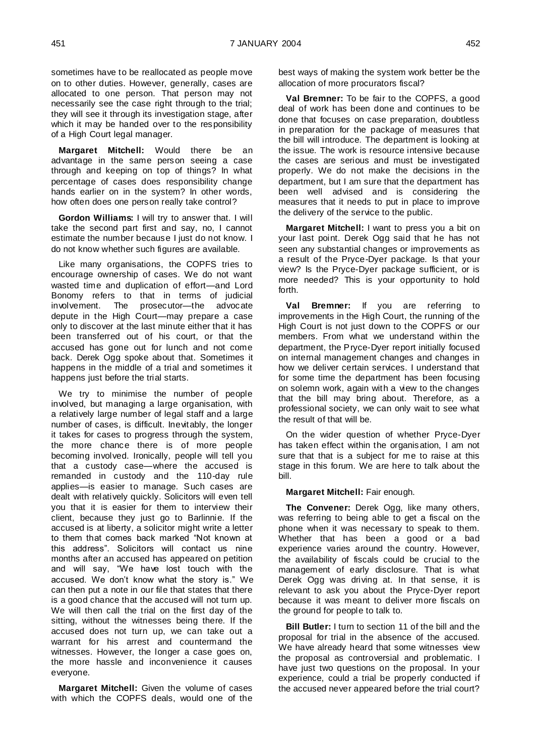sometimes have to be reallocated as people move on to other duties. However, generally, cases are allocated to one person. That person may not necessarily see the case right through to the trial; they will see it through its investigation stage, after which it may be handed over to the responsibility of a High Court legal manager.

**Margaret Mitchell:** Would there be an advantage in the same person seeing a case through and keeping on top of things? In what percentage of cases does responsibility change hands earlier on in the system? In other words, how often does one person really take control?

**Gordon Williams:** I will try to answer that. I will take the second part first and say, no, I cannot estimate the number because I just do not know. I do not know whether such figures are available.

Like many organisations, the COPFS tries to encourage ownership of cases. We do not want wasted time and duplication of effort—and Lord Bonomy refers to that in terms of judicial involvement. The prosecutor—the advocate depute in the High Court—may prepare a case only to discover at the last minute either that it has been transferred out of his court, or that the accused has gone out for lunch and not come back. Derek Ogg spoke about that. Sometimes it happens in the middle of a trial and sometimes it happens just before the trial starts.

We try to minimise the number of people involved, but managing a large organisation, with a relatively large number of legal staff and a large number of cases, is difficult. Inevitably, the longer it takes for cases to progress through the system, the more chance there is of more people becoming involved. Ironically, people will tell you that a custody case—where the accused is remanded in custody and the 110-day rule applies—is easier to manage. Such cases are dealt with relatively quickly. Solicitors will even tell you that it is easier for them to interview their client, because they just go to Barlinnie. If the accused is at liberty, a solicitor might write a letter to them that comes back marked "Not known at this address". Solicitors will contact us nine months after an accused has appeared on petition and will say, "We have lost touch with the accused. We don't know what the story is." We can then put a note in our file that states that there is a good chance that the accused will not turn up. We will then call the trial on the first day of the sitting, without the witnesses being there. If the accused does not turn up, we can take out a warrant for his arrest and countermand the witnesses. However, the longer a case goes on, the more hassle and inconvenience it causes everyone.

**Margaret Mitchell:** Given the volume of cases with which the COPFS deals, would one of the best ways of making the system work better be the allocation of more procurators fiscal?

**Val Bremner:** To be fair to the COPFS, a good deal of work has been done and continues to be done that focuses on case preparation, doubtless in preparation for the package of measures that the bill will introduce. The department is looking at the issue. The work is resource intensive because the cases are serious and must be investigated properly. We do not make the decisions in the department, but I am sure that the department has been well advised and is considering the measures that it needs to put in place to improve the delivery of the service to the public.

**Margaret Mitchell:** I want to press you a bit on your last point. Derek Ogg said that he has not seen any substantial changes or improvements as a result of the Pryce-Dyer package. Is that your view? Is the Pryce-Dyer package sufficient, or is more needed? This is your opportunity to hold forth.

**Val Bremner:** If you are referring to improvements in the High Court, the running of the High Court is not just down to the COPFS or our members. From what we understand within the department, the Pryce-Dyer report initially focused on internal management changes and changes in how we deliver certain services. I understand that for some time the department has been focusing on solemn work, again with a view to the changes that the bill may bring about. Therefore, as a professional society, we can only wait to see what the result of that will be.

On the wider question of whether Pryce-Dyer has taken effect within the organisation, I am not sure that that is a subject for me to raise at this stage in this forum. We are here to talk about the bill.

**Margaret Mitchell:** Fair enough.

**The Convener:** Derek Ogg, like many others, was referring to being able to get a fiscal on the phone when it was necessary to speak to them. Whether that has been a good or a bad experience varies around the country. However, the availability of fiscals could be crucial to the management of early disclosure. That is what Derek Ogg was driving at. In that sense, it is relevant to ask you about the Pryce-Dyer report because it was meant to deliver more fiscals on the ground for people to talk to.

**Bill Butler:** I turn to section 11 of the bill and the proposal for trial in the absence of the accused. We have already heard that some witnesses view the proposal as controversial and problematic. I have just two questions on the proposal. In your experience, could a trial be properly conducted if the accused never appeared before the trial court?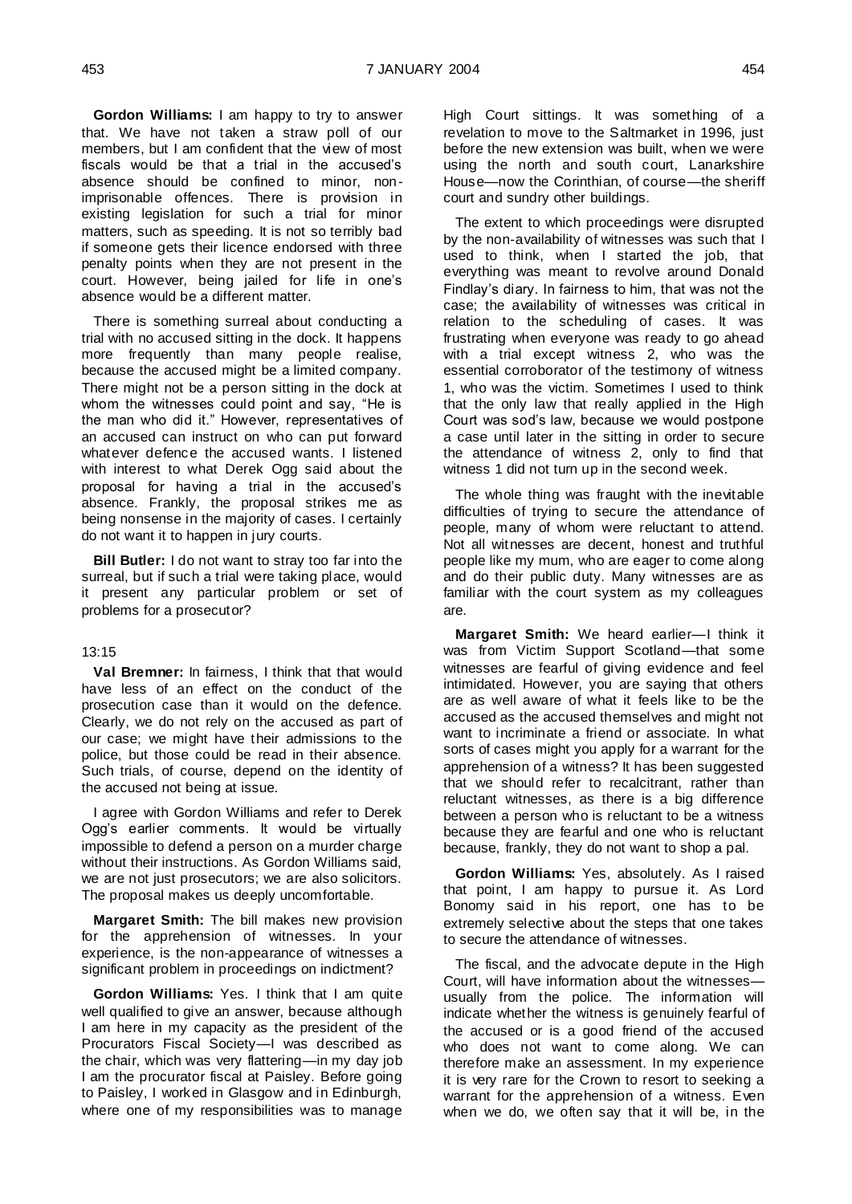**Gordon Williams:** I am happy to try to answer that. We have not taken a straw poll of our members, but I am confident that the view of most fiscals would be that a trial in the accused's absence should be confined to minor, non-imprisonable offences. There is provision in existing legislation for such a trial for minor matters, such as speeding. It is not so terribly bad if someone gets their licence endorsed with three penalty points when they are not present in the court. However, being jailed for life in one's absence would be a different matter.

There is something surreal about conducting a trial with no accused sitting in the dock. It happens more frequently than many people realise, because the accused might be a limited company. There might not be a person sitting in the dock at whom the witnesses could point and say, "He is the man who did it." However, representatives of an accused can instruct on who can put forward whatever defence the accused wants. I listened with interest to what Derek Ogg said about the proposal for having a trial in the accused's absence. Frankly, the proposal strikes me as being nonsense in the majority of cases. I certainly do not want it to happen in jury courts.

**Bill Butler:** I do not want to stray too far into the surreal, but if such a trial were taking place, would it present any particular problem or set of problems for a prosecutor?

13:15

**Val Bremner:** In fairness, I think that that would have less of an effect on the conduct of the prosecution case than it would on the defence. Clearly, we do not rely on the accused as part of our case; we might have their admissions to the police, but those could be read in their absence. Such trials, of course, depend on the identity of the accused not being at issue.

I agree with Gordon Williams and refer to Derek Ogg's earlier comments. It would be virtually impossible to defend a person on a murder charge without their instructions. As Gordon Williams said, we are not just prosecutors; we are also solicitors. The proposal makes us deeply uncomfortable.

**Margaret Smith:** The bill makes new provision for the apprehension of witnesses. In your experience, is the non-appearance of witnesses a significant problem in proceedings on indictment?

**Gordon Williams:** Yes. I think that I am quite well qualified to give an answer, because although I am here in my capacity as the president of the Procurators Fiscal Society—I was described as the chair, which was very flattering—in my day job I am the procurator fiscal at Paisley. Before going to Paisley, I worked in Glasgow and in Edinburgh, where one of my responsibilities was to manage High Court sittings. It was something of a revelation to move to the Saltmarket in 1996, just before the new extension was built, when we were using the north and south court, Lanarkshire House—now the Corinthian, of course—the sheriff court and sundry other buildings.

The extent to which proceedings were disrupted by the non-availability of witnesses was such that I used to think, when I started the job, that everything was meant to revolve around Donald Findlay's diary. In fairness to him, that was not the case; the availability of witnesses was critical in relation to the scheduling of cases. It was frustrating when everyone was ready to go ahead with a trial except witness 2, who was the essential corroborator of the testimony of witness 1, who was the victim. Sometimes I used to think that the only law that really applied in the High Court was sod's law, because we would postpone a case until later in the sitting in order to secure the attendance of witness 2, only to find that witness 1 did not turn up in the second week.

The whole thing was fraught with the inevitable difficulties of trying to secure the attendance of people, many of whom were reluctant to attend. Not all witnesses are decent, honest and truthful people like my mum, who are eager to come along and do their public duty. Many witnesses are as familiar with the court system as my colleagues are.

**Margaret Smith:** We heard earlier—I think it was from Victim Support Scotland—that some witnesses are fearful of giving evidence and feel intimidated. However, you are saying that others are as well aware of what it feels like to be the accused as the accused themselves and might not want to incriminate a friend or associate. In what sorts of cases might you apply for a warrant for the apprehension of a witness? It has been suggested that we should refer to recalcitrant, rather than reluctant witnesses, as there is a big difference between a person who is reluctant to be a witness because they are fearful and one who is reluctant because, frankly, they do not want to shop a pal.

**Gordon Williams:** Yes, absolutely. As I raised that point, I am happy to pursue it. As Lord Bonomy said in his report, one has to be extremely selective about the steps that one takes to secure the attendance of witnesses.

The fiscal, and the advocate depute in the High Court, will have information about the witnesses—usually from the police. The information will indicate whether the witness is genuinely fearful of the accused or is a good friend of the accused who does not want to come along. We can therefore make an assessment. In my experience it is very rare for the Crown to resort to seeking a warrant for the apprehension of a witness. Even when we do, we often say that it will be, in the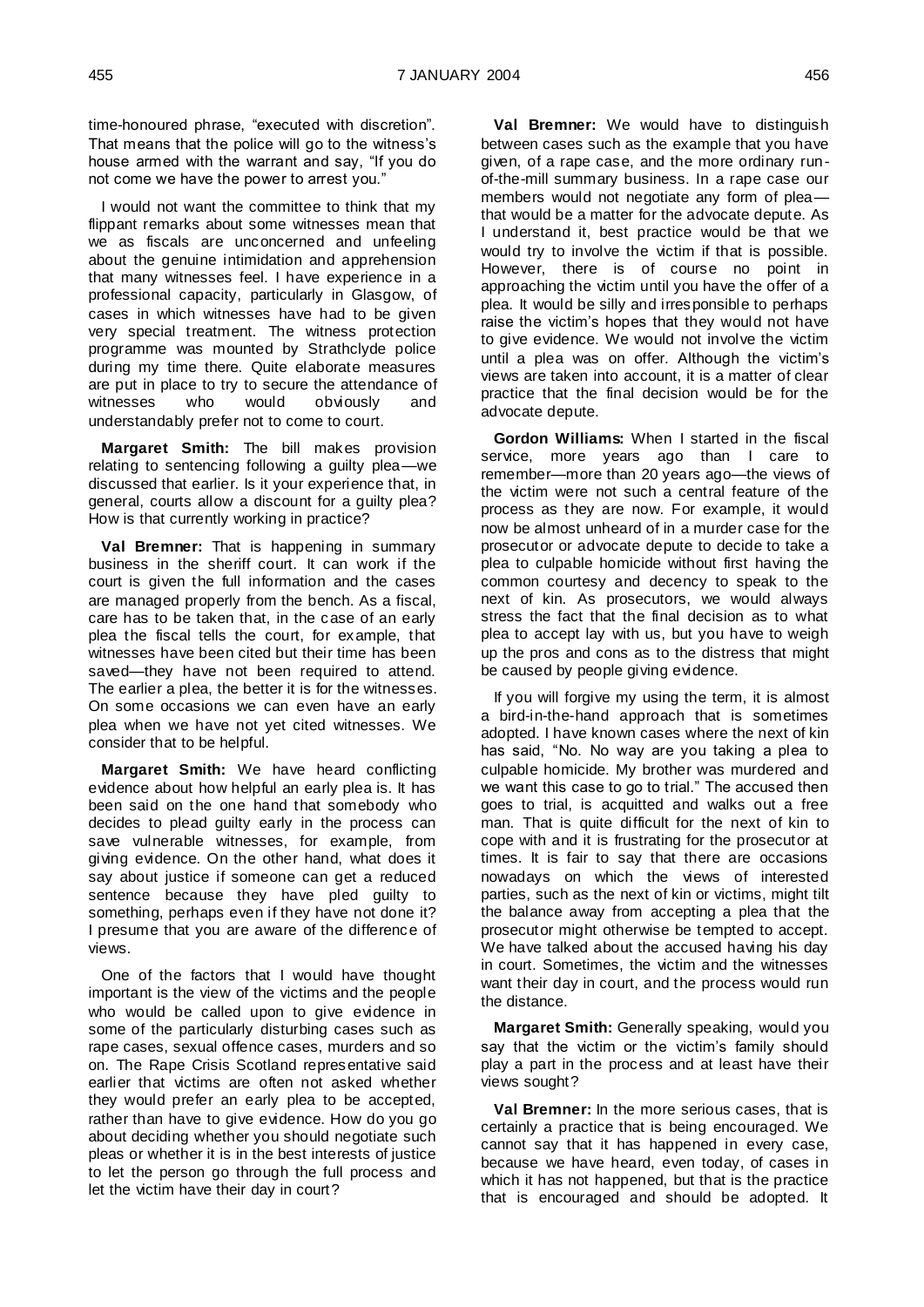time-honoured phrase, "executed with discretion". That means that the police will go to the witness's house armed with the warrant and say, "If you do not come we have the power to arrest you."

I would not want the committee to think that my flippant remarks about some witnesses mean that we as fiscals are unconcerned and unfeeling about the genuine intimidation and apprehension that many witnesses feel. I have experience in a professional capacity, particularly in Glasgow, of cases in which witnesses have had to be given very special treatment. The witness protection programme was mounted by Strathclyde police during my time there. Quite elaborate measures are put in place to try to secure the attendance of witnesses who would obviously and understandably prefer not to come to court.

**Margaret Smith:** The bill makes provision relating to sentencing following a guilty plea—we discussed that earlier. Is it your experience that, in general, courts allow a discount for a guilty plea? How is that currently working in practice?

**Val Bremner:** That is happening in summary business in the sheriff court. It can work if the court is given the full information and the cases are managed properly from the bench. As a fiscal, care has to be taken that, in the case of an early plea the fiscal tells the court, for example, that witnesses have been cited but their time has been saved—they have not been required to attend. The earlier a plea, the better it is for the witnesses. On some occasions we can even have an early plea when we have not yet cited witnesses. We consider that to be helpful.

**Margaret Smith:** We have heard conflicting evidence about how helpful an early plea is. It has been said on the one hand that somebody who decides to plead guilty early in the process can save vulnerable witnesses, for example, from giving evidence. On the other hand, what does it say about justice if someone can get a reduced sentence because they have pled guilty to something, perhaps even if they have not done it? I presume that you are aware of the difference of views.

One of the factors that I would have thought important is the view of the victims and the people who would be called upon to give evidence in some of the particularly disturbing cases such as rape cases, sexual offence cases, murders and so on. The Rape Crisis Scotland representative said earlier that victims are often not asked whether they would prefer an early plea to be accepted, rather than have to give evidence. How do you go about deciding whether you should negotiate such pleas or whether it is in the best interests of justice to let the person go through the full process and let the victim have their day in court?

**Val Bremner:** We would have to distinguish between cases such as the example that you have given, of a rape case, and the more ordinary run-of-the-mill summary business. In a rape case our members would not negotiate any form of plea—that would be a matter for the advocate depute. As I understand it, best practice would be that we would try to involve the victim if that is possible. However, there is of course no point in approaching the victim until you have the offer of a plea. It would be silly and irresponsible to perhaps raise the victim's hopes that they would not have to give evidence. We would not involve the victim until a plea was on offer. Although the victim's views are taken into account, it is a matter of clear practice that the final decision would be for the advocate depute.

**Gordon Williams:** When I started in the fiscal service, more years ago than I care to remember—more than 20 years ago—the views of the victim were not such a central feature of the process as they are now. For example, it would now be almost unheard of in a murder case for the prosecutor or advocate depute to decide to take a plea to culpable homicide without first having the common courtesy and decency to speak to the next of kin. As prosecutors, we would always stress the fact that the final decision as to what plea to accept lay with us, but you have to weigh up the pros and cons as to the distress that might be caused by people giving evidence.

If you will forgive my using the term, it is almost a bird-in-the-hand approach that is sometimes adopted. I have known cases where the next of kin has said, "No. No way are you taking a plea to culpable homicide. My brother was murdered and we want this case to go to trial." The accused then goes to trial, is acquitted and walks out a free man. That is quite difficult for the next of kin to cope with and it is frustrating for the prosecutor at times. It is fair to say that there are occasions nowadays on which the views of interested parties, such as the next of kin or victims, might tilt the balance away from accepting a plea that the prosecutor might otherwise be tempted to accept. We have talked about the accused having his day in court. Sometimes, the victim and the witnesses want their day in court, and the process would run the distance.

**Margaret Smith:** Generally speaking, would you say that the victim or the victim's family should play a part in the process and at least have their views sought?

**Val Bremner:** In the more serious cases, that is certainly a practice that is being encouraged. We cannot say that it has happened in every case, because we have heard, even today, of cases in which it has not happened, but that is the practice that is encouraged and should be adopted. It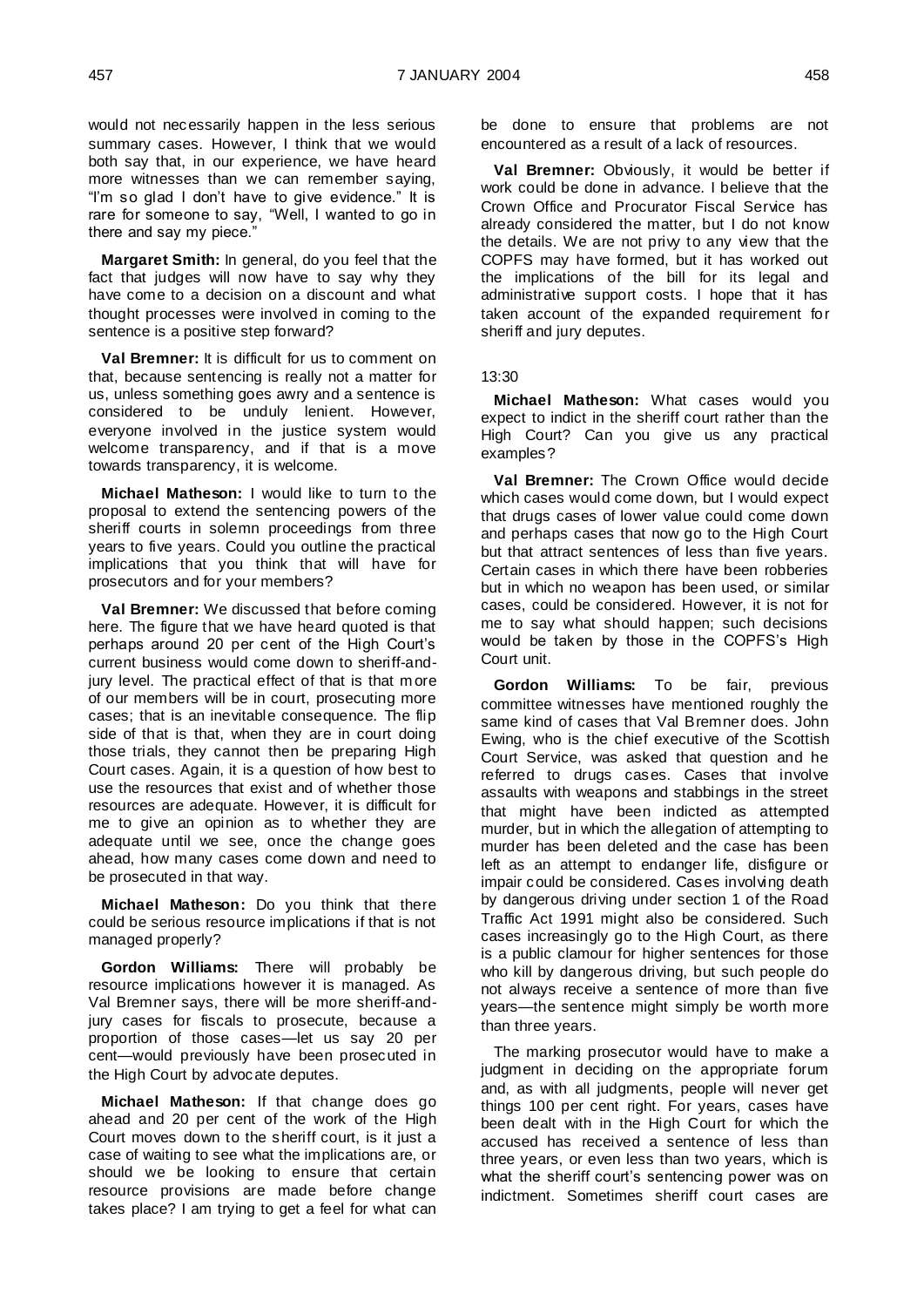would not necessarily happen in the less serious summary cases. However, I think that we would both say that, in our experience, we have heard more witnesses than we can remember saying, "I'm so glad I don't have to give evidence." It is rare for someone to say, "Well, I wanted to go in there and say my piece."

**Margaret Smith:** In general, do you feel that the fact that judges will now have to say why they have come to a decision on a discount and what thought processes were involved in coming to the sentence is a positive step forward?

**Val Bremner:** It is difficult for us to comment on that, because sentencing is really not a matter for us, unless something goes awry and a sentence is considered to be unduly lenient. However, everyone involved in the justice system would welcome transparency, and if that is a move towards transparency, it is welcome.

**Michael Matheson:** I would like to turn to the proposal to extend the sentencing powers of the sheriff courts in solemn proceedings from three years to five years. Could you outline the practical implications that you think that will have for prosecutors and for your members?

**Val Bremner:** We discussed that before coming here. The figure that we have heard quoted is that perhaps around 20 per cent of the High Court's current business would come down to sheriff-and-jury level. The practical effect of that is that more of our members will be in court, prosecuting more cases; that is an inevitable consequence. The flip side of that is that, when they are in court doing those trials, they cannot then be preparing High Court cases. Again, it is a question of how best to use the resources that exist and of whether those resources are adequate. However, it is difficult for me to give an opinion as to whether they are adequate until we see, once the change goes ahead, how many cases come down and need to be prosecuted in that way.

**Michael Matheson:** Do you think that there could be serious resource implications if that is not managed properly?

**Gordon Williams:** There will probably be resource implications however it is managed. As Val Bremner says, there will be more sheriff-and-jury cases for fiscals to prosecute, because a proportion of those cases—let us say 20 per cent—would previously have been prosecuted in the High Court by advocate deputes.

**Michael Matheson:** If that change does go ahead and 20 per cent of the work of the High Court moves down to the sheriff court, is it just a case of waiting to see what the implications are, or should we be looking to ensure that certain resource provisions are made before change takes place? I am trying to get a feel for what can be done to ensure that problems are not encountered as a result of a lack of resources.

**Val Bremner:** Obviously, it would be better if work could be done in advance. I believe that the Crown Office and Procurator Fiscal Service has already considered the matter, but I do not know the details. We are not privy to any view that the COPFS may have formed, but it has worked out the implications of the bill for its legal and administrative support costs. I hope that it has taken account of the expanded requirement for sheriff and jury deputes.

13:30

**Michael Matheson:** What cases would you expect to indict in the sheriff court rather than the High Court? Can you give us any practical examples?

**Val Bremner:** The Crown Office would decide which cases would come down, but I would expect that drugs cases of lower value could come down and perhaps cases that now go to the High Court but that attract sentences of less than five years. Certain cases in which there have been robberies but in which no weapon has been used, or similar cases, could be considered. However, it is not for me to say what should happen; such decisions would be taken by those in the COPFS's High Court unit.

**Gordon Williams:** To be fair, previous committee witnesses have mentioned roughly the same kind of cases that Val Bremner does. John Ewing, who is the chief executive of the Scottish Court Service, was asked that question and he referred to drugs cases. Cases that involve assaults with weapons and stabbings in the street that might have been indicted as attempted murder, but in which the allegation of attempting to murder has been deleted and the case has been left as an attempt to endanger life, disfigure or impair could be considered. Cases involving death by dangerous driving under section 1 of the Road Traffic Act 1991 might also be considered. Such cases increasingly go to the High Court, as there is a public clamour for higher sentences for those who kill by dangerous driving, but such people do not always receive a sentence of more than five years—the sentence might simply be worth more than three years.

The marking prosecutor would have to make a judgment in deciding on the appropriate forum and, as with all judgments, people will never get things 100 per cent right. For years, cases have been dealt with in the High Court for which the accused has received a sentence of less than three years, or even less than two years, which is what the sheriff court's sentencing power was on indictment. Sometimes sheriff court cases are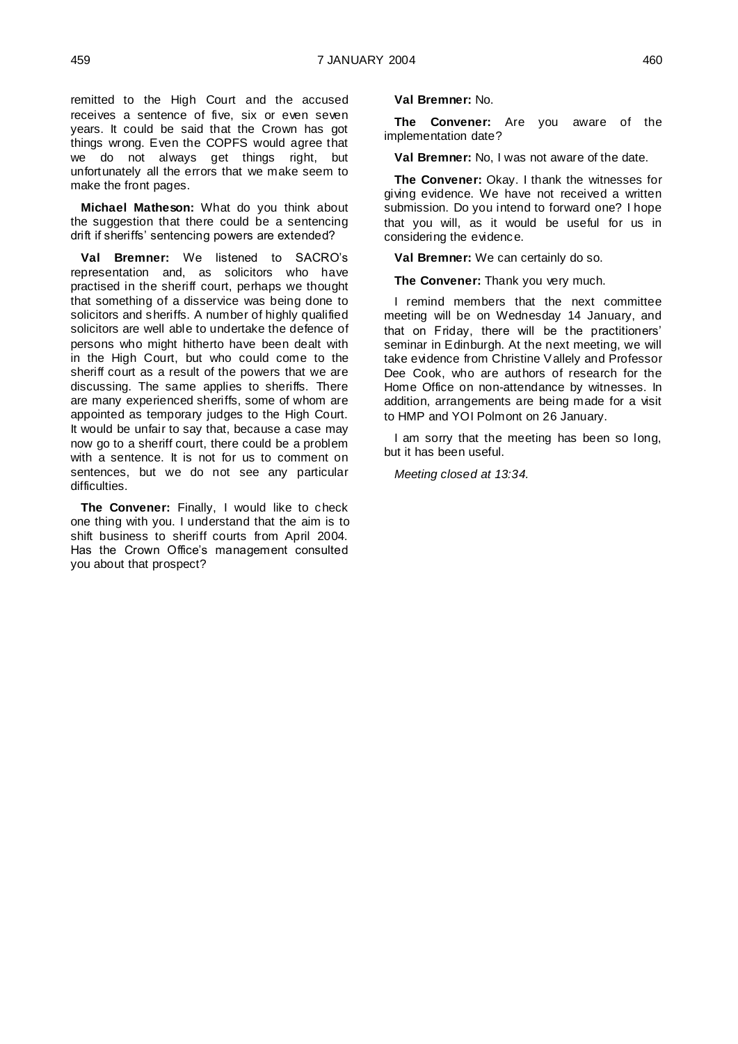remitted to the High Court and the accused receives a sentence of five, six or even seven years. It could be said that the Crown has got things wrong. Even the COPFS would agree that we do not always get things right, but unfortunately all the errors that we make seem to make the front pages.

**Michael Matheson:** What do you think about the suggestion that there could be a sentencing drift if sheriffs' sentencing powers are extended?

**Val Bremner:** We listened to SACRO's representation and, as solicitors who have practised in the sheriff court, perhaps we thought that something of a disservice was being done to solicitors and sheriffs. A number of highly qualified solicitors are well able to undertake the defence of persons who might hitherto have been dealt with in the High Court, but who could come to the sheriff court as a result of the powers that we are discussing. The same applies to sheriffs. There are many experienced sheriffs, some of whom are appointed as temporary judges to the High Court. It would be unfair to say that, because a case may now go to a sheriff court, there could be a problem with a sentence. It is not for us to comment on sentences, but we do not see any particular difficulties.

**The Convener:** Finally, I would like to check one thing with you. I understand that the aim is to shift business to sheriff courts from April 2004. Has the Crown Office's management consulted you about that prospect?

**Val Bremner:** No.

**The Convener:** Are you aware of the implementation date?

**Val Bremner:** No, I was not aware of the date.

**The Convener:** Okay. I thank the witnesses for giving evidence. We have not received a written submission. Do you intend to forward one? I hope that you will, as it would be useful for us in considering the evidence.

**Val Bremner:** We can certainly do so.

**The Convener:** Thank you very much.

I remind members that the next committee meeting will be on Wednesday 14 January, and that on Friday, there will be the practitioners' seminar in Edinburgh. At the next meeting, we will take evidence from Christine Vallely and Professor Dee Cook, who are authors of research for the Home Office on non-attendance by witnesses. In addition, arrangements are being made for a visit to HMP and YOI Polmont on 26 January.

I am sorry that the meeting has been so long, but it has been useful.

*Meeting closed at 13:34.*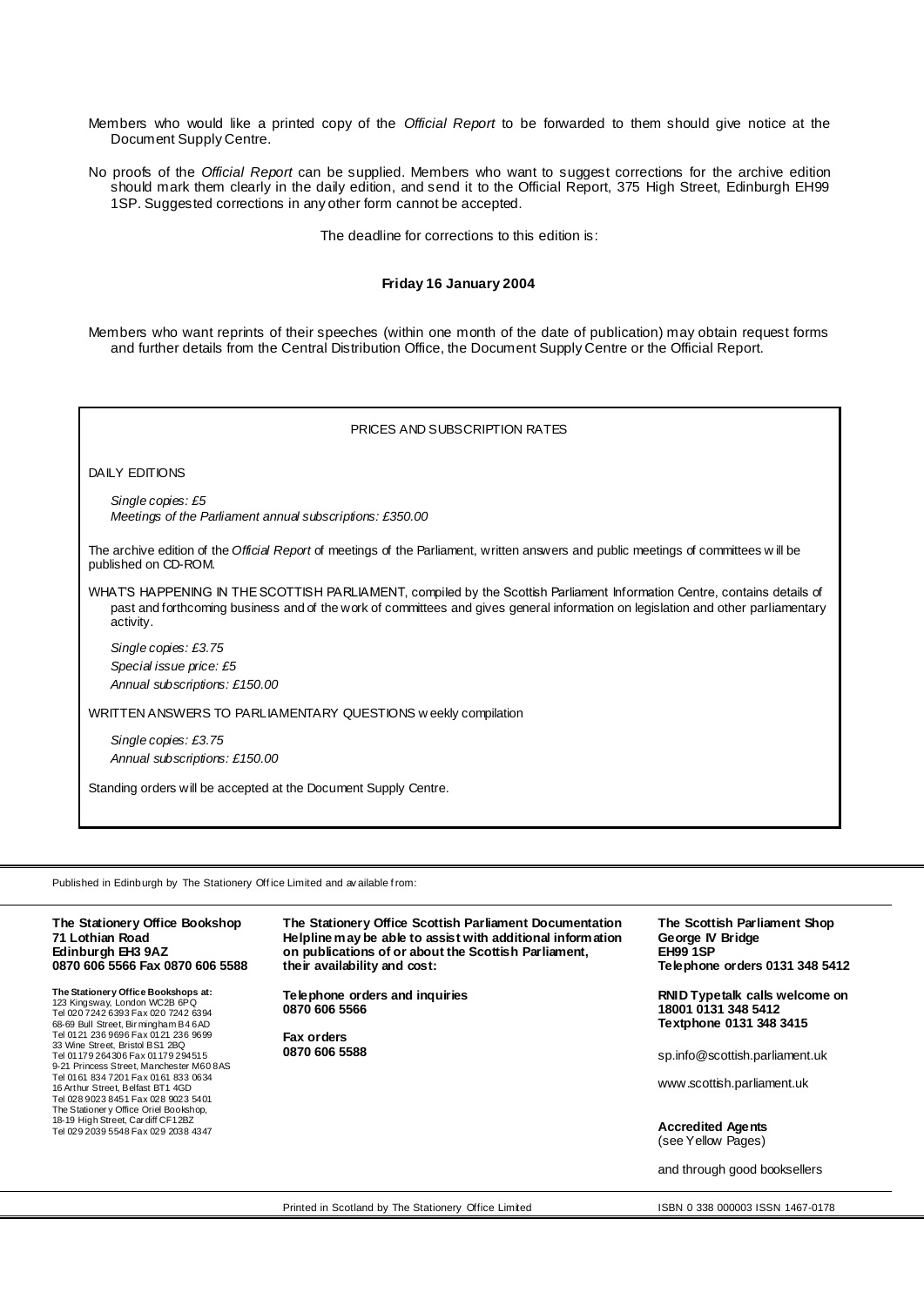Members who would like a printed copy of the *Official Report* to be forwarded to them should give notice at the Document Supply Centre.

No proofs of the *Official Report* can be supplied. Members who want to suggest corrections for the archive edition should mark them clearly in the daily edition, and send it to the Official Report, 375 High Street, Edinburgh EH99 1SP. Suggested corrections in any other form cannot be accepted.

The deadline for corrections to this edition is:

**Friday 16 January 2004**

Members who want reprints of their speeches (within one month of the date of publication) may obtain request forms and further details from the Central Distribution Office, the Document Supply Centre or the Official Report.

PRICES AND SUBSCRIPTION RATES

DAILY EDITIONS

*Single copies: £5*
*Meetings of the Parliament annual subscriptions: £350.00*

The archive edition of the *Official Report* of meetings of the Parliament, written answers and public meetings of committees will be published on CD-ROM.

WHAT'S HAPPENING IN THE SCOTTISH PARLIAMENT, compiled by the Scottish Parliament Information Centre, contains details of past and forthcoming business and of the work of committees and gives general information on legislation and other parliamentary activity.

*Single copies: £3.75*
*Special issue price: £5*
*Annual subscriptions: £150.00*

WRITTEN ANSWERS TO PARLIAMENTARY QUESTIONS weekly compilation

*Single copies: £3.75*
*Annual subscriptions: £150.00*

Standing orders will be accepted at the Document Supply Centre.

Published in Edinburgh by The Stationery Office Limited and available from:

**The Stationery Office Bookshop**
**71 Lothian Road**
**Edinburgh EH3 9AZ**
**0870 606 5566 Fax 0870 606 5588**

**The Stationery Office Bookshops at:**
123 Kingsway, London WC2B 6PQ
Tel 020 7242 6393 Fax 020 7242 6394
68-69 Bull Street, Birmingham B4 6AD
Tel 0121 236 9696 Fax 0121 236 9699
33 Wine Street, Bristol BS1 2BQ
Tel 01179 264306 Fax 01179 294515
9-21 Princess Street, Manchester M60 8AS
Tel 0161 834 7201 Fax 0161 833 0634
16 Arthur Street, Belfast BT1 4GD
Tel 028 9023 8451 Fax 028 9023 5401
The Stationery Office Oriel Bookshop,
18-19 High Street, Cardiff CF12BZ
Tel 029 2039 5548 Fax 029 2038 4347

**The Stationery Office Scottish Parliament Documentation Helpline may be able to assist with additional information on publications of or about the Scottish Parliament, their availability and cost:**

**Telephone orders and inquiries**
**0870 606 5566**

**Fax orders**
**0870 606 5588**

**The Scottish Parliament Shop**
**George IV Bridge**
**EH99 1SP**
**Telephone orders 0131 348 5412**

**RNID Typetalk calls welcome on**
**18001 0131 348 5412**
**Textphone 0131 348 3415**

sp.info@scottish.parliament.uk

www.scottish.parliament.uk

**Accredited Agents**
(see Yellow Pages)

and through good booksellers

Printed in Scotland by The Stationery Office Limited

ISBN 0 338 000003 ISSN 1467-0178